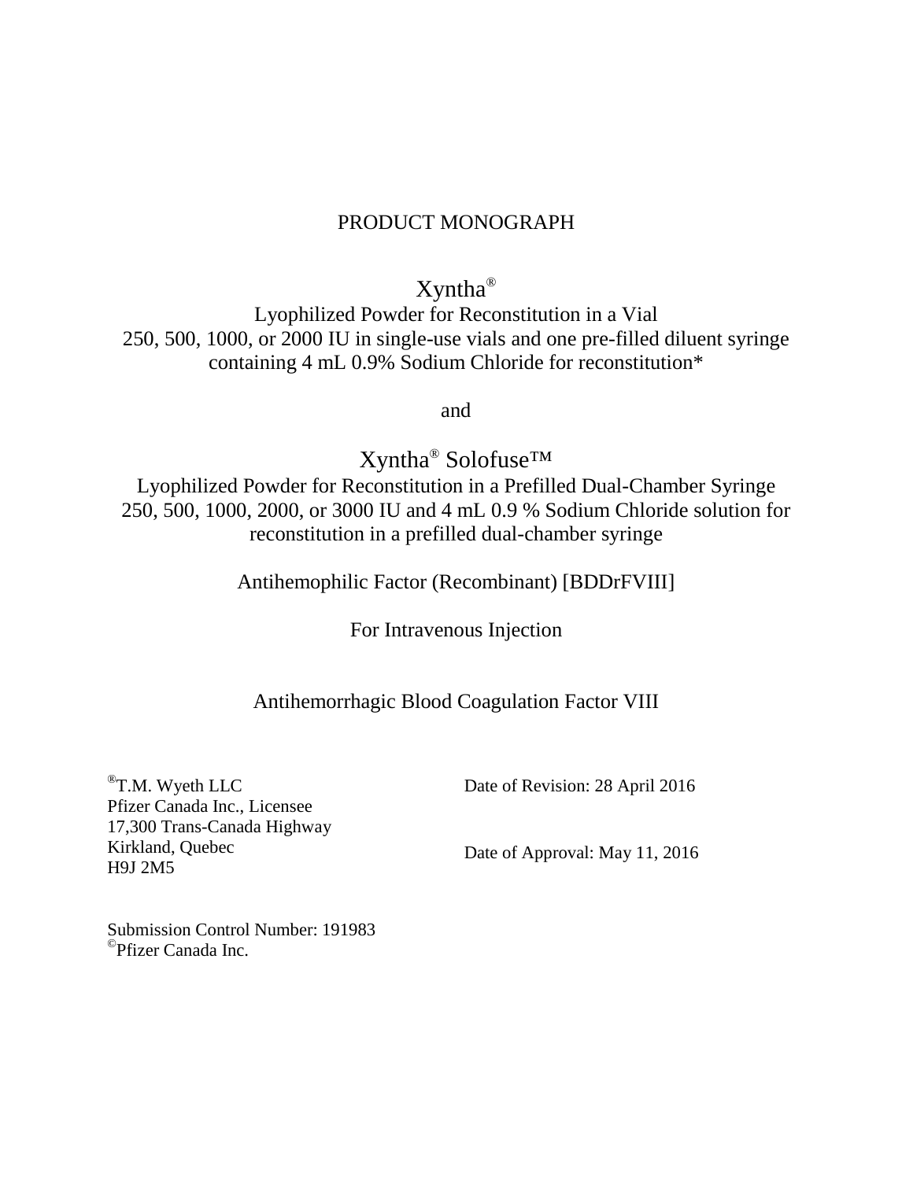# PRODUCT MONOGRAPH

## Xyntha®

Lyophilized Powder for Reconstitution in a Vial
250, 500, 1000, or 2000 IU in single-use vials and one pre-filled diluent syringe containing 4 mL 0.9% Sodium Chloride for reconstitution*

and

## Xyntha® Solofuse™

Lyophilized Powder for Reconstitution in a Prefilled Dual-Chamber Syringe
250, 500, 1000, 2000, or 3000 IU and 4 mL 0.9 % Sodium Chloride solution for reconstitution in a prefilled dual-chamber syringe

Antihemophilic Factor (Recombinant) [BDDrFVIII]

For Intravenous Injection

Antihemorrhagic Blood Coagulation Factor VIII

®T.M. Wyeth LLC
Pfizer Canada Inc., Licensee
17,300 Trans-Canada Highway
Kirkland, Quebec
H9J 2M5

Date of Revision: 28 April 2016

Date of Approval: May 11, 2016

Submission Control Number: 191983
©Pfizer Canada Inc.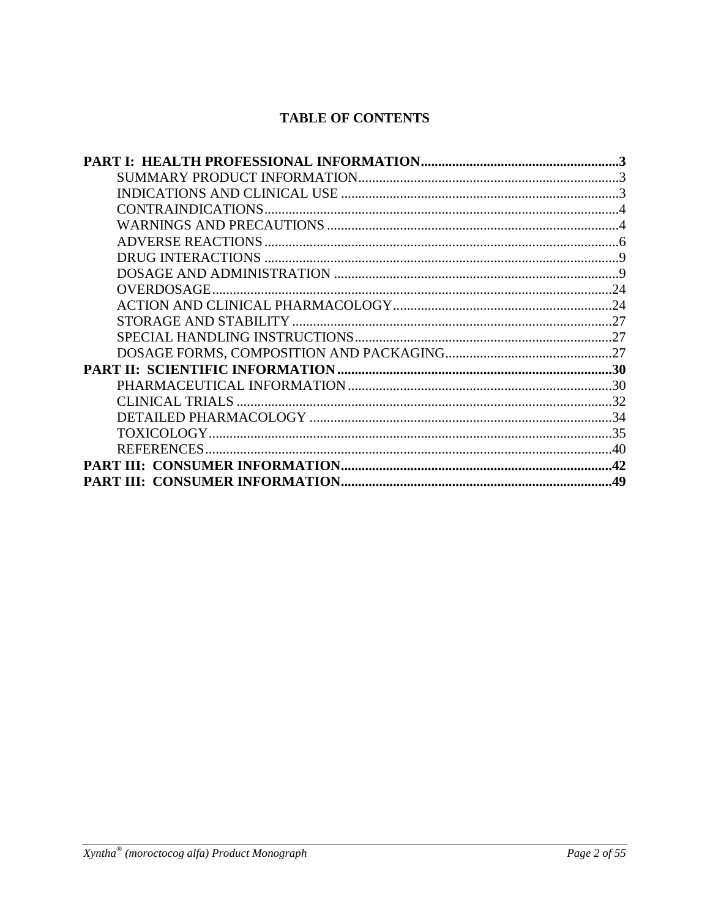## TABLE OF CONTENTS

**PART I: HEALTH PROFESSIONAL INFORMATION.........................................................3**

SUMMARY PRODUCT INFORMATION...........................................................................3

INDICATIONS AND CLINICAL USE ................................................................................3

CONTRAINDICATIONS.....................................................................................................4

WARNINGS AND PRECAUTIONS ...................................................................................4

ADVERSE REACTIONS.....................................................................................................6

DRUG INTERACTIONS .....................................................................................................9

DOSAGE AND ADMINISTRATION .................................................................................9

OVERDOSAGE..................................................................................................................24

ACTION AND CLINICAL PHARMACOLOGY...............................................................24

STORAGE AND STABILITY ............................................................................................27

SPECIAL HANDLING INSTRUCTIONS..........................................................................27

DOSAGE FORMS, COMPOSITION AND PACKAGING................................................27

**PART II: SCIENTIFIC INFORMATION..............................................................................30**

PHARMACEUTICAL INFORMATION............................................................................30

CLINICAL TRIALS ............................................................................................................32

DETAILED PHARMACOLOGY .......................................................................................34

TOXICOLOGY....................................................................................................................35

REFERENCES.....................................................................................................................40

**PART III: CONSUMER INFORMATION.............................................................................42**

**PART III: CONSUMER INFORMATION.............................................................................49**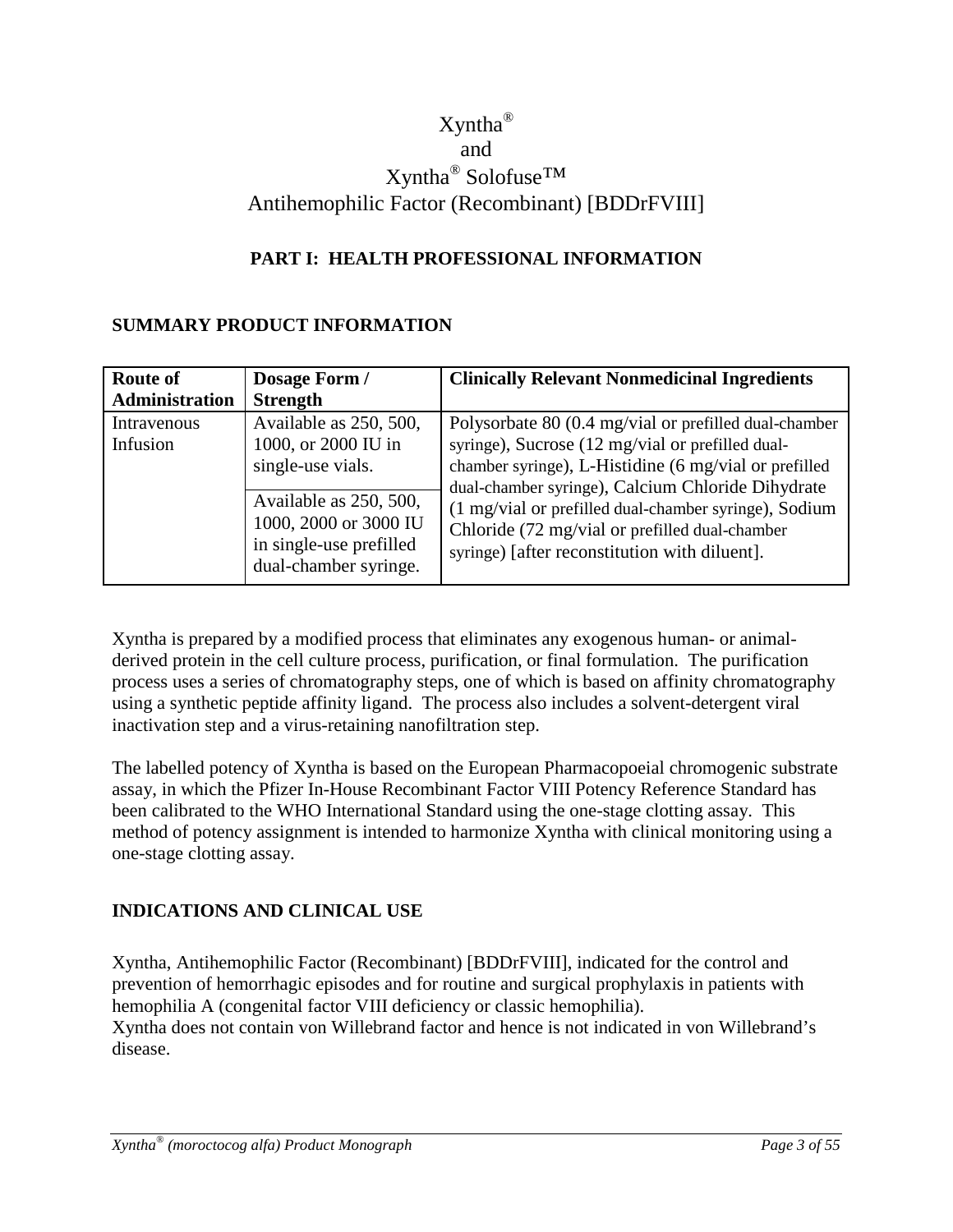# Xyntha®
# and
# Xyntha® Solofuse™
# Antihemophilic Factor (Recombinant) [BDDrFVIII]

## PART I: HEALTH PROFESSIONAL INFORMATION

### SUMMARY PRODUCT INFORMATION

| Route of Administration | Dosage Form / Strength | Clinically Relevant Nonmedicinal Ingredients |
|---|---|---|
| Intravenous Infusion | Available as 250, 500, 1000, or 2000 IU in single-use vials. | Polysorbate 80 (0.4 mg/vial or prefilled dual-chamber syringe), Sucrose (12 mg/vial or prefilled dual-chamber syringe), L-Histidine (6 mg/vial or prefilled dual-chamber syringe), Calcium Chloride Dihydrate (1 mg/vial or prefilled dual-chamber syringe), Sodium Chloride (72 mg/vial or prefilled dual-chamber syringe) [after reconstitution with diluent]. |
| | Available as 250, 500, 1000, 2000 or 3000 IU in single-use prefilled dual-chamber syringe. | |

Xyntha is prepared by a modified process that eliminates any exogenous human- or animal-derived protein in the cell culture process, purification, or final formulation. The purification process uses a series of chromatography steps, one of which is based on affinity chromatography using a synthetic peptide affinity ligand. The process also includes a solvent-detergent viral inactivation step and a virus-retaining nanofiltration step.

The labelled potency of Xyntha is based on the European Pharmacopoeial chromogenic substrate assay, in which the Pfizer In-House Recombinant Factor VIII Potency Reference Standard has been calibrated to the WHO International Standard using the one-stage clotting assay. This method of potency assignment is intended to harmonize Xyntha with clinical monitoring using a one-stage clotting assay.

### INDICATIONS AND CLINICAL USE

Xyntha, Antihemophilic Factor (Recombinant) [BDDrFVIII], indicated for the control and prevention of hemorrhagic episodes and for routine and surgical prophylaxis in patients with hemophilia A (congenital factor VIII deficiency or classic hemophilia).
Xyntha does not contain von Willebrand factor and hence is not indicated in von Willebrand's disease.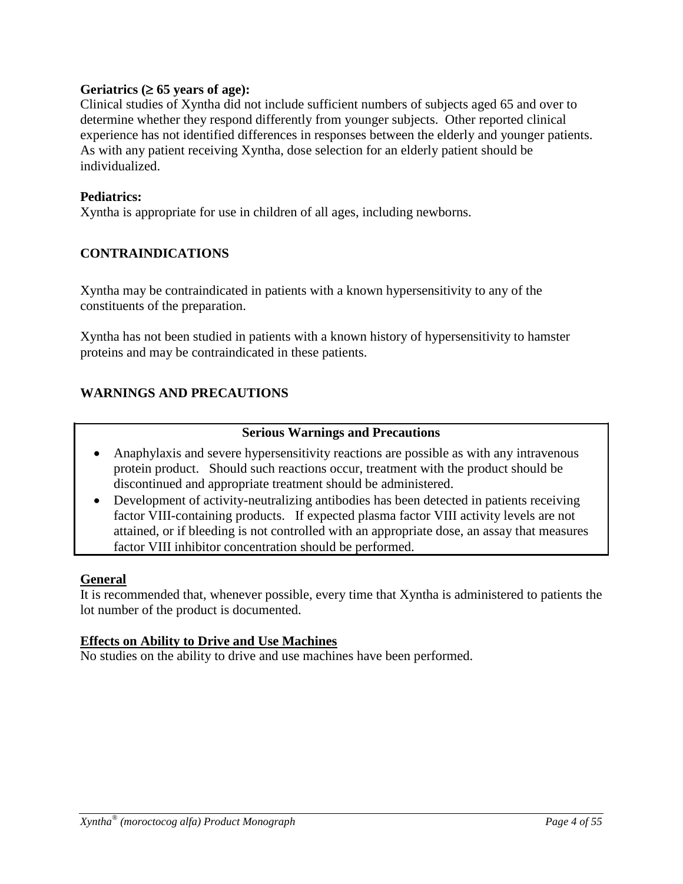**Geriatrics (≥ 65 years of age):**
Clinical studies of Xyntha did not include sufficient numbers of subjects aged 65 and over to determine whether they respond differently from younger subjects. Other reported clinical experience has not identified differences in responses between the elderly and younger patients. As with any patient receiving Xyntha, dose selection for an elderly patient should be individualized.

**Pediatrics:**
Xyntha is appropriate for use in children of all ages, including newborns.

## CONTRAINDICATIONS

Xyntha may be contraindicated in patients with a known hypersensitivity to any of the constituents of the preparation.

Xyntha has not been studied in patients with a known history of hypersensitivity to hamster proteins and may be contraindicated in these patients.

## WARNINGS AND PRECAUTIONS

| Serious Warnings and Precautions |
| --- |
| • Anaphylaxis and severe hypersensitivity reactions are possible as with any intravenous protein product. Should such reactions occur, treatment with the product should be discontinued and appropriate treatment should be administered.<br>• Development of activity-neutralizing antibodies has been detected in patients receiving factor VIII-containing products. If expected plasma factor VIII activity levels are not attained, or if bleeding is not controlled with an appropriate dose, an assay that measures factor VIII inhibitor concentration should be performed. |

### General

It is recommended that, whenever possible, every time that Xyntha is administered to patients the lot number of the product is documented.

### Effects on Ability to Drive and Use Machines

No studies on the ability to drive and use machines have been performed.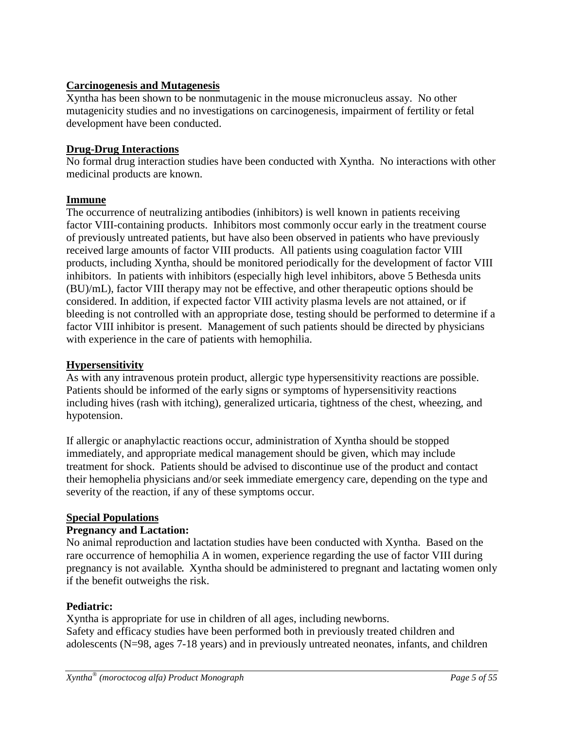**Carcinogenesis and Mutagenesis**

Xyntha has been shown to be nonmutagenic in the mouse micronucleus assay. No other mutagenicity studies and no investigations on carcinogenesis, impairment of fertility or fetal development have been conducted.

**Drug-Drug Interactions**

No formal drug interaction studies have been conducted with Xyntha. No interactions with other medicinal products are known.

**Immune**

The occurrence of neutralizing antibodies (inhibitors) is well known in patients receiving factor VIII-containing products. Inhibitors most commonly occur early in the treatment course of previously untreated patients, but have also been observed in patients who have previously received large amounts of factor VIII products. All patients using coagulation factor VIII products, including Xyntha, should be monitored periodically for the development of factor VIII inhibitors. In patients with inhibitors (especially high level inhibitors, above 5 Bethesda units (BU)/mL), factor VIII therapy may not be effective, and other therapeutic options should be considered. In addition, if expected factor VIII activity plasma levels are not attained, or if bleeding is not controlled with an appropriate dose, testing should be performed to determine if a factor VIII inhibitor is present. Management of such patients should be directed by physicians with experience in the care of patients with hemophilia.

**Hypersensitivity**

As with any intravenous protein product, allergic type hypersensitivity reactions are possible. Patients should be informed of the early signs or symptoms of hypersensitivity reactions including hives (rash with itching), generalized urticaria, tightness of the chest, wheezing, and hypotension.

If allergic or anaphylactic reactions occur, administration of Xyntha should be stopped immediately, and appropriate medical management should be given, which may include treatment for shock. Patients should be advised to discontinue use of the product and contact their hemophelia physicians and/or seek immediate emergency care, depending on the type and severity of the reaction, if any of these symptoms occur.

**Special Populations**

**Pregnancy and Lactation:**

No animal reproduction and lactation studies have been conducted with Xyntha. Based on the rare occurrence of hemophilia A in women, experience regarding the use of factor VIII during pregnancy is not available. Xyntha should be administered to pregnant and lactating women only if the benefit outweighs the risk.

**Pediatric:**

Xyntha is appropriate for use in children of all ages, including newborns.
Safety and efficacy studies have been performed both in previously treated children and adolescents (N=98, ages 7-18 years) and in previously untreated neonates, infants, and children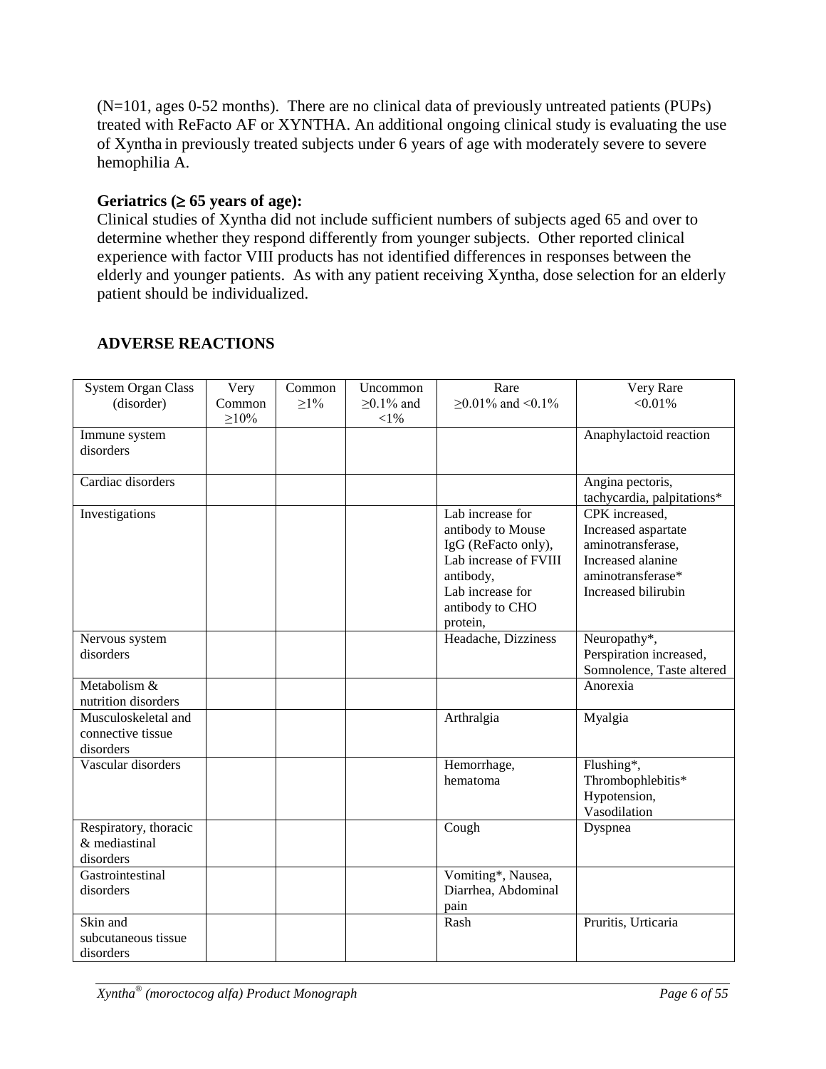(N=101, ages 0-52 months). There are no clinical data of previously untreated patients (PUPs) treated with ReFacto AF or XYNTHA. An additional ongoing clinical study is evaluating the use of Xyntha in previously treated subjects under 6 years of age with moderately severe to severe hemophilia A.

**Geriatrics (≥ 65 years of age):**
Clinical studies of Xyntha did not include sufficient numbers of subjects aged 65 and over to determine whether they respond differently from younger subjects. Other reported clinical experience with factor VIII products has not identified differences in responses between the elderly and younger patients. As with any patient receiving Xyntha, dose selection for an elderly patient should be individualized.

## ADVERSE REACTIONS

| System Organ Class (disorder) | Very Common ≥10% | Common ≥1% | Uncommon ≥0.1% and <1% | Rare ≥0.01% and <0.1% | Very Rare <0.01% |
|---|---|---|---|---|---|
| Immune system disorders | | | | | Anaphylactoid reaction |
| Cardiac disorders | | | | | Angina pectoris, tachycardia, palpitations* |
| Investigations | | | | Lab increase for antibody to Mouse IgG (ReFacto only), Lab increase of FVIII antibody, Lab increase for antibody to CHO protein, | CPK increased, Increased aspartate aminotransferase, Increased alanine aminotransferase* Increased bilirubin |
| Nervous system disorders | | | | Headache, Dizziness | Neuropathy*, Perspiration increased, Somnolence, Taste altered |
| Metabolism & nutrition disorders | | | | | Anorexia |
| Musculoskeletal and connective tissue disorders | | | | Arthralgia | Myalgia |
| Vascular disorders | | | | Hemorrhage, hematoma | Flushing*, Thrombophlebitis* Hypotension, Vasodilation |
| Respiratory, thoracic & mediastinal disorders | | | | Cough | Dyspnea |
| Gastrointestinal disorders | | | | Vomiting*, Nausea, Diarrhea, Abdominal pain | |
| Skin and subcutaneous tissue disorders | | | | Rash | Pruritis, Urticaria |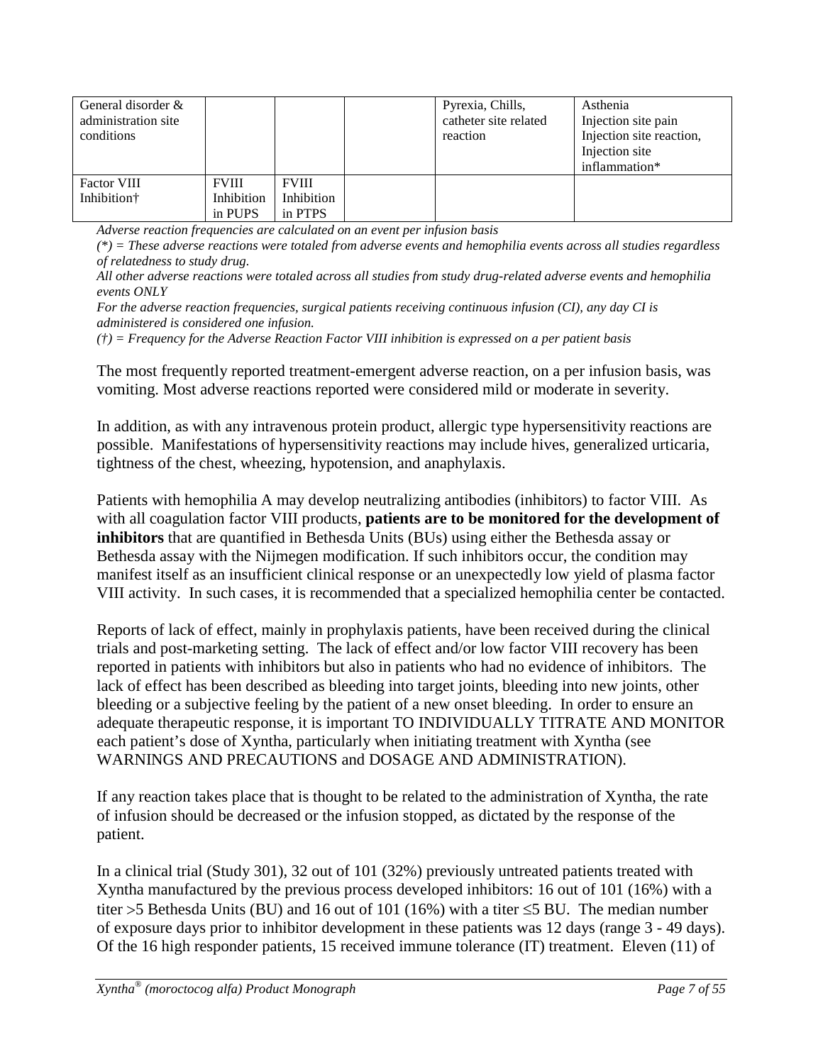| General disorder & administration site conditions | | | | Pyrexia, Chills, catheter site related reaction | Asthenia Injection site pain Injection site reaction, Injection site inflammation* |
|---|---|---|---|---|---|
| Factor VIII Inhibition† | FVIII Inhibition in PUPS | FVIII Inhibition in PTPS | | | |

*Adverse reaction frequencies are calculated on an event per infusion basis*

*(*) = These adverse reactions were totaled from adverse events and hemophilia events across all studies regardless of relatedness to study drug.*

*All other adverse reactions were totaled across all studies from study drug-related adverse events and hemophilia events ONLY*

*For the adverse reaction frequencies, surgical patients receiving continuous infusion (CI), any day CI is administered is considered one infusion.*

*(†) = Frequency for the Adverse Reaction Factor VIII inhibition is expressed on a per patient basis*

The most frequently reported treatment-emergent adverse reaction, on a per infusion basis, was vomiting. Most adverse reactions reported were considered mild or moderate in severity.

In addition, as with any intravenous protein product, allergic type hypersensitivity reactions are possible. Manifestations of hypersensitivity reactions may include hives, generalized urticaria, tightness of the chest, wheezing, hypotension, and anaphylaxis.

Patients with hemophilia A may develop neutralizing antibodies (inhibitors) to factor VIII. As with all coagulation factor VIII products, **patients are to be monitored for the development of inhibitors** that are quantified in Bethesda Units (BUs) using either the Bethesda assay or Bethesda assay with the Nijmegen modification. If such inhibitors occur, the condition may manifest itself as an insufficient clinical response or an unexpectedly low yield of plasma factor VIII activity. In such cases, it is recommended that a specialized hemophilia center be contacted.

Reports of lack of effect, mainly in prophylaxis patients, have been received during the clinical trials and post-marketing setting. The lack of effect and/or low factor VIII recovery has been reported in patients with inhibitors but also in patients who had no evidence of inhibitors. The lack of effect has been described as bleeding into target joints, bleeding into new joints, other bleeding or a subjective feeling by the patient of a new onset bleeding. In order to ensure an adequate therapeutic response, it is important TO INDIVIDUALLY TITRATE AND MONITOR each patient's dose of Xyntha, particularly when initiating treatment with Xyntha (see WARNINGS AND PRECAUTIONS and DOSAGE AND ADMINISTRATION).

If any reaction takes place that is thought to be related to the administration of Xyntha, the rate of infusion should be decreased or the infusion stopped, as dictated by the response of the patient.

In a clinical trial (Study 301), 32 out of 101 (32%) previously untreated patients treated with Xyntha manufactured by the previous process developed inhibitors: 16 out of 101 (16%) with a titer >5 Bethesda Units (BU) and 16 out of 101 (16%) with a titer ≤5 BU. The median number of exposure days prior to inhibitor development in these patients was 12 days (range 3 - 49 days). Of the 16 high responder patients, 15 received immune tolerance (IT) treatment. Eleven (11) of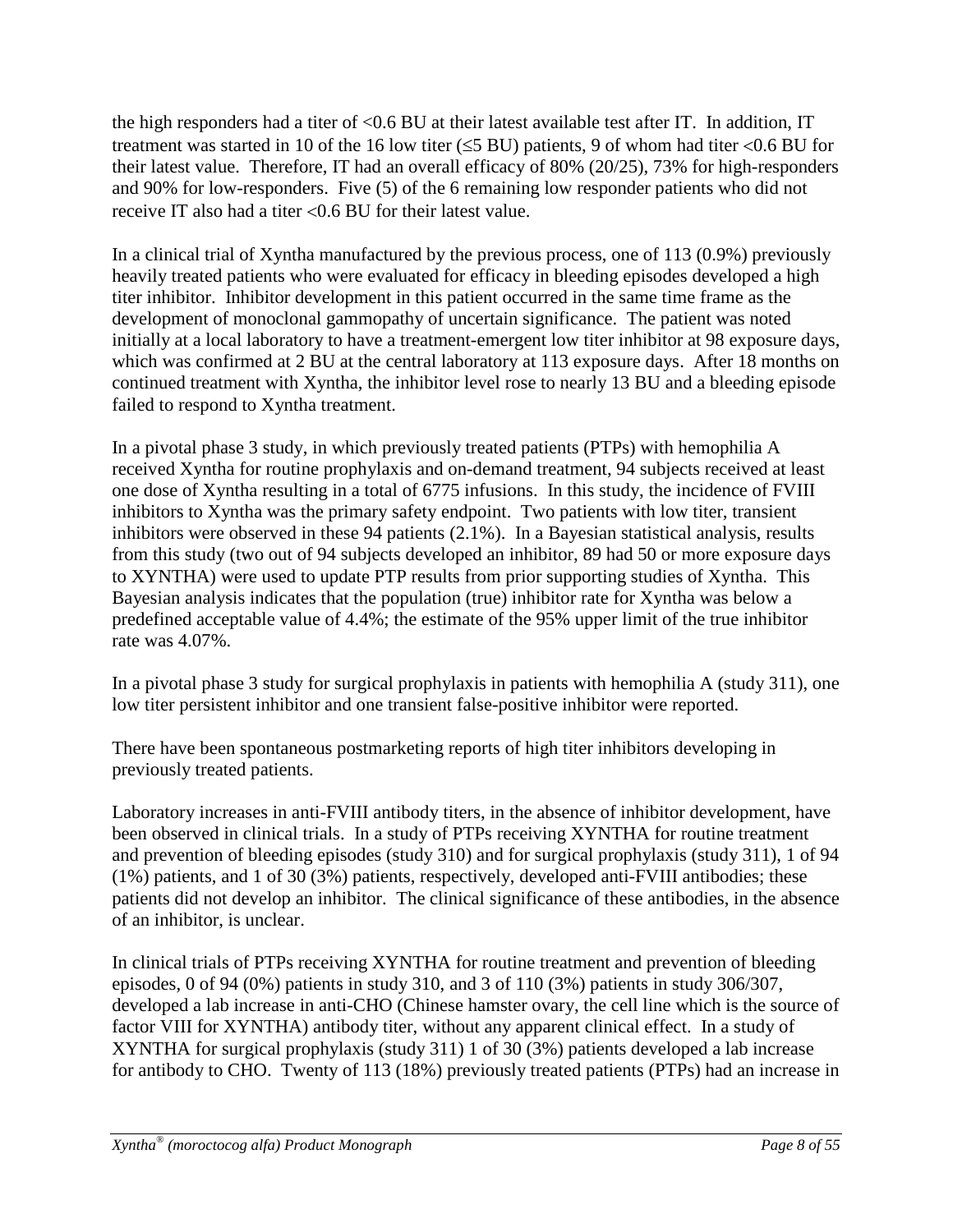the high responders had a titer of <0.6 BU at their latest available test after IT. In addition, IT treatment was started in 10 of the 16 low titer (≤5 BU) patients, 9 of whom had titer <0.6 BU for their latest value. Therefore, IT had an overall efficacy of 80% (20/25), 73% for high-responders and 90% for low-responders. Five (5) of the 6 remaining low responder patients who did not receive IT also had a titer <0.6 BU for their latest value.

In a clinical trial of Xyntha manufactured by the previous process, one of 113 (0.9%) previously heavily treated patients who were evaluated for efficacy in bleeding episodes developed a high titer inhibitor. Inhibitor development in this patient occurred in the same time frame as the development of monoclonal gammopathy of uncertain significance. The patient was noted initially at a local laboratory to have a treatment-emergent low titer inhibitor at 98 exposure days, which was confirmed at 2 BU at the central laboratory at 113 exposure days. After 18 months on continued treatment with Xyntha, the inhibitor level rose to nearly 13 BU and a bleeding episode failed to respond to Xyntha treatment.

In a pivotal phase 3 study, in which previously treated patients (PTPs) with hemophilia A received Xyntha for routine prophylaxis and on-demand treatment, 94 subjects received at least one dose of Xyntha resulting in a total of 6775 infusions. In this study, the incidence of FVIII inhibitors to Xyntha was the primary safety endpoint. Two patients with low titer, transient inhibitors were observed in these 94 patients (2.1%). In a Bayesian statistical analysis, results from this study (two out of 94 subjects developed an inhibitor, 89 had 50 or more exposure days to XYNTHA) were used to update PTP results from prior supporting studies of Xyntha. This Bayesian analysis indicates that the population (true) inhibitor rate for Xyntha was below a predefined acceptable value of 4.4%; the estimate of the 95% upper limit of the true inhibitor rate was 4.07%.

In a pivotal phase 3 study for surgical prophylaxis in patients with hemophilia A (study 311), one low titer persistent inhibitor and one transient false-positive inhibitor were reported.

There have been spontaneous postmarketing reports of high titer inhibitors developing in previously treated patients.

Laboratory increases in anti-FVIII antibody titers, in the absence of inhibitor development, have been observed in clinical trials. In a study of PTPs receiving XYNTHA for routine treatment and prevention of bleeding episodes (study 310) and for surgical prophylaxis (study 311), 1 of 94 (1%) patients, and 1 of 30 (3%) patients, respectively, developed anti-FVIII antibodies; these patients did not develop an inhibitor. The clinical significance of these antibodies, in the absence of an inhibitor, is unclear.

In clinical trials of PTPs receiving XYNTHA for routine treatment and prevention of bleeding episodes, 0 of 94 (0%) patients in study 310, and 3 of 110 (3%) patients in study 306/307, developed a lab increase in anti-CHO (Chinese hamster ovary, the cell line which is the source of factor VIII for XYNTHA) antibody titer, without any apparent clinical effect. In a study of XYNTHA for surgical prophylaxis (study 311) 1 of 30 (3%) patients developed a lab increase for antibody to CHO. Twenty of 113 (18%) previously treated patients (PTPs) had an increase in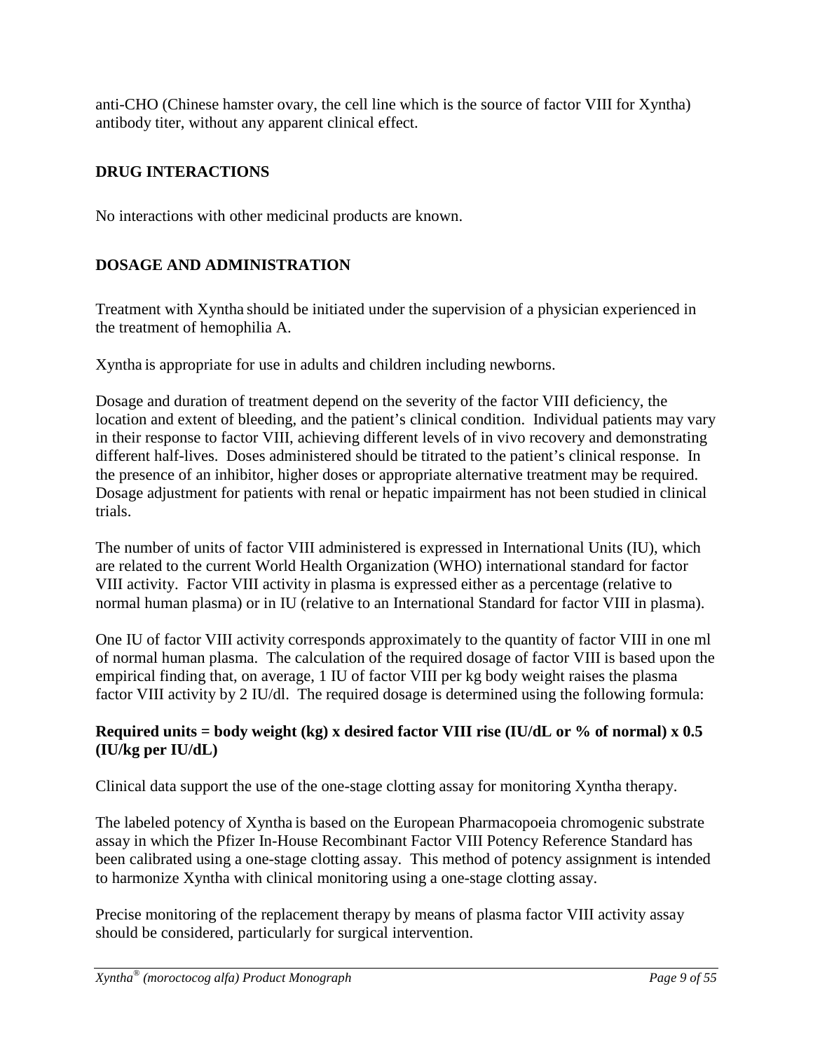anti-CHO (Chinese hamster ovary, the cell line which is the source of factor VIII for Xyntha) antibody titer, without any apparent clinical effect.

## DRUG INTERACTIONS

No interactions with other medicinal products are known.

## DOSAGE AND ADMINISTRATION

Treatment with Xyntha should be initiated under the supervision of a physician experienced in the treatment of hemophilia A.

Xyntha is appropriate for use in adults and children including newborns.

Dosage and duration of treatment depend on the severity of the factor VIII deficiency, the location and extent of bleeding, and the patient's clinical condition. Individual patients may vary in their response to factor VIII, achieving different levels of in vivo recovery and demonstrating different half-lives. Doses administered should be titrated to the patient's clinical response. In the presence of an inhibitor, higher doses or appropriate alternative treatment may be required. Dosage adjustment for patients with renal or hepatic impairment has not been studied in clinical trials.

The number of units of factor VIII administered is expressed in International Units (IU), which are related to the current World Health Organization (WHO) international standard for factor VIII activity. Factor VIII activity in plasma is expressed either as a percentage (relative to normal human plasma) or in IU (relative to an International Standard for factor VIII in plasma).

One IU of factor VIII activity corresponds approximately to the quantity of factor VIII in one ml of normal human plasma. The calculation of the required dosage of factor VIII is based upon the empirical finding that, on average, 1 IU of factor VIII per kg body weight raises the plasma factor VIII activity by 2 IU/dl. The required dosage is determined using the following formula:

**Required units = body weight (kg) x desired factor VIII rise (IU/dL or % of normal) x 0.5 (IU/kg per IU/dL)**

Clinical data support the use of the one-stage clotting assay for monitoring Xyntha therapy.

The labeled potency of Xyntha is based on the European Pharmacopoeia chromogenic substrate assay in which the Pfizer In-House Recombinant Factor VIII Potency Reference Standard has been calibrated using a one-stage clotting assay. This method of potency assignment is intended to harmonize Xyntha with clinical monitoring using a one-stage clotting assay.

Precise monitoring of the replacement therapy by means of plasma factor VIII activity assay should be considered, particularly for surgical intervention.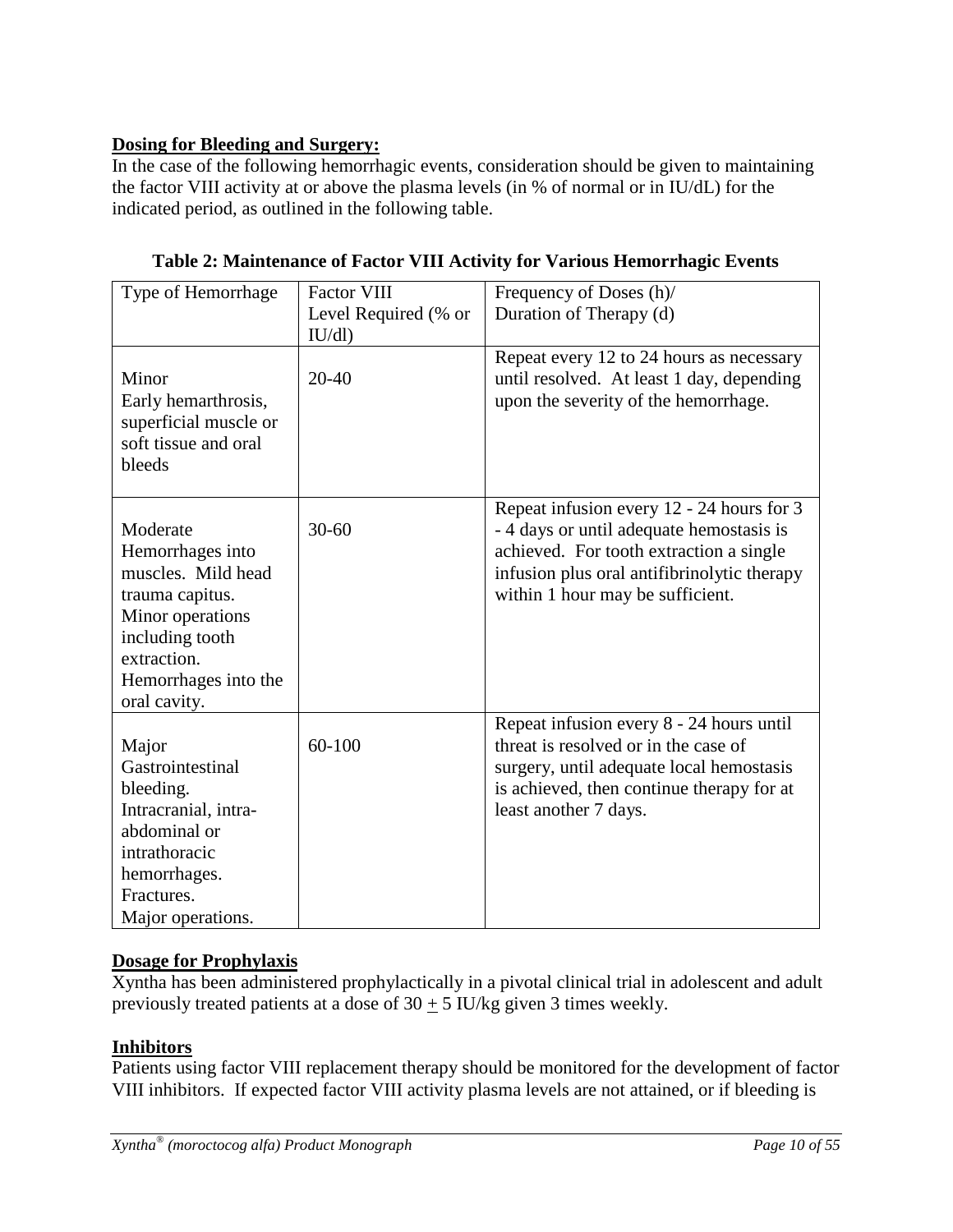**Dosing for Bleeding and Surgery:**

In the case of the following hemorrhagic events, consideration should be given to maintaining the factor VIII activity at or above the plasma levels (in % of normal or in IU/dL) for the indicated period, as outlined in the following table.

**Table 2: Maintenance of Factor VIII Activity for Various Hemorrhagic Events**

| Type of Hemorrhage | Factor VIII Level Required (% or IU/dl) | Frequency of Doses (h)/ Duration of Therapy (d) |
|---|---|---|
| Minor<br>Early hemarthrosis, superficial muscle or soft tissue and oral bleeds | 20-40 | Repeat every 12 to 24 hours as necessary until resolved. At least 1 day, depending upon the severity of the hemorrhage. |
| Moderate<br>Hemorrhages into muscles. Mild head trauma capitus. Minor operations including tooth extraction. Hemorrhages into the oral cavity. | 30-60 | Repeat infusion every 12 - 24 hours for 3 - 4 days or until adequate hemostasis is achieved. For tooth extraction a single infusion plus oral antifibrinolytic therapy within 1 hour may be sufficient. |
| Major<br>Gastrointestinal bleeding. Intracranial, intra-abdominal or intrathoracic hemorrhages. Fractures. Major operations. | 60-100 | Repeat infusion every 8 - 24 hours until threat is resolved or in the case of surgery, until adequate local hemostasis is achieved, then continue therapy for at least another 7 days. |

**Dosage for Prophylaxis**

Xyntha has been administered prophylactically in a pivotal clinical trial in adolescent and adult previously treated patients at a dose of $30 \pm 5$ IU/kg given 3 times weekly.

**Inhibitors**

Patients using factor VIII replacement therapy should be monitored for the development of factor VIII inhibitors. If expected factor VIII activity plasma levels are not attained, or if bleeding is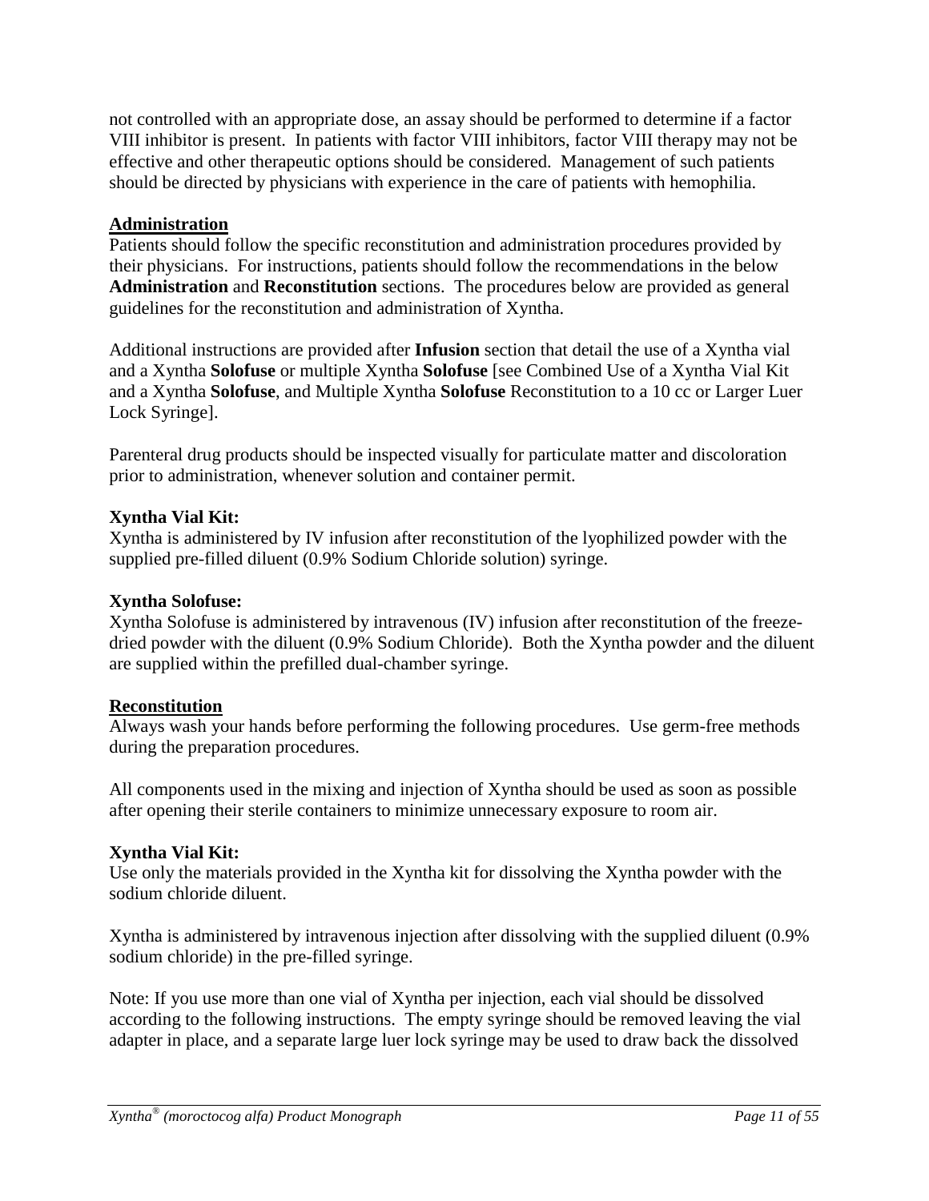not controlled with an appropriate dose, an assay should be performed to determine if a factor VIII inhibitor is present. In patients with factor VIII inhibitors, factor VIII therapy may not be effective and other therapeutic options should be considered. Management of such patients should be directed by physicians with experience in the care of patients with hemophilia.

## Administration

Patients should follow the specific reconstitution and administration procedures provided by their physicians. For instructions, patients should follow the recommendations in the below **Administration** and **Reconstitution** sections. The procedures below are provided as general guidelines for the reconstitution and administration of Xyntha.

Additional instructions are provided after **Infusion** section that detail the use of a Xyntha vial and a Xyntha **Solofuse** or multiple Xyntha **Solofuse** [see Combined Use of a Xyntha Vial Kit and a Xyntha **Solofuse**, and Multiple Xyntha **Solofuse** Reconstitution to a 10 cc or Larger Luer Lock Syringe].

Parenteral drug products should be inspected visually for particulate matter and discoloration prior to administration, whenever solution and container permit.

### Xyntha Vial Kit:

Xyntha is administered by IV infusion after reconstitution of the lyophilized powder with the supplied pre-filled diluent (0.9% Sodium Chloride solution) syringe.

### Xyntha Solofuse:

Xyntha Solofuse is administered by intravenous (IV) infusion after reconstitution of the freeze-dried powder with the diluent (0.9% Sodium Chloride). Both the Xyntha powder and the diluent are supplied within the prefilled dual-chamber syringe.

## Reconstitution

Always wash your hands before performing the following procedures. Use germ-free methods during the preparation procedures.

All components used in the mixing and injection of Xyntha should be used as soon as possible after opening their sterile containers to minimize unnecessary exposure to room air.

### Xyntha Vial Kit:

Use only the materials provided in the Xyntha kit for dissolving the Xyntha powder with the sodium chloride diluent.

Xyntha is administered by intravenous injection after dissolving with the supplied diluent (0.9% sodium chloride) in the pre-filled syringe.

Note: If you use more than one vial of Xyntha per injection, each vial should be dissolved according to the following instructions. The empty syringe should be removed leaving the vial adapter in place, and a separate large luer lock syringe may be used to draw back the dissolved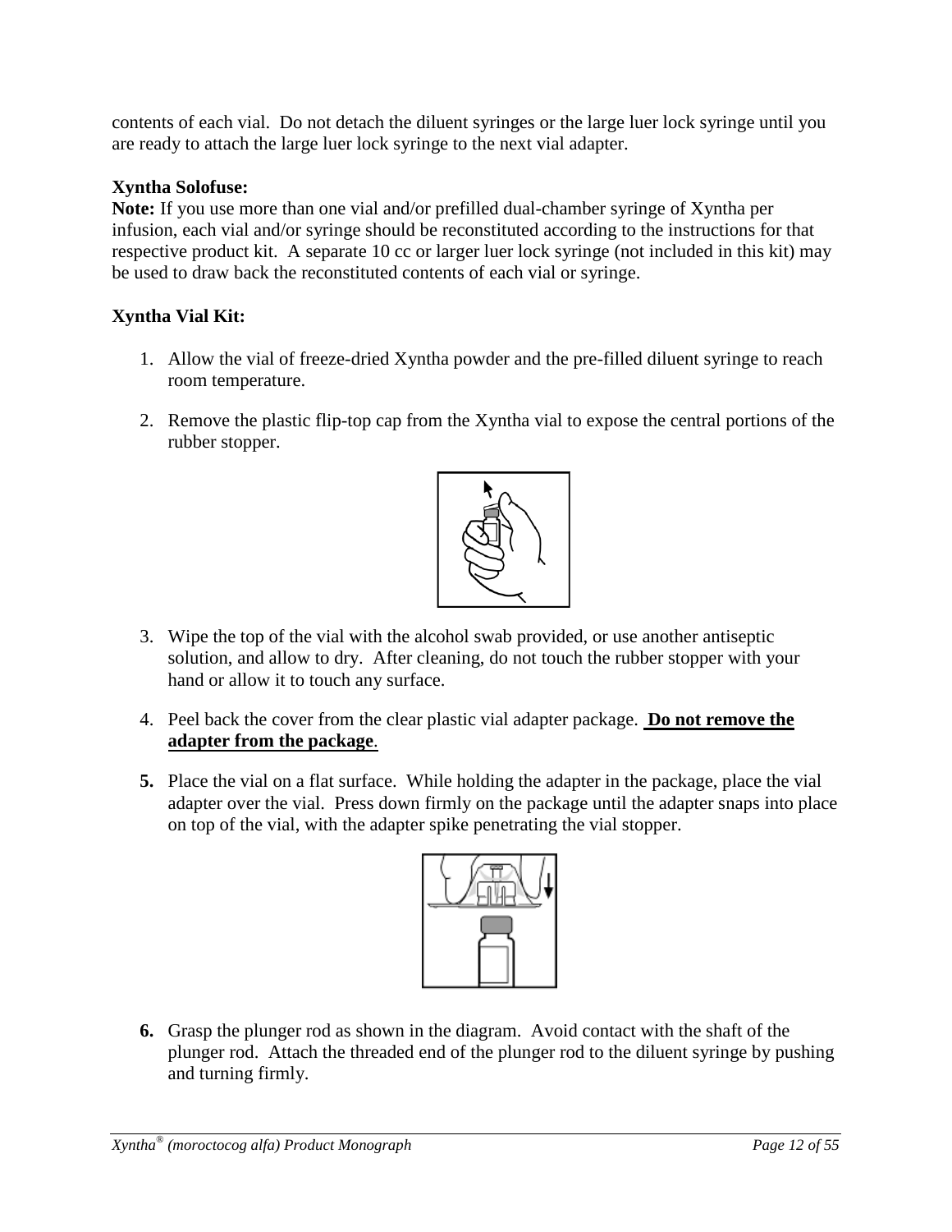contents of each vial. Do not detach the diluent syringes or the large luer lock syringe until you are ready to attach the large luer lock syringe to the next vial adapter.

**Xyntha Solofuse:**

**Note:** If you use more than one vial and/or prefilled dual-chamber syringe of Xyntha per infusion, each vial and/or syringe should be reconstituted according to the instructions for that respective product kit. A separate 10 cc or larger luer lock syringe (not included in this kit) may be used to draw back the reconstituted contents of each vial or syringe.

**Xyntha Vial Kit:**

1. Allow the vial of freeze-dried Xyntha powder and the pre-filled diluent syringe to reach room temperature.

2. Remove the plastic flip-top cap from the Xyntha vial to expose the central portions of the rubber stopper.

3. Wipe the top of the vial with the alcohol swab provided, or use another antiseptic solution, and allow to dry. After cleaning, do not touch the rubber stopper with your hand or allow it to touch any surface.

4. Peel back the cover from the clear plastic vial adapter package. **Do not remove the adapter from the package**.

5. Place the vial on a flat surface. While holding the adapter in the package, place the vial adapter over the vial. Press down firmly on the package until the adapter snaps into place on top of the vial, with the adapter spike penetrating the vial stopper.

6. Grasp the plunger rod as shown in the diagram. Avoid contact with the shaft of the plunger rod. Attach the threaded end of the plunger rod to the diluent syringe by pushing and turning firmly.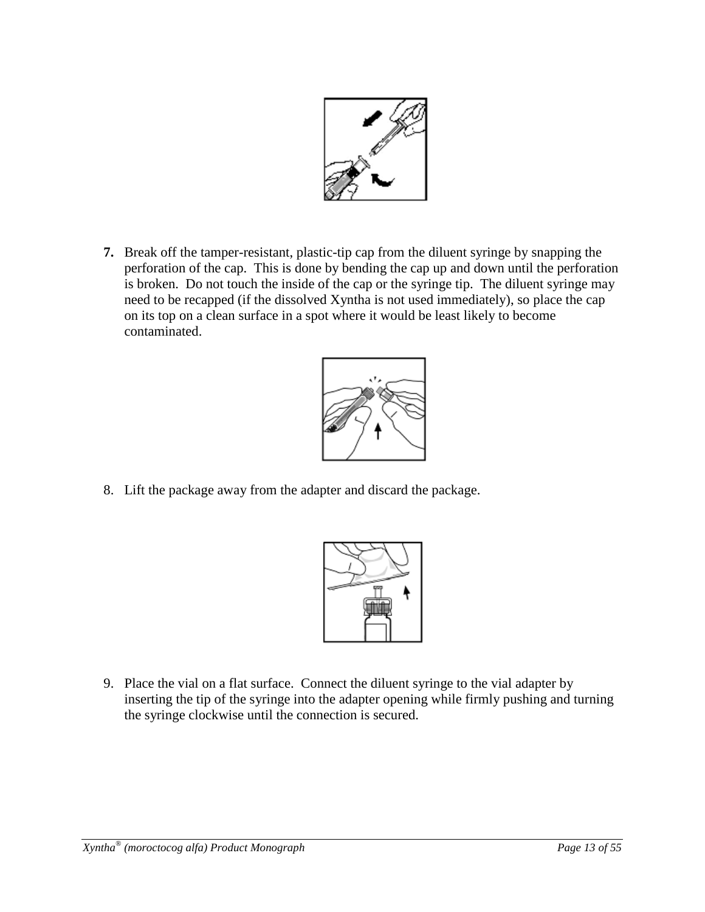7. Break off the tamper-resistant, plastic-tip cap from the diluent syringe by snapping the perforation of the cap. This is done by bending the cap up and down until the perforation is broken. Do not touch the inside of the cap or the syringe tip. The diluent syringe may need to be recapped (if the dissolved Xyntha is not used immediately), so place the cap on its top on a clean surface in a spot where it would be least likely to become contaminated.

8. Lift the package away from the adapter and discard the package.

9. Place the vial on a flat surface. Connect the diluent syringe to the vial adapter by inserting the tip of the syringe into the adapter opening while firmly pushing and turning the syringe clockwise until the connection is secured.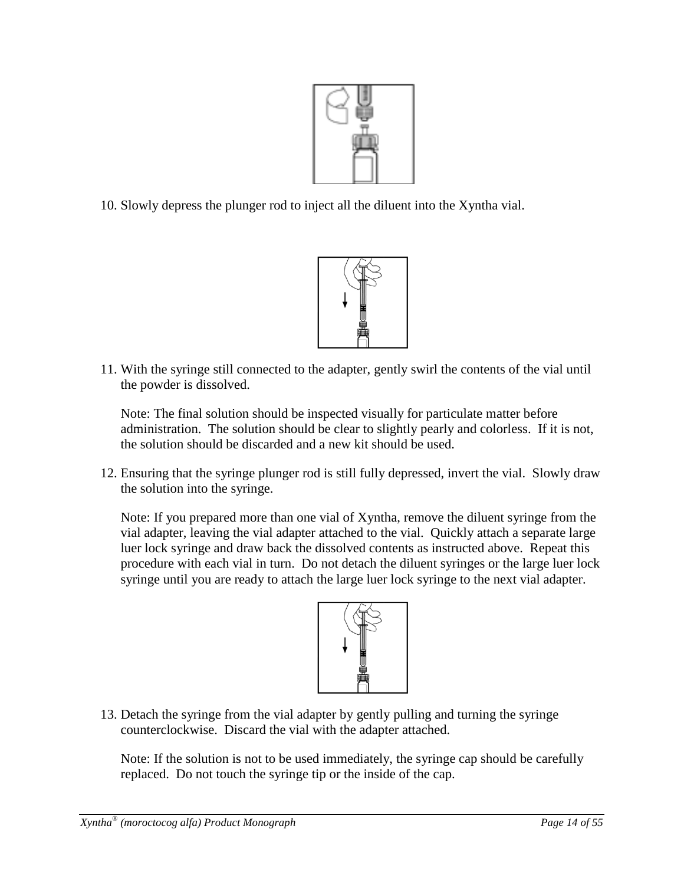10. Slowly depress the plunger rod to inject all the diluent into the Xyntha vial.

11. With the syringe still connected to the adapter, gently swirl the contents of the vial until the powder is dissolved.

    Note: The final solution should be inspected visually for particulate matter before administration. The solution should be clear to slightly pearly and colorless. If it is not, the solution should be discarded and a new kit should be used.

12. Ensuring that the syringe plunger rod is still fully depressed, invert the vial. Slowly draw the solution into the syringe.

    Note: If you prepared more than one vial of Xyntha, remove the diluent syringe from the vial adapter, leaving the vial adapter attached to the vial. Quickly attach a separate large luer lock syringe and draw back the dissolved contents as instructed above. Repeat this procedure with each vial in turn. Do not detach the diluent syringes or the large luer lock syringe until you are ready to attach the large luer lock syringe to the next vial adapter.

13. Detach the syringe from the vial adapter by gently pulling and turning the syringe counterclockwise. Discard the vial with the adapter attached.

    Note: If the solution is not to be used immediately, the syringe cap should be carefully replaced. Do not touch the syringe tip or the inside of the cap.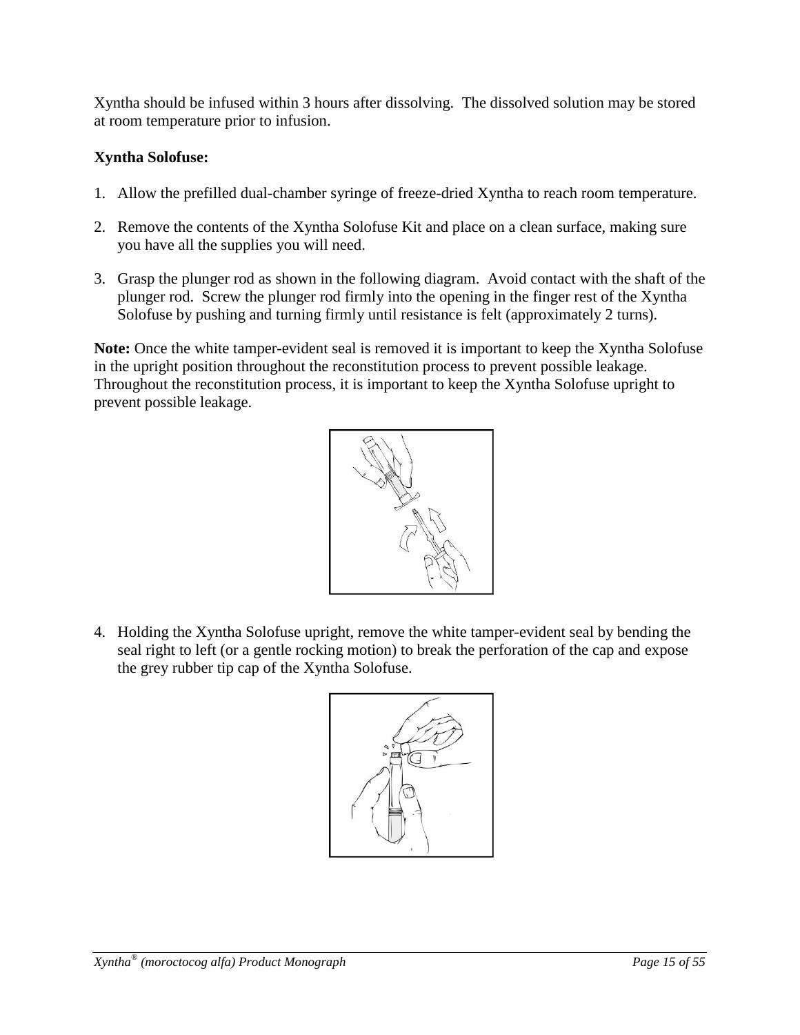Xyntha should be infused within 3 hours after dissolving. The dissolved solution may be stored at room temperature prior to infusion.

**Xyntha Solofuse:**

1. Allow the prefilled dual-chamber syringe of freeze-dried Xyntha to reach room temperature.

2. Remove the contents of the Xyntha Solofuse Kit and place on a clean surface, making sure you have all the supplies you will need.

3. Grasp the plunger rod as shown in the following diagram. Avoid contact with the shaft of the plunger rod. Screw the plunger rod firmly into the opening in the finger rest of the Xyntha Solofuse by pushing and turning firmly until resistance is felt (approximately 2 turns).

**Note:** Once the white tamper-evident seal is removed it is important to keep the Xyntha Solofuse in the upright position throughout the reconstitution process to prevent possible leakage. Throughout the reconstitution process, it is important to keep the Xyntha Solofuse upright to prevent possible leakage.

4. Holding the Xyntha Solofuse upright, remove the white tamper-evident seal by bending the seal right to left (or a gentle rocking motion) to break the perforation of the cap and expose the grey rubber tip cap of the Xyntha Solofuse.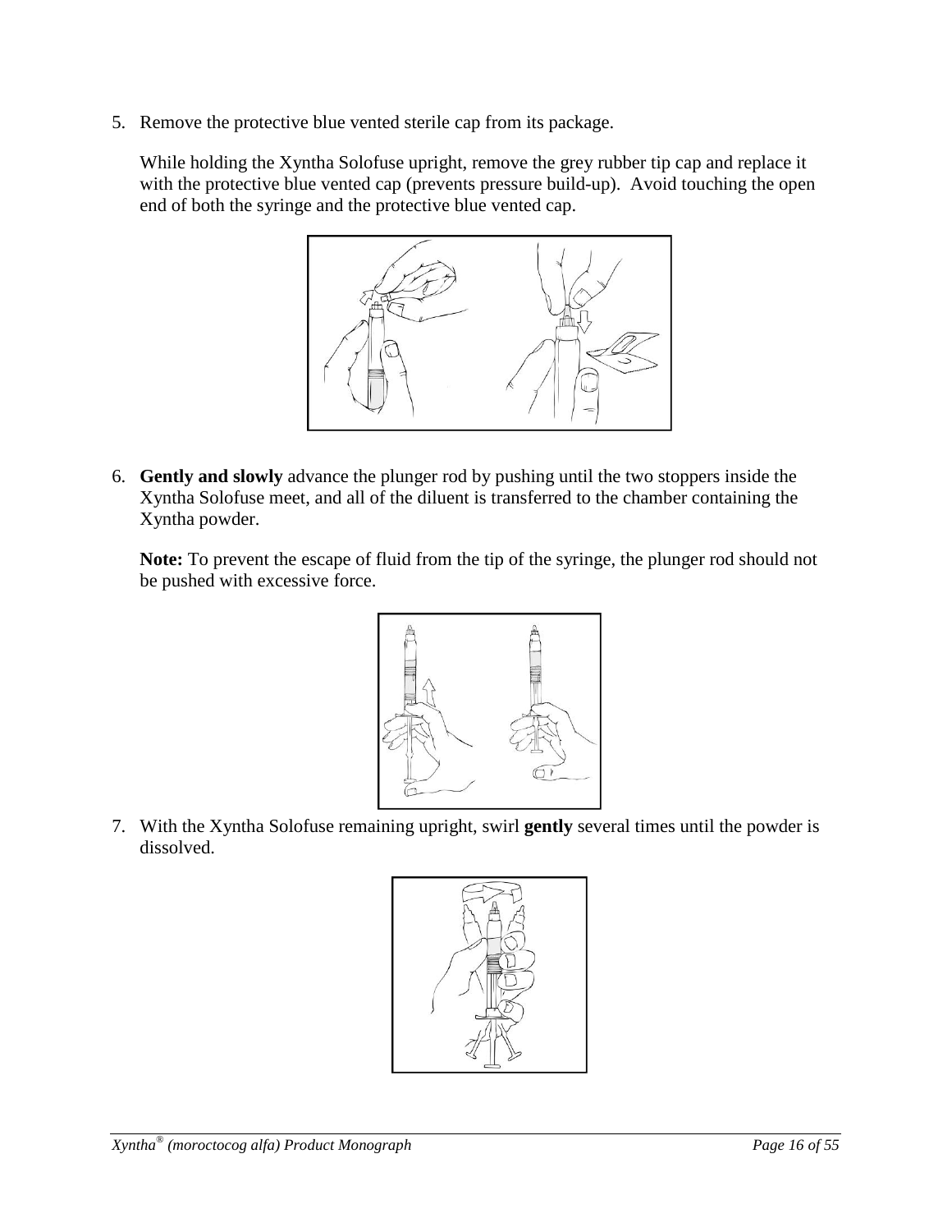5. Remove the protective blue vented sterile cap from its package.

   While holding the Xyntha Solofuse upright, remove the grey rubber tip cap and replace it with the protective blue vented cap (prevents pressure build-up). Avoid touching the open end of both the syringe and the protective blue vented cap.

6. **Gently and slowly** advance the plunger rod by pushing until the two stoppers inside the Xyntha Solofuse meet, and all of the diluent is transferred to the chamber containing the Xyntha powder.

   **Note:** To prevent the escape of fluid from the tip of the syringe, the plunger rod should not be pushed with excessive force.

7. With the Xyntha Solofuse remaining upright, swirl **gently** several times until the powder is dissolved.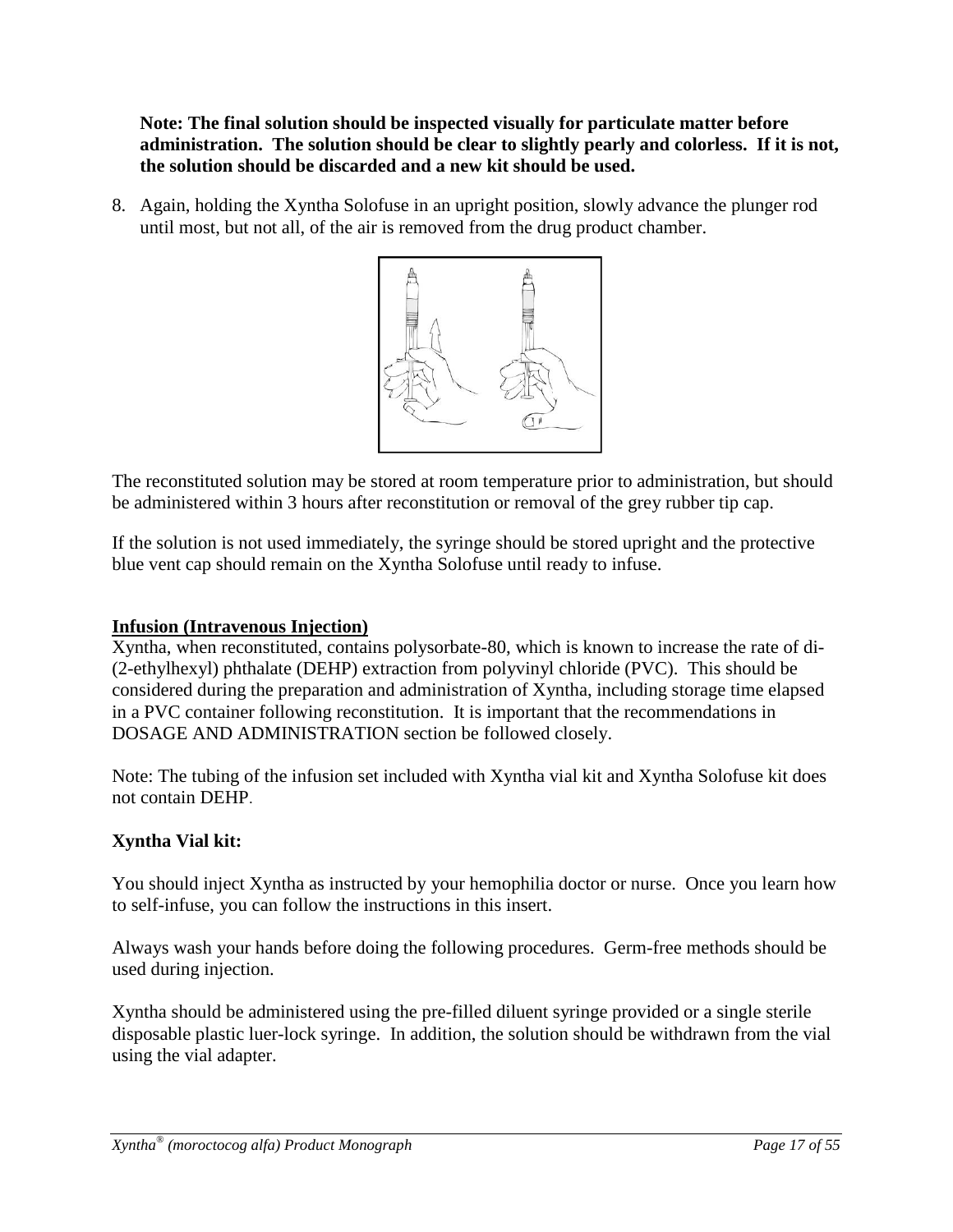**Note: The final solution should be inspected visually for particulate matter before administration. The solution should be clear to slightly pearly and colorless. If it is not, the solution should be discarded and a new kit should be used.**

8. Again, holding the Xyntha Solofuse in an upright position, slowly advance the plunger rod until most, but not all, of the air is removed from the drug product chamber.

The reconstituted solution may be stored at room temperature prior to administration, but should be administered within 3 hours after reconstitution or removal of the grey rubber tip cap.

If the solution is not used immediately, the syringe should be stored upright and the protective blue vent cap should remain on the Xyntha Solofuse until ready to infuse.

**Infusion (Intravenous Injection)**

Xyntha, when reconstituted, contains polysorbate-80, which is known to increase the rate of di-(2-ethylhexyl) phthalate (DEHP) extraction from polyvinyl chloride (PVC). This should be considered during the preparation and administration of Xyntha, including storage time elapsed in a PVC container following reconstitution. It is important that the recommendations in DOSAGE AND ADMINISTRATION section be followed closely.

Note: The tubing of the infusion set included with Xyntha vial kit and Xyntha Solofuse kit does not contain DEHP.

**Xyntha Vial kit:**

You should inject Xyntha as instructed by your hemophilia doctor or nurse. Once you learn how to self-infuse, you can follow the instructions in this insert.

Always wash your hands before doing the following procedures. Germ-free methods should be used during injection.

Xyntha should be administered using the pre-filled diluent syringe provided or a single sterile disposable plastic luer-lock syringe. In addition, the solution should be withdrawn from the vial using the vial adapter.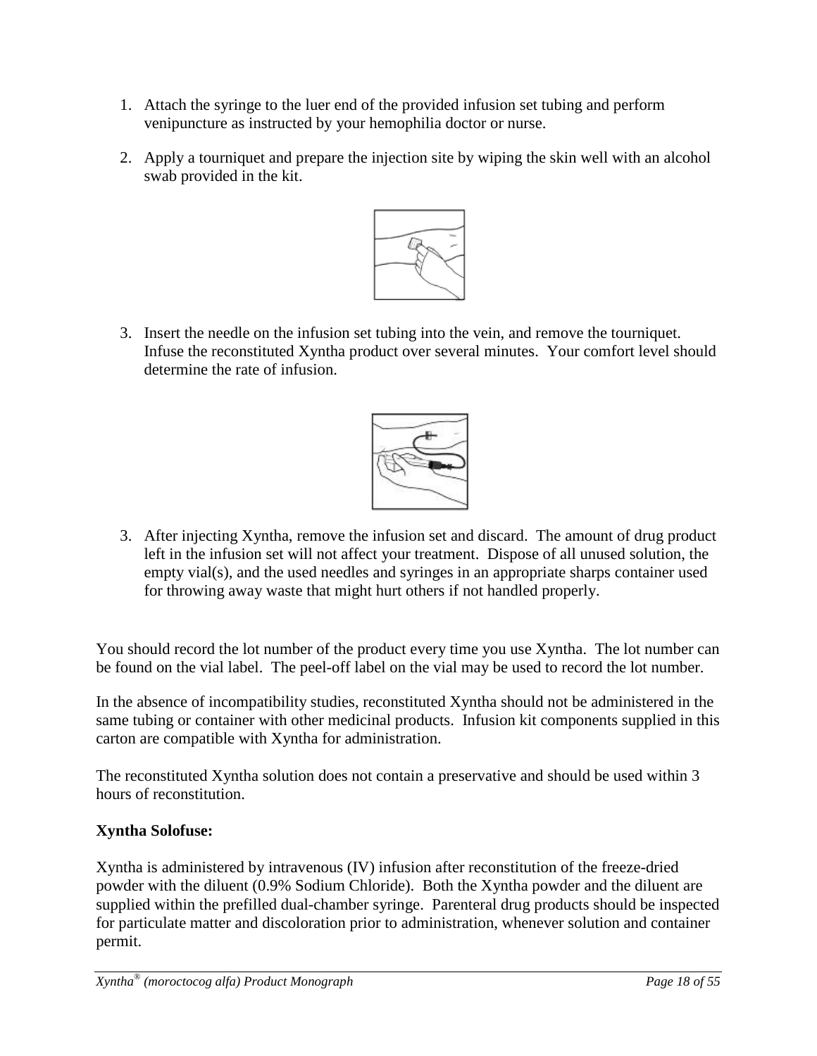1. Attach the syringe to the luer end of the provided infusion set tubing and perform venipuncture as instructed by your hemophilia doctor or nurse.

2. Apply a tourniquet and prepare the injection site by wiping the skin well with an alcohol swab provided in the kit.

3. Insert the needle on the infusion set tubing into the vein, and remove the tourniquet. Infuse the reconstituted Xyntha product over several minutes. Your comfort level should determine the rate of infusion.

3. After injecting Xyntha, remove the infusion set and discard. The amount of drug product left in the infusion set will not affect your treatment. Dispose of all unused solution, the empty vial(s), and the used needles and syringes in an appropriate sharps container used for throwing away waste that might hurt others if not handled properly.

You should record the lot number of the product every time you use Xyntha. The lot number can be found on the vial label. The peel-off label on the vial may be used to record the lot number.

In the absence of incompatibility studies, reconstituted Xyntha should not be administered in the same tubing or container with other medicinal products. Infusion kit components supplied in this carton are compatible with Xyntha for administration.

The reconstituted Xyntha solution does not contain a preservative and should be used within 3 hours of reconstitution.

**Xyntha Solofuse:**

Xyntha is administered by intravenous (IV) infusion after reconstitution of the freeze-dried powder with the diluent (0.9% Sodium Chloride). Both the Xyntha powder and the diluent are supplied within the prefilled dual-chamber syringe. Parenteral drug products should be inspected for particulate matter and discoloration prior to administration, whenever solution and container permit.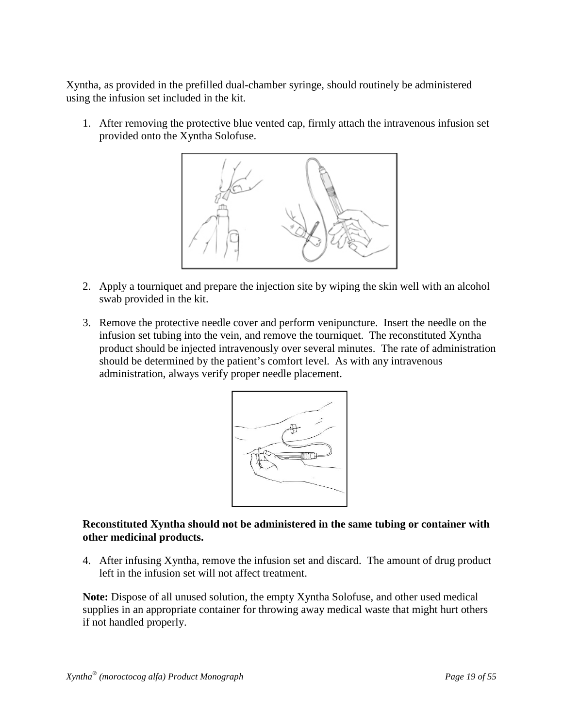Xyntha, as provided in the prefilled dual-chamber syringe, should routinely be administered using the infusion set included in the kit.

1. After removing the protective blue vented cap, firmly attach the intravenous infusion set provided onto the Xyntha Solofuse.

2. Apply a tourniquet and prepare the injection site by wiping the skin well with an alcohol swab provided in the kit.

3. Remove the protective needle cover and perform venipuncture. Insert the needle on the infusion set tubing into the vein, and remove the tourniquet. The reconstituted Xyntha product should be injected intravenously over several minutes. The rate of administration should be determined by the patient's comfort level. As with any intravenous administration, always verify proper needle placement.

**Reconstituted Xyntha should not be administered in the same tubing or container with other medicinal products.**

4. After infusing Xyntha, remove the infusion set and discard. The amount of drug product left in the infusion set will not affect treatment.

**Note:** Dispose of all unused solution, the empty Xyntha Solofuse, and other used medical supplies in an appropriate container for throwing away medical waste that might hurt others if not handled properly.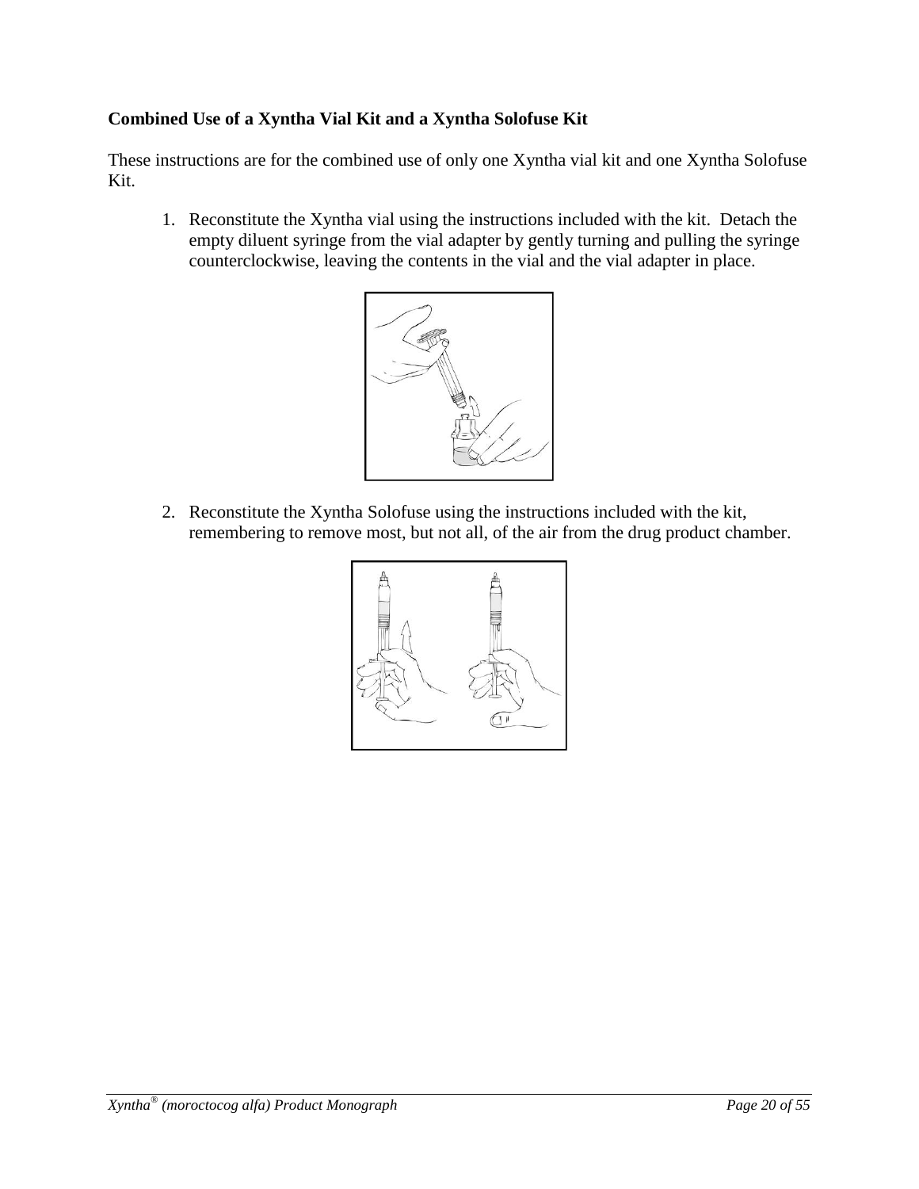**Combined Use of a Xyntha Vial Kit and a Xyntha Solofuse Kit**

These instructions are for the combined use of only one Xyntha vial kit and one Xyntha Solofuse Kit.

1. Reconstitute the Xyntha vial using the instructions included with the kit. Detach the empty diluent syringe from the vial adapter by gently turning and pulling the syringe counterclockwise, leaving the contents in the vial and the vial adapter in place.

2. Reconstitute the Xyntha Solofuse using the instructions included with the kit, remembering to remove most, but not all, of the air from the drug product chamber.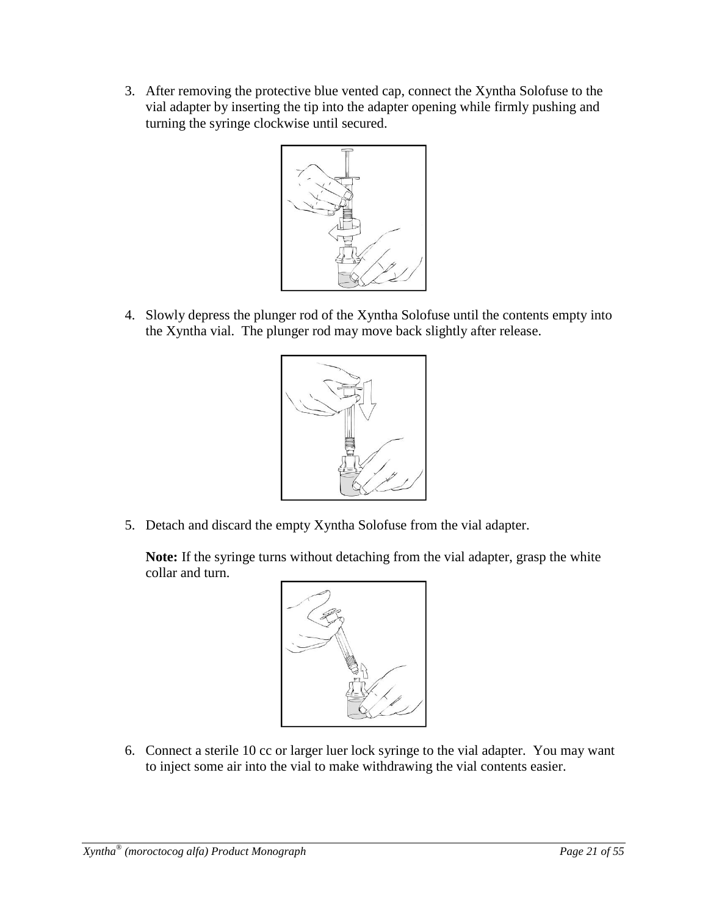3. After removing the protective blue vented cap, connect the Xyntha Solofuse to the vial adapter by inserting the tip into the adapter opening while firmly pushing and turning the syringe clockwise until secured.

4. Slowly depress the plunger rod of the Xyntha Solofuse until the contents empty into the Xyntha vial. The plunger rod may move back slightly after release.

5. Detach and discard the empty Xyntha Solofuse from the vial adapter.

   **Note:** If the syringe turns without detaching from the vial adapter, grasp the white collar and turn.

6. Connect a sterile 10 cc or larger luer lock syringe to the vial adapter. You may want to inject some air into the vial to make withdrawing the vial contents easier.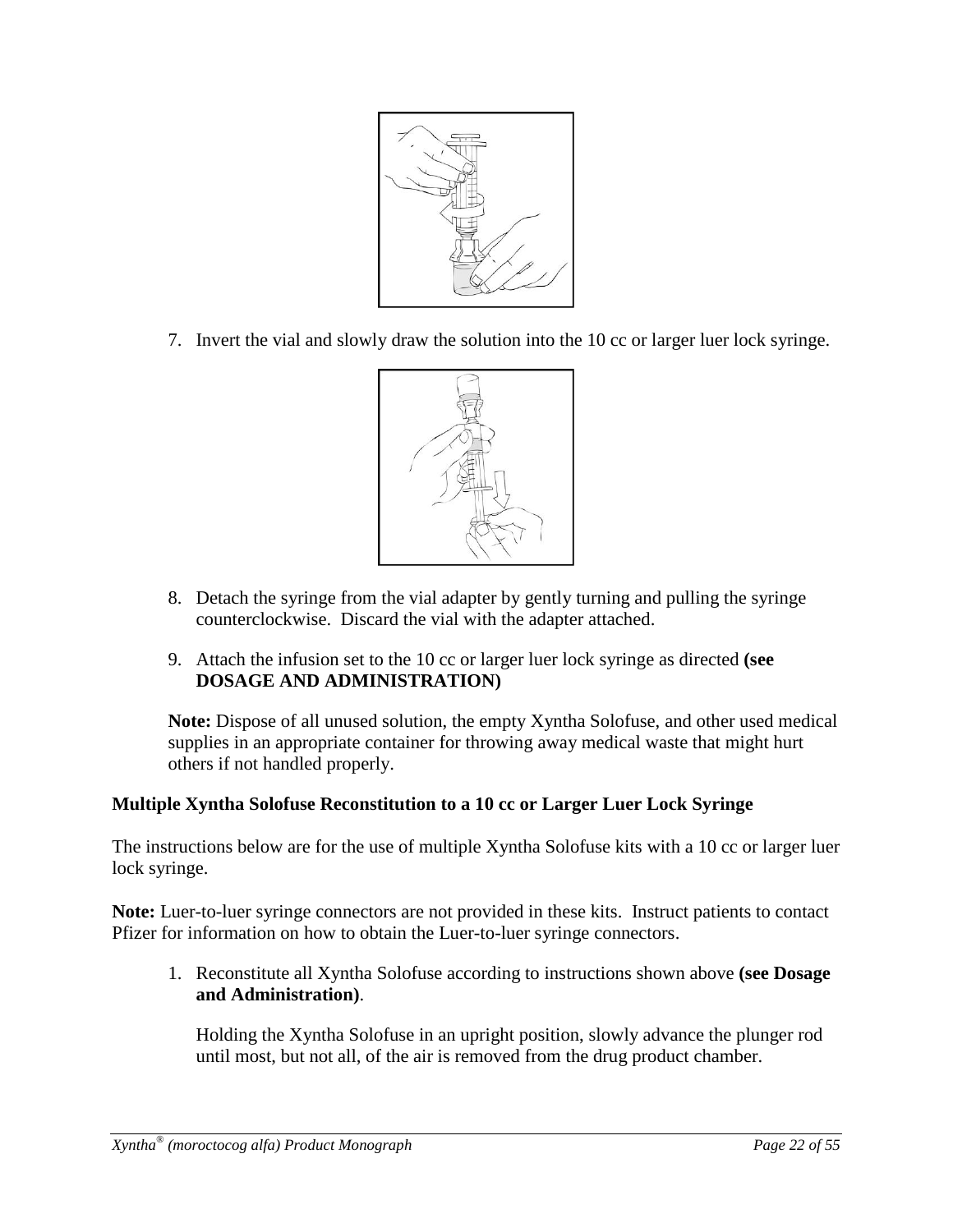7. Invert the vial and slowly draw the solution into the 10 cc or larger luer lock syringe.

8. Detach the syringe from the vial adapter by gently turning and pulling the syringe counterclockwise. Discard the vial with the adapter attached.

9. Attach the infusion set to the 10 cc or larger luer lock syringe as directed **(see DOSAGE AND ADMINISTRATION)**

**Note:** Dispose of all unused solution, the empty Xyntha Solofuse, and other used medical supplies in an appropriate container for throwing away medical waste that might hurt others if not handled properly.

**Multiple Xyntha Solofuse Reconstitution to a 10 cc or Larger Luer Lock Syringe**

The instructions below are for the use of multiple Xyntha Solofuse kits with a 10 cc or larger luer lock syringe.

**Note:** Luer-to-luer syringe connectors are not provided in these kits. Instruct patients to contact Pfizer for information on how to obtain the Luer-to-luer syringe connectors.

1. Reconstitute all Xyntha Solofuse according to instructions shown above **(see Dosage and Administration)**.

   Holding the Xyntha Solofuse in an upright position, slowly advance the plunger rod until most, but not all, of the air is removed from the drug product chamber.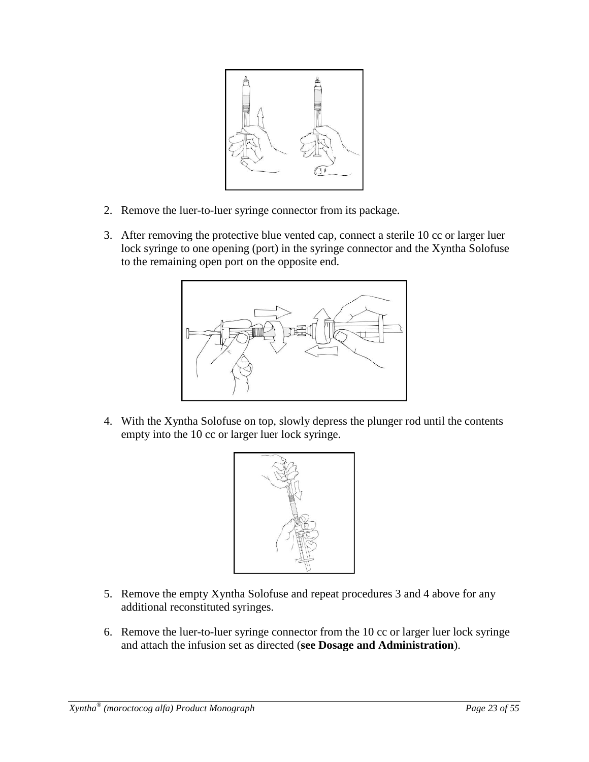2. Remove the luer-to-luer syringe connector from its package.
3. After removing the protective blue vented cap, connect a sterile 10 cc or larger luer lock syringe to one opening (port) in the syringe connector and the Xyntha Solofuse to the remaining open port on the opposite end.
4. With the Xyntha Solofuse on top, slowly depress the plunger rod until the contents empty into the 10 cc or larger luer lock syringe.
5. Remove the empty Xyntha Solofuse and repeat procedures 3 and 4 above for any additional reconstituted syringes.
6. Remove the luer-to-luer syringe connector from the 10 cc or larger luer lock syringe and attach the infusion set as directed (**see Dosage and Administration**).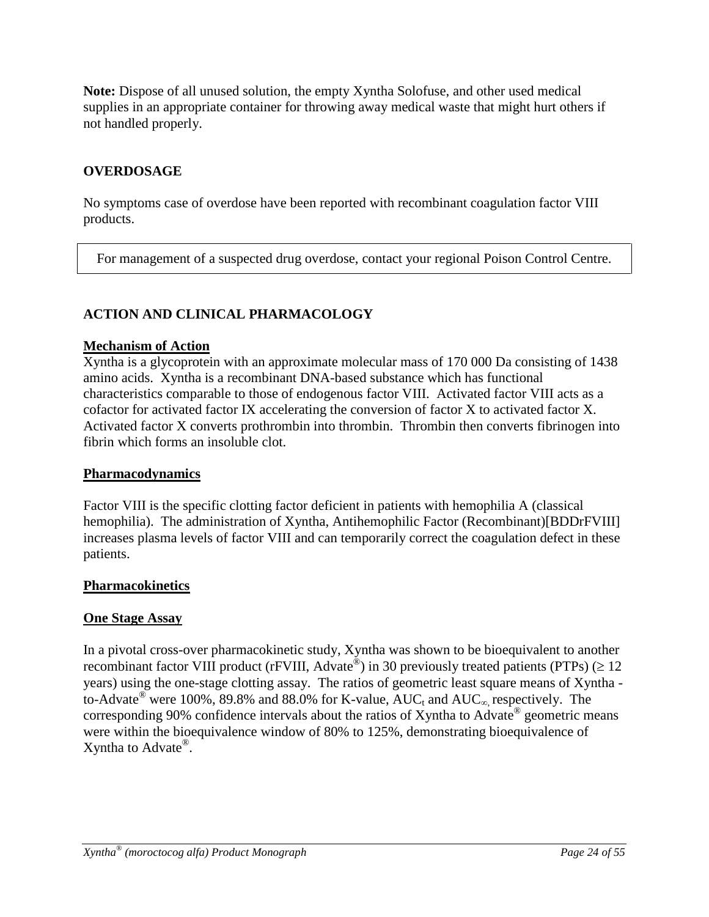**Note:** Dispose of all unused solution, the empty Xyntha Solofuse, and other used medical supplies in an appropriate container for throwing away medical waste that might hurt others if not handled properly.

## OVERDOSAGE

No symptoms case of overdose have been reported with recombinant coagulation factor VIII products.

| For management of a suspected drug overdose, contact your regional Poison Control Centre. |
|---|

## ACTION AND CLINICAL PHARMACOLOGY

### Mechanism of Action

Xyntha is a glycoprotein with an approximate molecular mass of 170 000 Da consisting of 1438 amino acids. Xyntha is a recombinant DNA-based substance which has functional characteristics comparable to those of endogenous factor VIII. Activated factor VIII acts as a cofactor for activated factor IX accelerating the conversion of factor X to activated factor X. Activated factor X converts prothrombin into thrombin. Thrombin then converts fibrinogen into fibrin which forms an insoluble clot.

### Pharmacodynamics

Factor VIII is the specific clotting factor deficient in patients with hemophilia A (classical hemophilia). The administration of Xyntha, Antihemophilic Factor (Recombinant)[BDDrFVIII] increases plasma levels of factor VIII and can temporarily correct the coagulation defect in these patients.

### Pharmacokinetics

#### One Stage Assay

In a pivotal cross-over pharmacokinetic study, Xyntha was shown to be bioequivalent to another recombinant factor VIII product (rFVIII, Advate®) in 30 previously treated patients (PTPs) ($\geq 12$ years) using the one-stage clotting assay. The ratios of geometric least square means of Xyntha -to-Advate® were 100%, 89.8% and 88.0% for K-value, $AUC_t$ and $AUC_\infty$ respectively. The corresponding 90% confidence intervals about the ratios of Xyntha to Advate® geometric means were within the bioequivalence window of 80% to 125%, demonstrating bioequivalence of Xyntha to Advate®.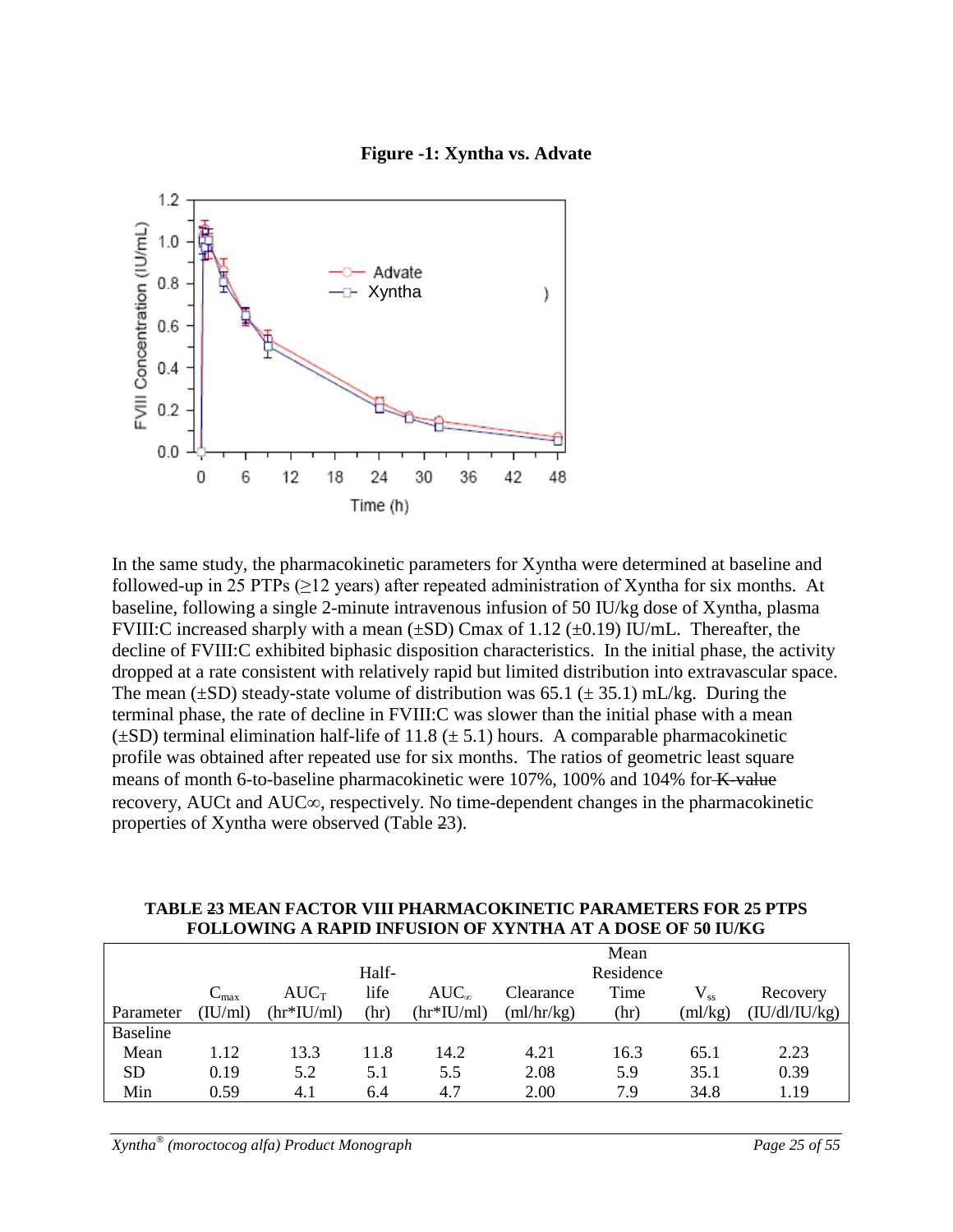**Figure -1: Xyntha vs. Advate**

In the same study, the pharmacokinetic parameters for Xyntha were determined at baseline and followed-up in 25 PTPs (≥12 years) after repeated administration of Xyntha for six months. At baseline, following a single 2-minute intravenous infusion of 50 IU/kg dose of Xyntha, plasma FVIII:C increased sharply with a mean (±SD) Cmax of 1.12 (±0.19) IU/mL. Thereafter, the decline of FVIII:C exhibited biphasic disposition characteristics. In the initial phase, the activity dropped at a rate consistent with relatively rapid but limited distribution into extravascular space. The mean (±SD) steady-state volume of distribution was 65.1 (± 35.1) mL/kg. During the terminal phase, the rate of decline in FVIII:C was slower than the initial phase with a mean (±SD) terminal elimination half-life of 11.8 (± 5.1) hours. A comparable pharmacokinetic profile was obtained after repeated use for six months. The ratios of geometric least square means of month 6-to-baseline pharmacokinetic were 107%, 100% and 104% for ~~K-value~~ recovery, AUCt and AUC∞, respectively. No time-dependent changes in the pharmacokinetic properties of Xyntha were observed (Table ~~2~~3).

**TABLE ~~2~~3 MEAN FACTOR VIII PHARMACOKINETIC PARAMETERS FOR 25 PTPS FOLLOWING A RAPID INFUSION OF XYNTHA AT A DOSE OF 50 IU/KG**

| Parameter | $C_{max}$ (IU/ml) | $AUC_T$ (hr*IU/ml) | Half-life (hr) | $AUC_\infty$ (hr*IU/ml) | Clearance (ml/hr/kg) | Mean Residence Time (hr) | $V_{ss}$ (ml/kg) | Recovery (IU/dl/IU/kg) |
|---|---|---|---|---|---|---|---|---|
| Baseline | | | | | | | | |
| Mean | 1.12 | 13.3 | 11.8 | 14.2 | 4.21 | 16.3 | 65.1 | 2.23 |
| SD | 0.19 | 5.2 | 5.1 | 5.5 | 2.08 | 5.9 | 35.1 | 0.39 |
| Min | 0.59 | 4.1 | 6.4 | 4.7 | 2.00 | 7.9 | 34.8 | 1.19 |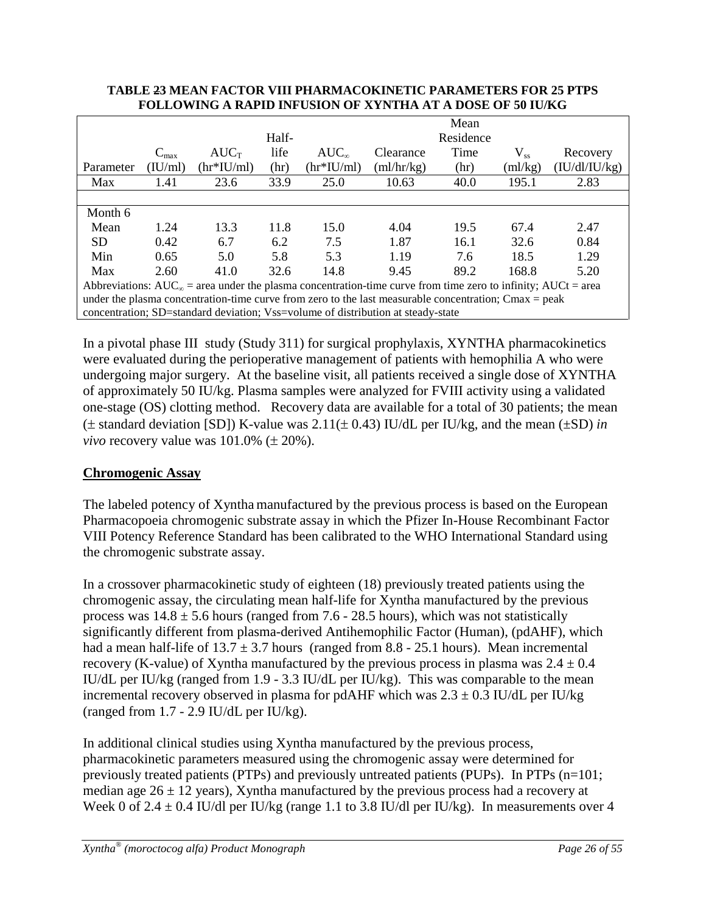**TABLE 23 MEAN FACTOR VIII PHARMACOKINETIC PARAMETERS FOR 25 PTPS FOLLOWING A RAPID INFUSION OF XYNTHA AT A DOSE OF 50 IU/KG**

| Parameter | $C_{max}$ (IU/ml) | $AUC_T$ (hr*IU/ml) | Half-life (hr) | $AUC_\infty$ (hr*IU/ml) | Clearance (ml/hr/kg) | Mean Residence Time (hr) | $V_{ss}$ (ml/kg) | Recovery (IU/dl/IU/kg) |
|---|---|---|---|---|---|---|---|---|
| Max | 1.41 | 23.6 | 33.9 | 25.0 | 10.63 | 40.0 | 195.1 | 2.83 |
| | | | | | | | | |
| Month 6 | | | | | | | | |
| Mean | 1.24 | 13.3 | 11.8 | 15.0 | 4.04 | 19.5 | 67.4 | 2.47 |
| SD | 0.42 | 6.7 | 6.2 | 7.5 | 1.87 | 16.1 | 32.6 | 0.84 |
| Min | 0.65 | 5.0 | 5.8 | 5.3 | 1.19 | 7.6 | 18.5 | 1.29 |
| Max | 2.60 | 41.0 | 32.6 | 14.8 | 9.45 | 89.2 | 168.8 | 5.20 |

Abbreviations: $AUC_\infty$ = area under the plasma concentration-time curve from time zero to infinity; AUCt = area under the plasma concentration-time curve from zero to the last measurable concentration; Cmax = peak concentration; SD=standard deviation; Vss=volume of distribution at steady-state

In a pivotal phase III study (Study 311) for surgical prophylaxis, XYNTHA pharmacokinetics were evaluated during the perioperative management of patients with hemophilia A who were undergoing major surgery. At the baseline visit, all patients received a single dose of XYNTHA of approximately 50 IU/kg. Plasma samples were analyzed for FVIII activity using a validated one-stage (OS) clotting method. Recovery data are available for a total of 30 patients; the mean (± standard deviation [SD]) K-value was 2.11(± 0.43) IU/dL per IU/kg, and the mean (±SD) *in vivo* recovery value was 101.0% (± 20%).

**Chromogenic Assay**

The labeled potency of Xyntha manufactured by the previous process is based on the European Pharmacopoeia chromogenic substrate assay in which the Pfizer In-House Recombinant Factor VIII Potency Reference Standard has been calibrated to the WHO International Standard using the chromogenic substrate assay.

In a crossover pharmacokinetic study of eighteen (18) previously treated patients using the chromogenic assay, the circulating mean half-life for Xyntha manufactured by the previous process was 14.8 ± 5.6 hours (ranged from 7.6 - 28.5 hours), which was not statistically significantly different from plasma-derived Antihemophilic Factor (Human), (pdAHF), which had a mean half-life of 13.7 ± 3.7 hours (ranged from 8.8 - 25.1 hours). Mean incremental recovery (K-value) of Xyntha manufactured by the previous process in plasma was 2.4 ± 0.4 IU/dL per IU/kg (ranged from 1.9 - 3.3 IU/dL per IU/kg). This was comparable to the mean incremental recovery observed in plasma for pdAHF which was 2.3 ± 0.3 IU/dL per IU/kg (ranged from 1.7 - 2.9 IU/dL per IU/kg).

In additional clinical studies using Xyntha manufactured by the previous process, pharmacokinetic parameters measured using the chromogenic assay were determined for previously treated patients (PTPs) and previously untreated patients (PUPs). In PTPs (n=101; median age 26 ± 12 years), Xyntha manufactured by the previous process had a recovery at Week 0 of 2.4 ± 0.4 IU/dl per IU/kg (range 1.1 to 3.8 IU/dl per IU/kg). In measurements over 4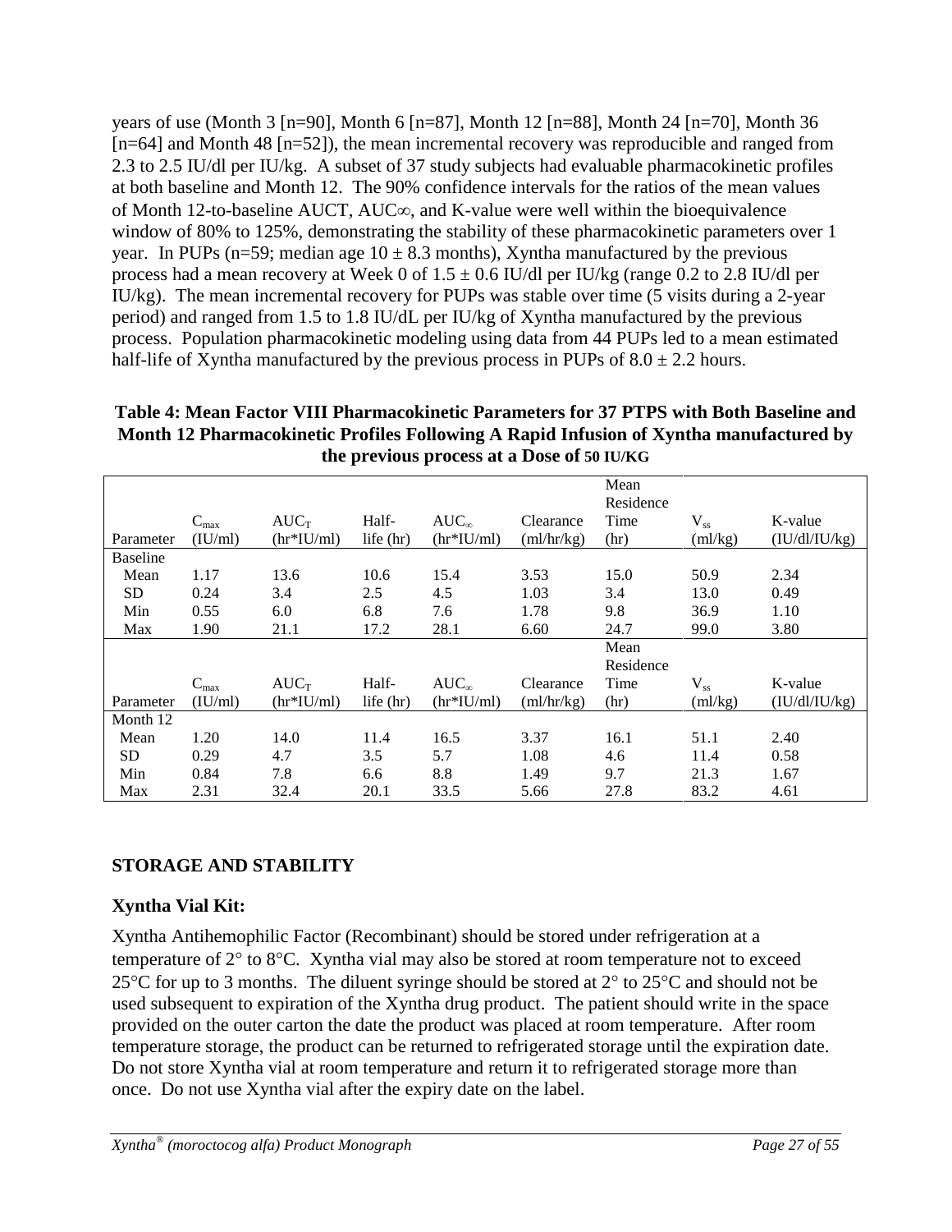years of use (Month 3 [n=90], Month 6 [n=87], Month 12 [n=88], Month 24 [n=70], Month 36 [n=64] and Month 48 [n=52]), the mean incremental recovery was reproducible and ranged from 2.3 to 2.5 IU/dl per IU/kg. A subset of 37 study subjects had evaluable pharmacokinetic profiles at both baseline and Month 12. The 90% confidence intervals for the ratios of the mean values of Month 12-to-baseline AUCT, AUC∞, and K-value were well within the bioequivalence window of 80% to 125%, demonstrating the stability of these pharmacokinetic parameters over 1 year. In PUPs (n=59; median age 10 ± 8.3 months), Xyntha manufactured by the previous process had a mean recovery at Week 0 of 1.5 ± 0.6 IU/dl per IU/kg (range 0.2 to 2.8 IU/dl per IU/kg). The mean incremental recovery for PUPs was stable over time (5 visits during a 2-year period) and ranged from 1.5 to 1.8 IU/dL per IU/kg of Xyntha manufactured by the previous process. Population pharmacokinetic modeling using data from 44 PUPs led to a mean estimated half-life of Xyntha manufactured by the previous process in PUPs of 8.0 ± 2.2 hours.

**Table 4: Mean Factor VIII Pharmacokinetic Parameters for 37 PTPS with Both Baseline and Month 12 Pharmacokinetic Profiles Following A Rapid Infusion of Xyntha manufactured by the previous process at a Dose of 50 IU/KG**

| Parameter | $C_{max}$ (IU/ml) | $AUC_T$ (hr*IU/ml) | Half-life (hr) | $AUC_{\infty}$ (hr*IU/ml) | Clearance (ml/hr/kg) | Mean Residence Time (hr) | $V_{ss}$ (ml/kg) | K-value (IU/dl/IU/kg) |
|---|---|---|---|---|---|---|---|---|
| Baseline | | | | | | | | |
| Mean | 1.17 | 13.6 | 10.6 | 15.4 | 3.53 | 15.0 | 50.9 | 2.34 |
| SD | 0.24 | 3.4 | 2.5 | 4.5 | 1.03 | 3.4 | 13.0 | 0.49 |
| Min | 0.55 | 6.0 | 6.8 | 7.6 | 1.78 | 9.8 | 36.9 | 1.10 |
| Max | 1.90 | 21.1 | 17.2 | 28.1 | 6.60 | 24.7 | 99.0 | 3.80 |
| **Parameter** | **$C_{max}$ (IU/ml)** | **$AUC_T$ (hr*IU/ml)** | **Half-life (hr)** | **$AUC_{\infty}$ (hr*IU/ml)** | **Clearance (ml/hr/kg)** | **Mean Residence Time (hr)** | **$V_{ss}$ (ml/kg)** | **K-value (IU/dl/IU/kg)** |
| Month 12 | | | | | | | | |
| Mean | 1.20 | 14.0 | 11.4 | 16.5 | 3.37 | 16.1 | 51.1 | 2.40 |
| SD | 0.29 | 4.7 | 3.5 | 5.7 | 1.08 | 4.6 | 11.4 | 0.58 |
| Min | 0.84 | 7.8 | 6.6 | 8.8 | 1.49 | 9.7 | 21.3 | 1.67 |
| Max | 2.31 | 32.4 | 20.1 | 33.5 | 5.66 | 27.8 | 83.2 | 4.61 |

## STORAGE AND STABILITY

### Xyntha Vial Kit:

Xyntha Antihemophilic Factor (Recombinant) should be stored under refrigeration at a temperature of 2° to 8°C. Xyntha vial may also be stored at room temperature not to exceed 25°C for up to 3 months. The diluent syringe should be stored at 2° to 25°C and should not be used subsequent to expiration of the Xyntha drug product. The patient should write in the space provided on the outer carton the date the product was placed at room temperature. After room temperature storage, the product can be returned to refrigerated storage until the expiration date. Do not store Xyntha vial at room temperature and return it to refrigerated storage more than once. Do not use Xyntha vial after the expiry date on the label.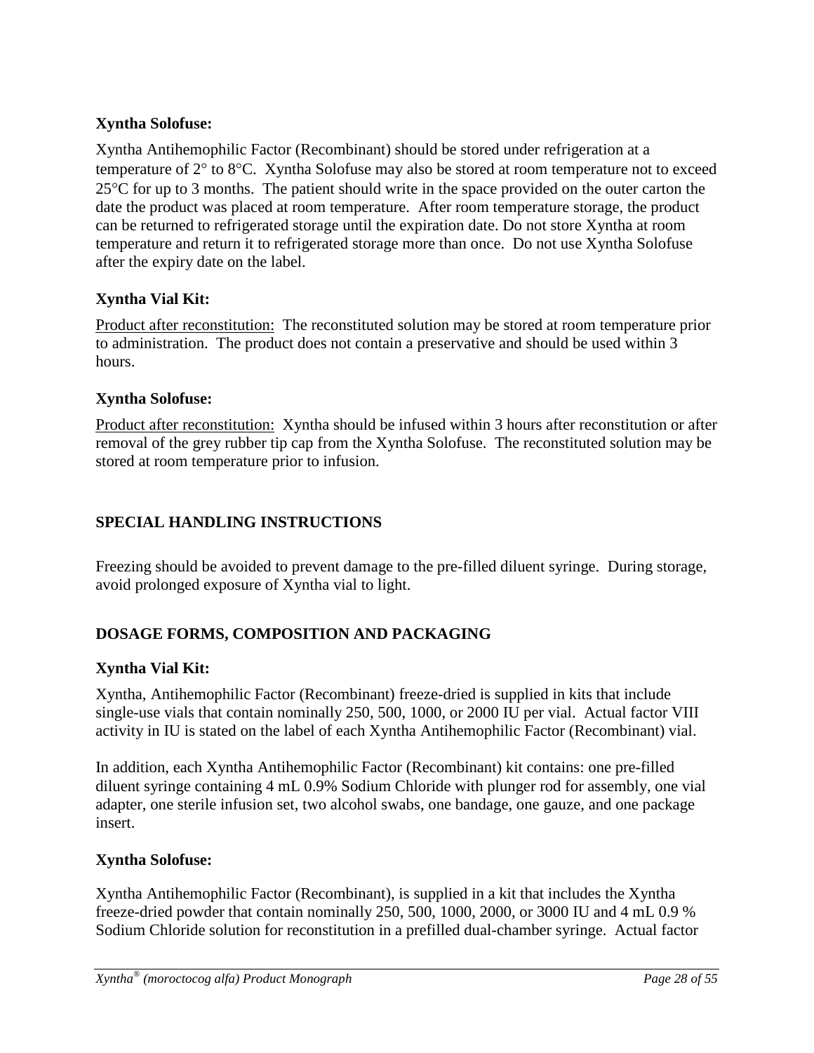### Xyntha Solofuse:

Xyntha Antihemophilic Factor (Recombinant) should be stored under refrigeration at a temperature of 2° to 8°C. Xyntha Solofuse may also be stored at room temperature not to exceed 25°C for up to 3 months. The patient should write in the space provided on the outer carton the date the product was placed at room temperature. After room temperature storage, the product can be returned to refrigerated storage until the expiration date. Do not store Xyntha at room temperature and return it to refrigerated storage more than once. Do not use Xyntha Solofuse after the expiry date on the label.

### Xyntha Vial Kit:

Product after reconstitution: The reconstituted solution may be stored at room temperature prior to administration. The product does not contain a preservative and should be used within 3 hours.

### Xyntha Solofuse:

Product after reconstitution: Xyntha should be infused within 3 hours after reconstitution or after removal of the grey rubber tip cap from the Xyntha Solofuse. The reconstituted solution may be stored at room temperature prior to infusion.

## SPECIAL HANDLING INSTRUCTIONS

Freezing should be avoided to prevent damage to the pre-filled diluent syringe. During storage, avoid prolonged exposure of Xyntha vial to light.

## DOSAGE FORMS, COMPOSITION AND PACKAGING

### Xyntha Vial Kit:

Xyntha, Antihemophilic Factor (Recombinant) freeze-dried is supplied in kits that include single-use vials that contain nominally 250, 500, 1000, or 2000 IU per vial. Actual factor VIII activity in IU is stated on the label of each Xyntha Antihemophilic Factor (Recombinant) vial.

In addition, each Xyntha Antihemophilic Factor (Recombinant) kit contains: one pre-filled diluent syringe containing 4 mL 0.9% Sodium Chloride with plunger rod for assembly, one vial adapter, one sterile infusion set, two alcohol swabs, one bandage, one gauze, and one package insert.

### Xyntha Solofuse:

Xyntha Antihemophilic Factor (Recombinant), is supplied in a kit that includes the Xyntha freeze-dried powder that contain nominally 250, 500, 1000, 2000, or 3000 IU and 4 mL 0.9 % Sodium Chloride solution for reconstitution in a prefilled dual-chamber syringe. Actual factor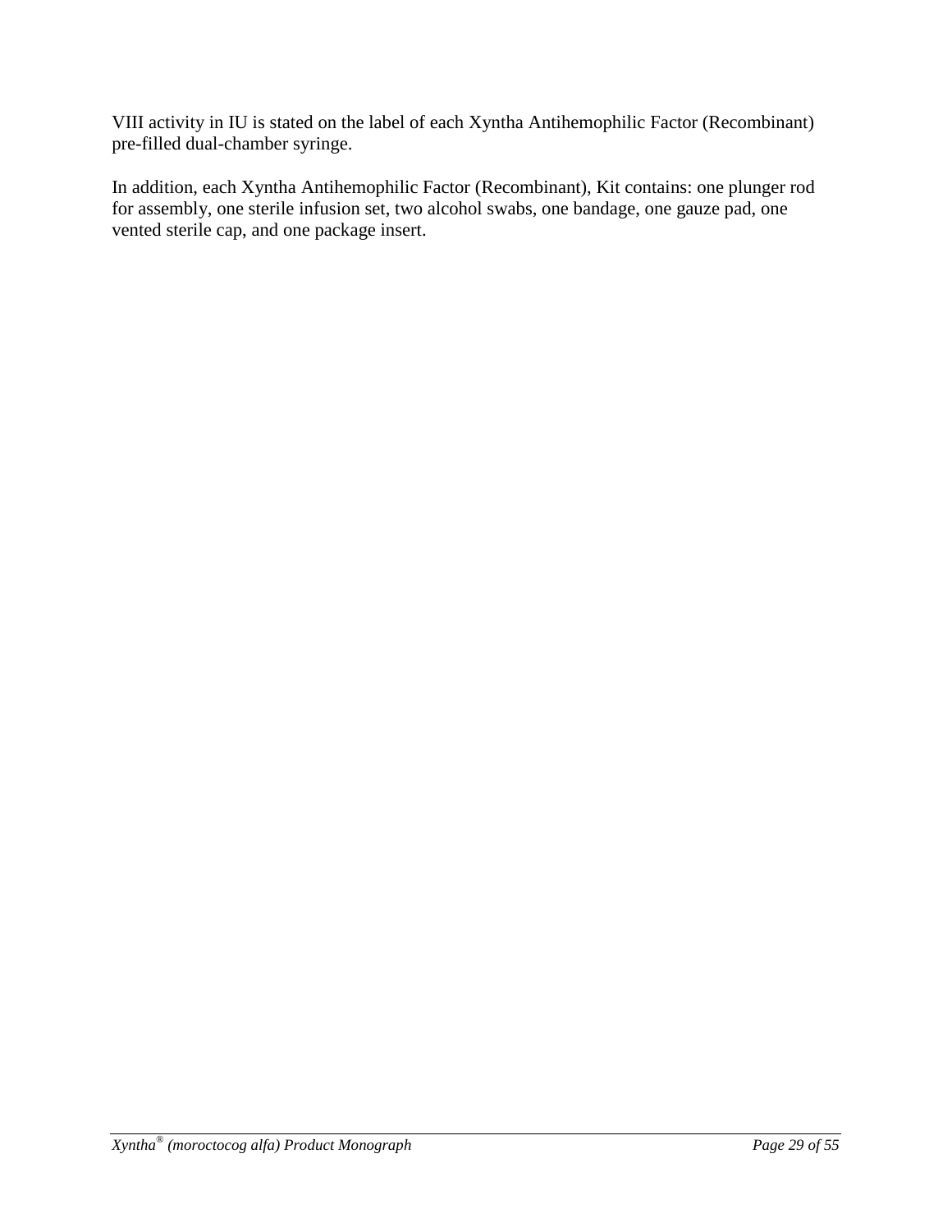VIII activity in IU is stated on the label of each Xyntha Antihemophilic Factor (Recombinant) pre-filled dual-chamber syringe.

In addition, each Xyntha Antihemophilic Factor (Recombinant), Kit contains: one plunger rod for assembly, one sterile infusion set, two alcohol swabs, one bandage, one gauze pad, one vented sterile cap, and one package insert.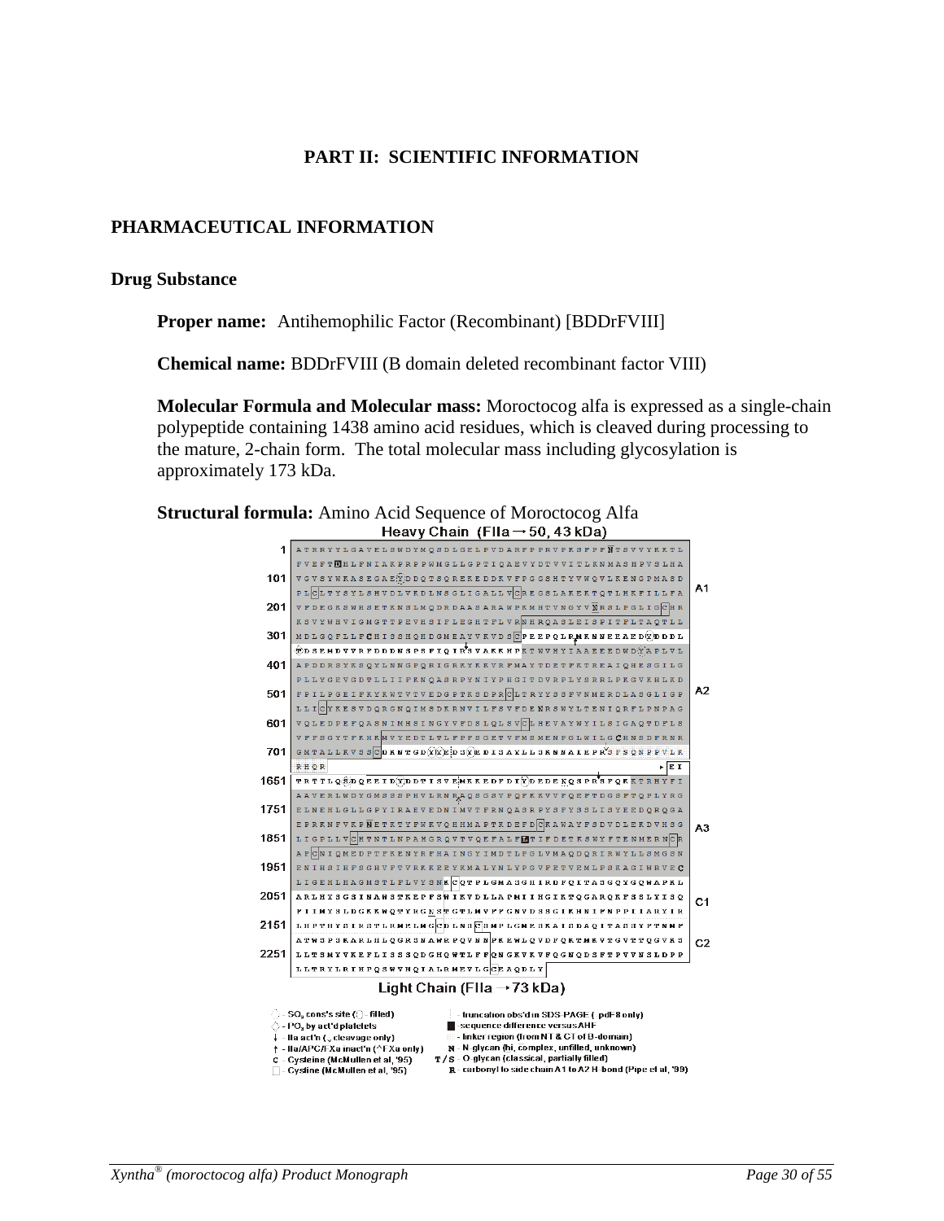# PART II: SCIENTIFIC INFORMATION

## PHARMACEUTICAL INFORMATION

### Drug Substance

**Proper name:** Antihemophilic Factor (Recombinant) [BDDrFVIII]

**Chemical name:** BDDrFVIII (B domain deleted recombinant factor VIII)

**Molecular Formula and Molecular mass:** Moroctocog alfa is expressed as a single-chain polypeptide containing 1438 amino acid residues, which is cleaved during processing to the mature, 2-chain form. The total molecular mass including glycosylation is approximately 173 kDa.

**Structural formula:** Amino Acid Sequence of Moroctocog Alfa

Heavy Chain (FIIa → 50, 43 kDa)

Domains: A1 (residues 1–), A2, A3, C1, C2 (sequence rows numbered 1, 101, 201, 301, 401, 501, 601, 701, 1651, 1751, 1851, 1951, 2051, 2151, 2251)

Light Chain (FIIa → 73 kDa)

- $SO_3$ cons's site (◌ – filled)
- ◇ – $PO_3$ by act'd platelets
- ↓ – IIa act'n (↓ cleavage only)
- † – IIa/APC/FXa inact'n (^FXa only)
- C – Cysteine (McMullen et al, '95)
- □ – Cystine (McMullen et al, '95)
- truncation obs'd in SDS-PAGE (-pdF8 only)
- ■ – sequence difference versus AHF
- linker region (from N1 & C1 of B-domain)
- N – N-glycan (hi, complex, unfilled, unknown)
- T/S – O-glycan (classical, partially filled)
- R – carbonyl to side chain A1 to A2 H-bond (Pipe et al, '99)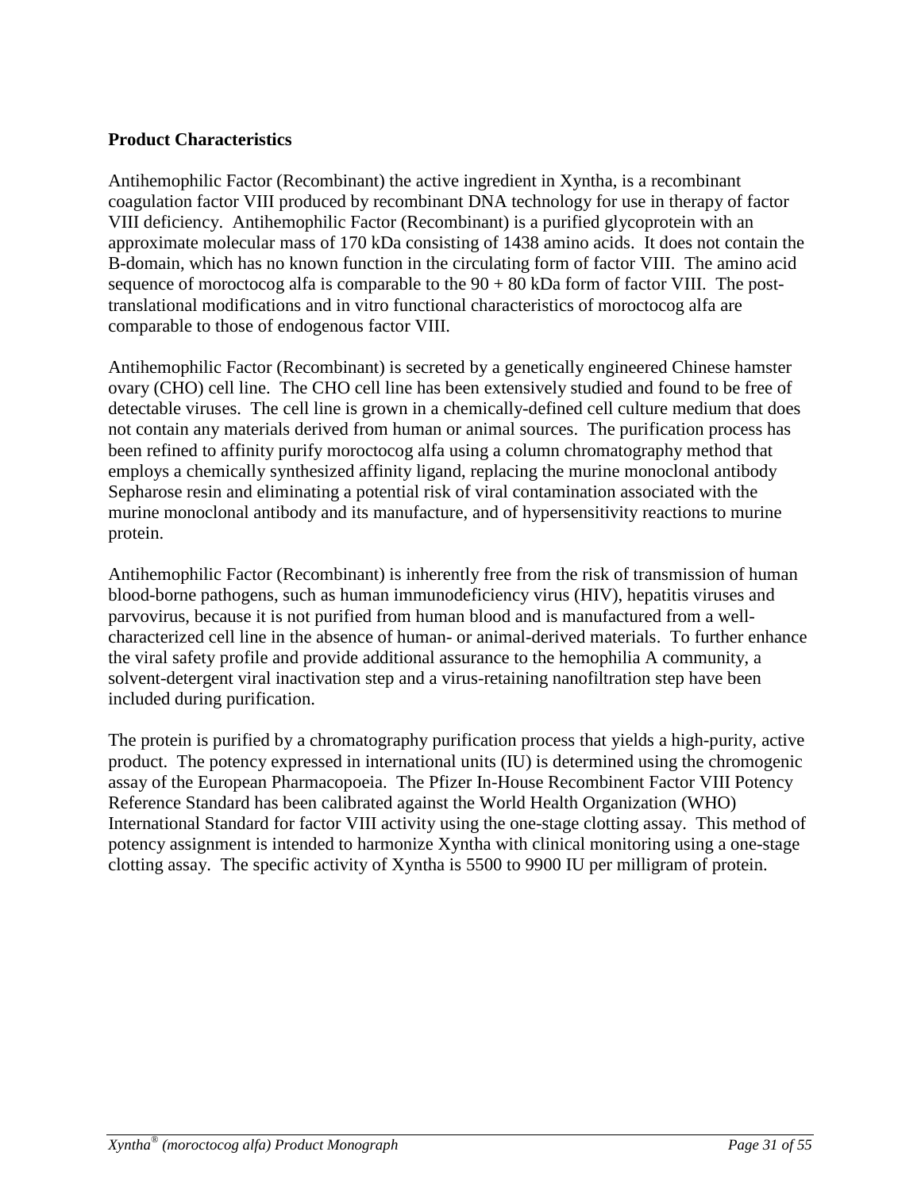**Product Characteristics**

Antihemophilic Factor (Recombinant) the active ingredient in Xyntha, is a recombinant coagulation factor VIII produced by recombinant DNA technology for use in therapy of factor VIII deficiency. Antihemophilic Factor (Recombinant) is a purified glycoprotein with an approximate molecular mass of 170 kDa consisting of 1438 amino acids. It does not contain the B-domain, which has no known function in the circulating form of factor VIII. The amino acid sequence of moroctocog alfa is comparable to the 90 + 80 kDa form of factor VIII. The post-translational modifications and in vitro functional characteristics of moroctocog alfa are comparable to those of endogenous factor VIII.

Antihemophilic Factor (Recombinant) is secreted by a genetically engineered Chinese hamster ovary (CHO) cell line. The CHO cell line has been extensively studied and found to be free of detectable viruses. The cell line is grown in a chemically-defined cell culture medium that does not contain any materials derived from human or animal sources. The purification process has been refined to affinity purify moroctocog alfa using a column chromatography method that employs a chemically synthesized affinity ligand, replacing the murine monoclonal antibody Sepharose resin and eliminating a potential risk of viral contamination associated with the murine monoclonal antibody and its manufacture, and of hypersensitivity reactions to murine protein.

Antihemophilic Factor (Recombinant) is inherently free from the risk of transmission of human blood-borne pathogens, such as human immunodeficiency virus (HIV), hepatitis viruses and parvovirus, because it is not purified from human blood and is manufactured from a well-characterized cell line in the absence of human- or animal-derived materials. To further enhance the viral safety profile and provide additional assurance to the hemophilia A community, a solvent-detergent viral inactivation step and a virus-retaining nanofiltration step have been included during purification.

The protein is purified by a chromatography purification process that yields a high-purity, active product. The potency expressed in international units (IU) is determined using the chromogenic assay of the European Pharmacopoeia. The Pfizer In-House Recombinent Factor VIII Potency Reference Standard has been calibrated against the World Health Organization (WHO) International Standard for factor VIII activity using the one-stage clotting assay. This method of potency assignment is intended to harmonize Xyntha with clinical monitoring using a one-stage clotting assay. The specific activity of Xyntha is 5500 to 9900 IU per milligram of protein.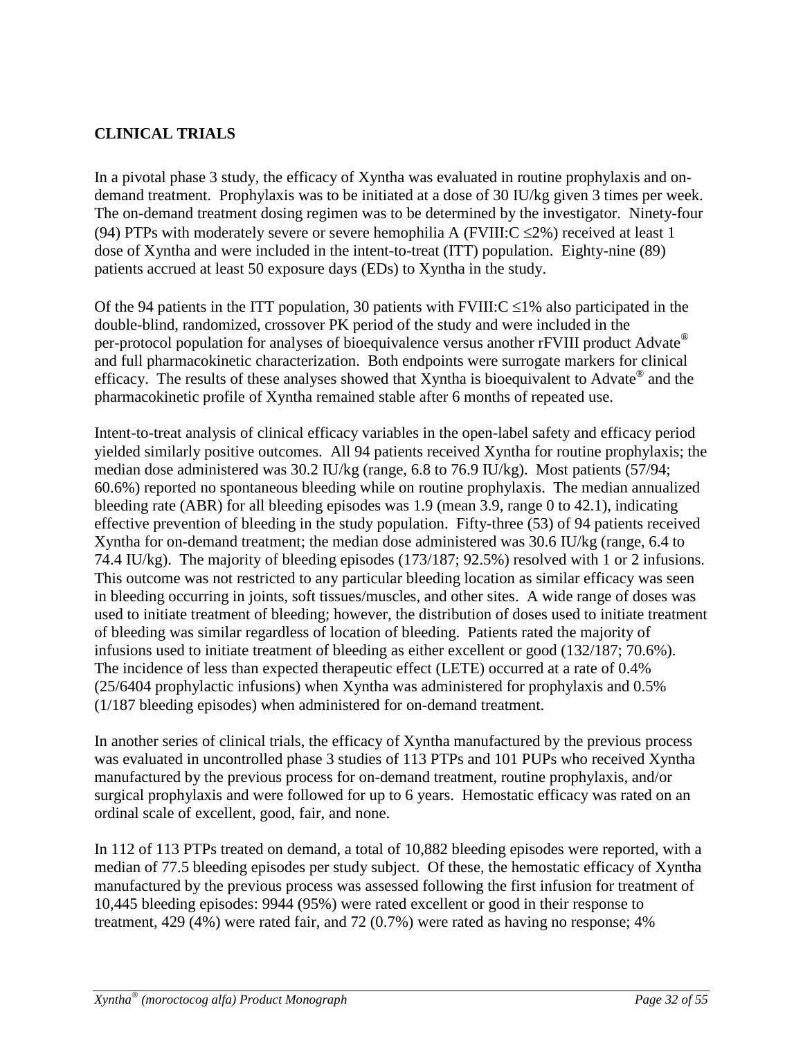## CLINICAL TRIALS

In a pivotal phase 3 study, the efficacy of Xyntha was evaluated in routine prophylaxis and on-demand treatment. Prophylaxis was to be initiated at a dose of 30 IU/kg given 3 times per week. The on-demand treatment dosing regimen was to be determined by the investigator. Ninety-four (94) PTPs with moderately severe or severe hemophilia A (FVIII:C ≤2%) received at least 1 dose of Xyntha and were included in the intent-to-treat (ITT) population. Eighty-nine (89) patients accrued at least 50 exposure days (EDs) to Xyntha in the study.

Of the 94 patients in the ITT population, 30 patients with FVIII:C ≤1% also participated in the double-blind, randomized, crossover PK period of the study and were included in the per-protocol population for analyses of bioequivalence versus another rFVIII product Advate® and full pharmacokinetic characterization. Both endpoints were surrogate markers for clinical efficacy. The results of these analyses showed that Xyntha is bioequivalent to Advate® and the pharmacokinetic profile of Xyntha remained stable after 6 months of repeated use.

Intent-to-treat analysis of clinical efficacy variables in the open-label safety and efficacy period yielded similarly positive outcomes. All 94 patients received Xyntha for routine prophylaxis; the median dose administered was 30.2 IU/kg (range, 6.8 to 76.9 IU/kg). Most patients (57/94; 60.6%) reported no spontaneous bleeding while on routine prophylaxis. The median annualized bleeding rate (ABR) for all bleeding episodes was 1.9 (mean 3.9, range 0 to 42.1), indicating effective prevention of bleeding in the study population. Fifty-three (53) of 94 patients received Xyntha for on-demand treatment; the median dose administered was 30.6 IU/kg (range, 6.4 to 74.4 IU/kg). The majority of bleeding episodes (173/187; 92.5%) resolved with 1 or 2 infusions. This outcome was not restricted to any particular bleeding location as similar efficacy was seen in bleeding occurring in joints, soft tissues/muscles, and other sites. A wide range of doses was used to initiate treatment of bleeding; however, the distribution of doses used to initiate treatment of bleeding was similar regardless of location of bleeding. Patients rated the majority of infusions used to initiate treatment of bleeding as either excellent or good (132/187; 70.6%). The incidence of less than expected therapeutic effect (LETE) occurred at a rate of 0.4% (25/6404 prophylactic infusions) when Xyntha was administered for prophylaxis and 0.5% (1/187 bleeding episodes) when administered for on-demand treatment.

In another series of clinical trials, the efficacy of Xyntha manufactured by the previous process was evaluated in uncontrolled phase 3 studies of 113 PTPs and 101 PUPs who received Xyntha manufactured by the previous process for on-demand treatment, routine prophylaxis, and/or surgical prophylaxis and were followed for up to 6 years. Hemostatic efficacy was rated on an ordinal scale of excellent, good, fair, and none.

In 112 of 113 PTPs treated on demand, a total of 10,882 bleeding episodes were reported, with a median of 77.5 bleeding episodes per study subject. Of these, the hemostatic efficacy of Xyntha manufactured by the previous process was assessed following the first infusion for treatment of 10,445 bleeding episodes: 9944 (95%) were rated excellent or good in their response to treatment, 429 (4%) were rated fair, and 72 (0.7%) were rated as having no response; 4%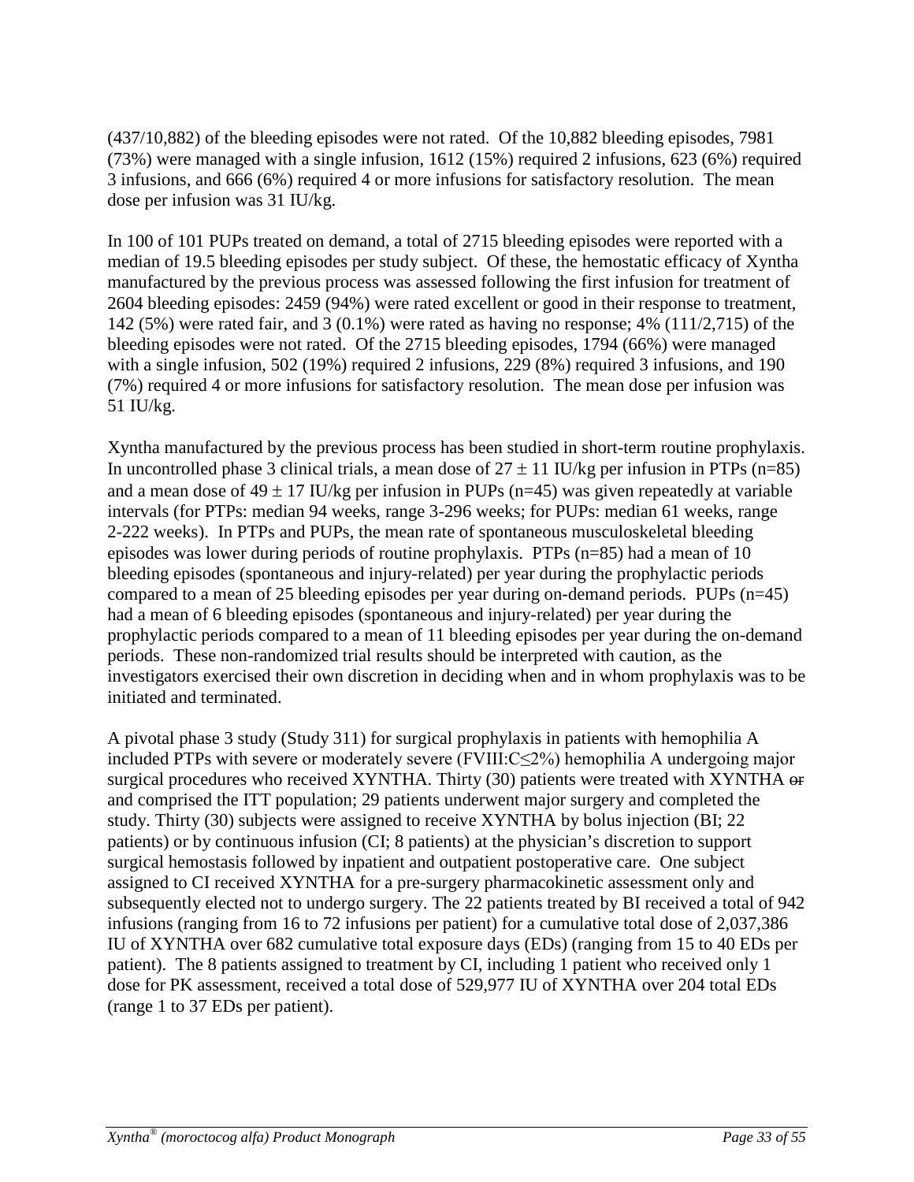(437/10,882) of the bleeding episodes were not rated. Of the 10,882 bleeding episodes, 7981 (73%) were managed with a single infusion, 1612 (15%) required 2 infusions, 623 (6%) required 3 infusions, and 666 (6%) required 4 or more infusions for satisfactory resolution. The mean dose per infusion was 31 IU/kg.

In 100 of 101 PUPs treated on demand, a total of 2715 bleeding episodes were reported with a median of 19.5 bleeding episodes per study subject. Of these, the hemostatic efficacy of Xyntha manufactured by the previous process was assessed following the first infusion for treatment of 2604 bleeding episodes: 2459 (94%) were rated excellent or good in their response to treatment, 142 (5%) were rated fair, and 3 (0.1%) were rated as having no response; 4% (111/2,715) of the bleeding episodes were not rated. Of the 2715 bleeding episodes, 1794 (66%) were managed with a single infusion, 502 (19%) required 2 infusions, 229 (8%) required 3 infusions, and 190 (7%) required 4 or more infusions for satisfactory resolution. The mean dose per infusion was 51 IU/kg.

Xyntha manufactured by the previous process has been studied in short-term routine prophylaxis. In uncontrolled phase 3 clinical trials, a mean dose of $27 \pm 11$ IU/kg per infusion in PTPs (n=85) and a mean dose of $49 \pm 17$ IU/kg per infusion in PUPs (n=45) was given repeatedly at variable intervals (for PTPs: median 94 weeks, range 3-296 weeks; for PUPs: median 61 weeks, range 2-222 weeks). In PTPs and PUPs, the mean rate of spontaneous musculoskeletal bleeding episodes was lower during periods of routine prophylaxis. PTPs (n=85) had a mean of 10 bleeding episodes (spontaneous and injury-related) per year during the prophylactic periods compared to a mean of 25 bleeding episodes per year during on-demand periods. PUPs (n=45) had a mean of 6 bleeding episodes (spontaneous and injury-related) per year during the prophylactic periods compared to a mean of 11 bleeding episodes per year during the on-demand periods. These non-randomized trial results should be interpreted with caution, as the investigators exercised their own discretion in deciding when and in whom prophylaxis was to be initiated and terminated.

A pivotal phase 3 study (Study 311) for surgical prophylaxis in patients with hemophilia A included PTPs with severe or moderately severe (FVIII:C≤2%) hemophilia A undergoing major surgical procedures who received XYNTHA. Thirty (30) patients were treated with XYNTHA ~~or~~ and comprised the ITT population; 29 patients underwent major surgery and completed the study. Thirty (30) subjects were assigned to receive XYNTHA by bolus injection (BI; 22 patients) or by continuous infusion (CI; 8 patients) at the physician's discretion to support surgical hemostasis followed by inpatient and outpatient postoperative care. One subject assigned to CI received XYNTHA for a pre-surgery pharmacokinetic assessment only and subsequently elected not to undergo surgery. The 22 patients treated by BI received a total of 942 infusions (ranging from 16 to 72 infusions per patient) for a cumulative total dose of 2,037,386 IU of XYNTHA over 682 cumulative total exposure days (EDs) (ranging from 15 to 40 EDs per patient). The 8 patients assigned to treatment by CI, including 1 patient who received only 1 dose for PK assessment, received a total dose of 529,977 IU of XYNTHA over 204 total EDs (range 1 to 37 EDs per patient).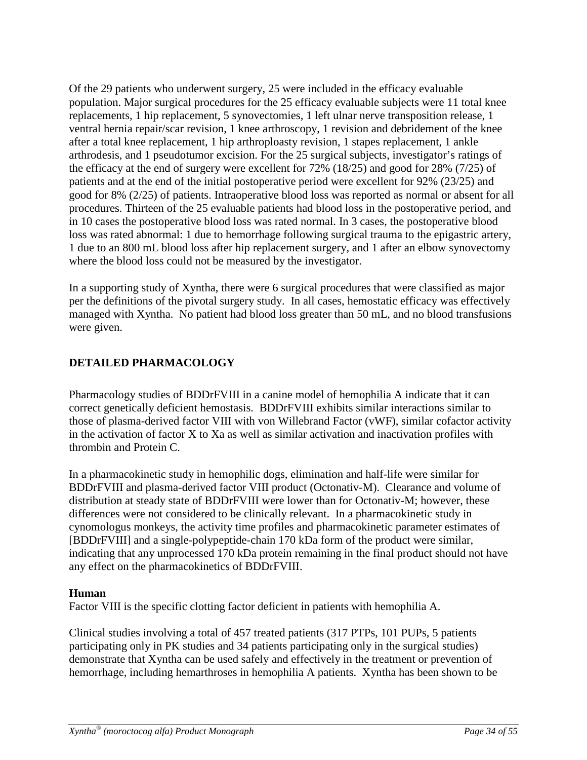Of the 29 patients who underwent surgery, 25 were included in the efficacy evaluable population. Major surgical procedures for the 25 efficacy evaluable subjects were 11 total knee replacements, 1 hip replacement, 5 synovectomies, 1 left ulnar nerve transposition release, 1 ventral hernia repair/scar revision, 1 knee arthroscopy, 1 revision and debridement of the knee after a total knee replacement, 1 hip arthroploasty revision, 1 stapes replacement, 1 ankle arthrodesis, and 1 pseudotumor excision. For the 25 surgical subjects, investigator's ratings of the efficacy at the end of surgery were excellent for 72% (18/25) and good for 28% (7/25) of patients and at the end of the initial postoperative period were excellent for 92% (23/25) and good for 8% (2/25) of patients. Intraoperative blood loss was reported as normal or absent for all procedures. Thirteen of the 25 evaluable patients had blood loss in the postoperative period, and in 10 cases the postoperative blood loss was rated normal. In 3 cases, the postoperative blood loss was rated abnormal: 1 due to hemorrhage following surgical trauma to the epigastric artery, 1 due to an 800 mL blood loss after hip replacement surgery, and 1 after an elbow synovectomy where the blood loss could not be measured by the investigator.

In a supporting study of Xyntha, there were 6 surgical procedures that were classified as major per the definitions of the pivotal surgery study. In all cases, hemostatic efficacy was effectively managed with Xyntha. No patient had blood loss greater than 50 mL, and no blood transfusions were given.

## DETAILED PHARMACOLOGY

Pharmacology studies of BDDrFVIII in a canine model of hemophilia A indicate that it can correct genetically deficient hemostasis. BDDrFVIII exhibits similar interactions similar to those of plasma-derived factor VIII with von Willebrand Factor (vWF), similar cofactor activity in the activation of factor X to Xa as well as similar activation and inactivation profiles with thrombin and Protein C.

In a pharmacokinetic study in hemophilic dogs, elimination and half-life were similar for BDDrFVIII and plasma-derived factor VIII product (Octonativ-M). Clearance and volume of distribution at steady state of BDDrFVIII were lower than for Octonativ-M; however, these differences were not considered to be clinically relevant. In a pharmacokinetic study in cynomologus monkeys, the activity time profiles and pharmacokinetic parameter estimates of [BDDrFVIII] and a single-polypeptide-chain 170 kDa form of the product were similar, indicating that any unprocessed 170 kDa protein remaining in the final product should not have any effect on the pharmacokinetics of BDDrFVIII.

### Human

Factor VIII is the specific clotting factor deficient in patients with hemophilia A.

Clinical studies involving a total of 457 treated patients (317 PTPs, 101 PUPs, 5 patients participating only in PK studies and 34 patients participating only in the surgical studies) demonstrate that Xyntha can be used safely and effectively in the treatment or prevention of hemorrhage, including hemarthroses in hemophilia A patients. Xyntha has been shown to be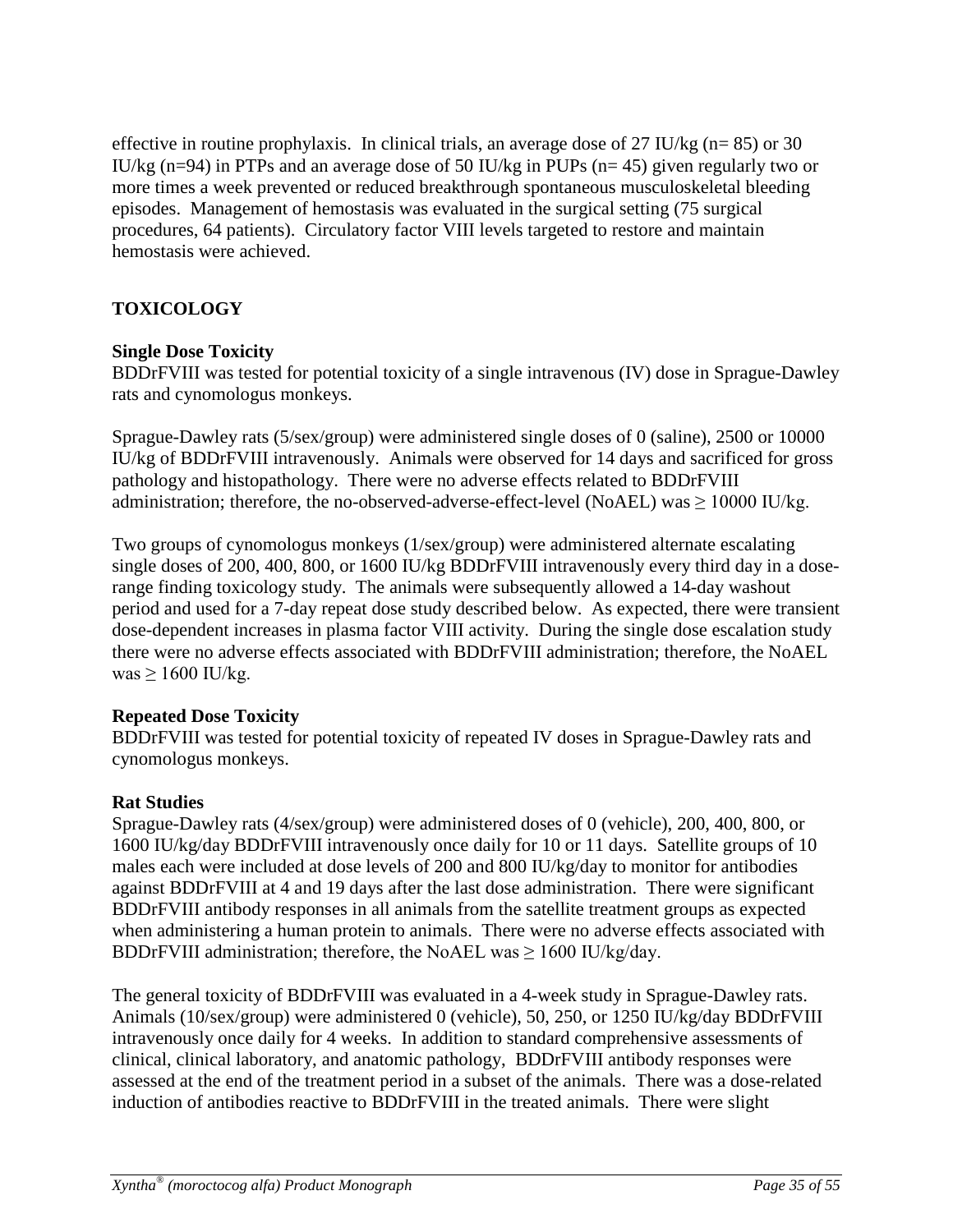effective in routine prophylaxis. In clinical trials, an average dose of 27 IU/kg (n= 85) or 30 IU/kg (n=94) in PTPs and an average dose of 50 IU/kg in PUPs (n= 45) given regularly two or more times a week prevented or reduced breakthrough spontaneous musculoskeletal bleeding episodes. Management of hemostasis was evaluated in the surgical setting (75 surgical procedures, 64 patients). Circulatory factor VIII levels targeted to restore and maintain hemostasis were achieved.

## TOXICOLOGY

### Single Dose Toxicity

BDDrFVIII was tested for potential toxicity of a single intravenous (IV) dose in Sprague-Dawley rats and cynomologus monkeys.

Sprague-Dawley rats (5/sex/group) were administered single doses of 0 (saline), 2500 or 10000 IU/kg of BDDrFVIII intravenously. Animals were observed for 14 days and sacrificed for gross pathology and histopathology. There were no adverse effects related to BDDrFVIII administration; therefore, the no-observed-adverse-effect-level (NoAEL) was ≥ 10000 IU/kg.

Two groups of cynomologus monkeys (1/sex/group) were administered alternate escalating single doses of 200, 400, 800, or 1600 IU/kg BDDrFVIII intravenously every third day in a dose-range finding toxicology study. The animals were subsequently allowed a 14-day washout period and used for a 7-day repeat dose study described below. As expected, there were transient dose-dependent increases in plasma factor VIII activity. During the single dose escalation study there were no adverse effects associated with BDDrFVIII administration; therefore, the NoAEL was ≥ 1600 IU/kg.

### Repeated Dose Toxicity

BDDrFVIII was tested for potential toxicity of repeated IV doses in Sprague-Dawley rats and cynomologus monkeys.

### Rat Studies

Sprague-Dawley rats (4/sex/group) were administered doses of 0 (vehicle), 200, 400, 800, or 1600 IU/kg/day BDDrFVIII intravenously once daily for 10 or 11 days. Satellite groups of 10 males each were included at dose levels of 200 and 800 IU/kg/day to monitor for antibodies against BDDrFVIII at 4 and 19 days after the last dose administration. There were significant BDDrFVIII antibody responses in all animals from the satellite treatment groups as expected when administering a human protein to animals. There were no adverse effects associated with BDDrFVIII administration; therefore, the NoAEL was ≥ 1600 IU/kg/day.

The general toxicity of BDDrFVIII was evaluated in a 4-week study in Sprague-Dawley rats. Animals (10/sex/group) were administered 0 (vehicle), 50, 250, or 1250 IU/kg/day BDDrFVIII intravenously once daily for 4 weeks. In addition to standard comprehensive assessments of clinical, clinical laboratory, and anatomic pathology, BDDrFVIII antibody responses were assessed at the end of the treatment period in a subset of the animals. There was a dose-related induction of antibodies reactive to BDDrFVIII in the treated animals. There were slight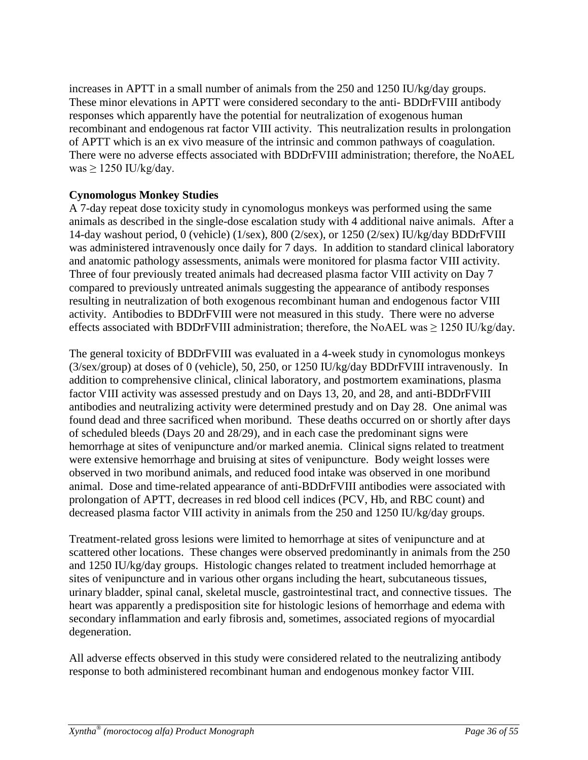increases in APTT in a small number of animals from the 250 and 1250 IU/kg/day groups. These minor elevations in APTT were considered secondary to the anti- BDDrFVIII antibody responses which apparently have the potential for neutralization of exogenous human recombinant and endogenous rat factor VIII activity. This neutralization results in prolongation of APTT which is an ex vivo measure of the intrinsic and common pathways of coagulation. There were no adverse effects associated with BDDrFVIII administration; therefore, the NoAEL was ≥ 1250 IU/kg/day.

**Cynomologus Monkey Studies**

A 7-day repeat dose toxicity study in cynomologus monkeys was performed using the same animals as described in the single-dose escalation study with 4 additional naive animals. After a 14-day washout period, 0 (vehicle) (1/sex), 800 (2/sex), or 1250 (2/sex) IU/kg/day BDDrFVIII was administered intravenously once daily for 7 days. In addition to standard clinical laboratory and anatomic pathology assessments, animals were monitored for plasma factor VIII activity. Three of four previously treated animals had decreased plasma factor VIII activity on Day 7 compared to previously untreated animals suggesting the appearance of antibody responses resulting in neutralization of both exogenous recombinant human and endogenous factor VIII activity. Antibodies to BDDrFVIII were not measured in this study. There were no adverse effects associated with BDDrFVIII administration; therefore, the NoAEL was ≥ 1250 IU/kg/day.

The general toxicity of BDDrFVIII was evaluated in a 4-week study in cynomologus monkeys (3/sex/group) at doses of 0 (vehicle), 50, 250, or 1250 IU/kg/day BDDrFVIII intravenously. In addition to comprehensive clinical, clinical laboratory, and postmortem examinations, plasma factor VIII activity was assessed prestudy and on Days 13, 20, and 28, and anti-BDDrFVIII antibodies and neutralizing activity were determined prestudy and on Day 28. One animal was found dead and three sacrificed when moribund. These deaths occurred on or shortly after days of scheduled bleeds (Days 20 and 28/29), and in each case the predominant signs were hemorrhage at sites of venipuncture and/or marked anemia. Clinical signs related to treatment were extensive hemorrhage and bruising at sites of venipuncture. Body weight losses were observed in two moribund animals, and reduced food intake was observed in one moribund animal. Dose and time-related appearance of anti-BDDrFVIII antibodies were associated with prolongation of APTT, decreases in red blood cell indices (PCV, Hb, and RBC count) and decreased plasma factor VIII activity in animals from the 250 and 1250 IU/kg/day groups.

Treatment-related gross lesions were limited to hemorrhage at sites of venipuncture and at scattered other locations. These changes were observed predominantly in animals from the 250 and 1250 IU/kg/day groups. Histologic changes related to treatment included hemorrhage at sites of venipuncture and in various other organs including the heart, subcutaneous tissues, urinary bladder, spinal canal, skeletal muscle, gastrointestinal tract, and connective tissues. The heart was apparently a predisposition site for histologic lesions of hemorrhage and edema with secondary inflammation and early fibrosis and, sometimes, associated regions of myocardial degeneration.

All adverse effects observed in this study were considered related to the neutralizing antibody response to both administered recombinant human and endogenous monkey factor VIII.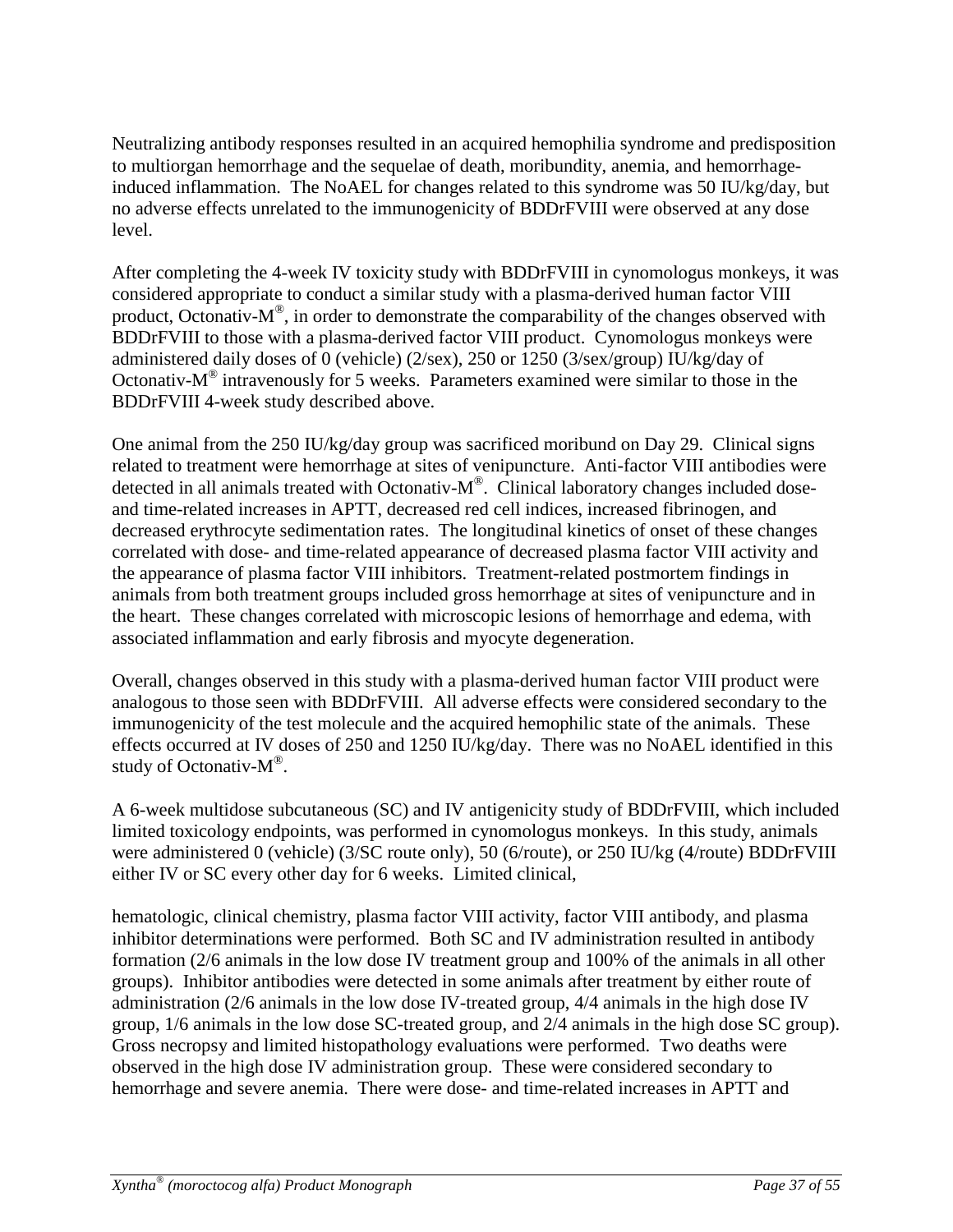Neutralizing antibody responses resulted in an acquired hemophilia syndrome and predisposition to multiorgan hemorrhage and the sequelae of death, moribundity, anemia, and hemorrhage-induced inflammation. The NoAEL for changes related to this syndrome was 50 IU/kg/day, but no adverse effects unrelated to the immunogenicity of BDDrFVIII were observed at any dose level.

After completing the 4-week IV toxicity study with BDDrFVIII in cynomologus monkeys, it was considered appropriate to conduct a similar study with a plasma-derived human factor VIII product, Octonativ-M®, in order to demonstrate the comparability of the changes observed with BDDrFVIII to those with a plasma-derived factor VIII product. Cynomologus monkeys were administered daily doses of 0 (vehicle) (2/sex), 250 or 1250 (3/sex/group) IU/kg/day of Octonativ-M® intravenously for 5 weeks. Parameters examined were similar to those in the BDDrFVIII 4-week study described above.

One animal from the 250 IU/kg/day group was sacrificed moribund on Day 29. Clinical signs related to treatment were hemorrhage at sites of venipuncture. Anti-factor VIII antibodies were detected in all animals treated with Octonativ-M®. Clinical laboratory changes included dose- and time-related increases in APTT, decreased red cell indices, increased fibrinogen, and decreased erythrocyte sedimentation rates. The longitudinal kinetics of onset of these changes correlated with dose- and time-related appearance of decreased plasma factor VIII activity and the appearance of plasma factor VIII inhibitors. Treatment-related postmortem findings in animals from both treatment groups included gross hemorrhage at sites of venipuncture and in the heart. These changes correlated with microscopic lesions of hemorrhage and edema, with associated inflammation and early fibrosis and myocyte degeneration.

Overall, changes observed in this study with a plasma-derived human factor VIII product were analogous to those seen with BDDrFVIII. All adverse effects were considered secondary to the immunogenicity of the test molecule and the acquired hemophilic state of the animals. These effects occurred at IV doses of 250 and 1250 IU/kg/day. There was no NoAEL identified in this study of Octonativ-M®.

A 6-week multidose subcutaneous (SC) and IV antigenicity study of BDDrFVIII, which included limited toxicology endpoints, was performed in cynomologus monkeys. In this study, animals were administered 0 (vehicle) (3/SC route only), 50 (6/route), or 250 IU/kg (4/route) BDDrFVIII either IV or SC every other day for 6 weeks. Limited clinical,

hematologic, clinical chemistry, plasma factor VIII activity, factor VIII antibody, and plasma inhibitor determinations were performed. Both SC and IV administration resulted in antibody formation (2/6 animals in the low dose IV treatment group and 100% of the animals in all other groups). Inhibitor antibodies were detected in some animals after treatment by either route of administration (2/6 animals in the low dose IV-treated group, 4/4 animals in the high dose IV group, 1/6 animals in the low dose SC-treated group, and 2/4 animals in the high dose SC group). Gross necropsy and limited histopathology evaluations were performed. Two deaths were observed in the high dose IV administration group. These were considered secondary to hemorrhage and severe anemia. There were dose- and time-related increases in APTT and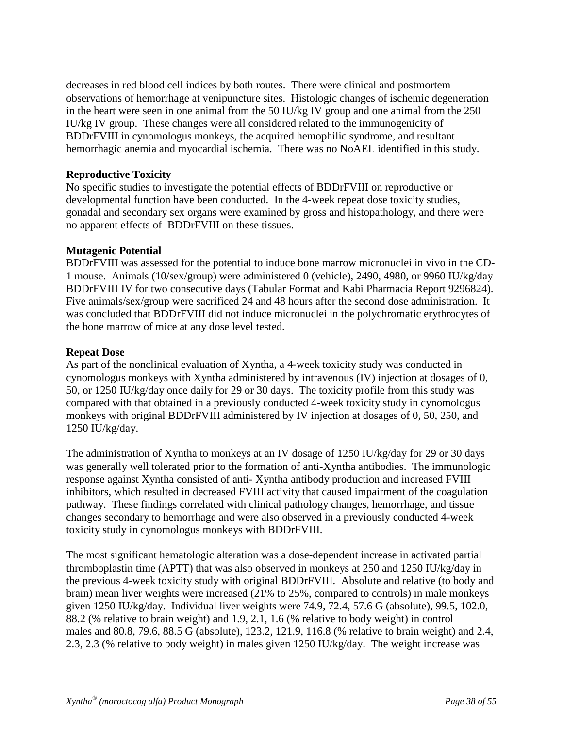decreases in red blood cell indices by both routes. There were clinical and postmortem observations of hemorrhage at venipuncture sites. Histologic changes of ischemic degeneration in the heart were seen in one animal from the 50 IU/kg IV group and one animal from the 250 IU/kg IV group. These changes were all considered related to the immunogenicity of BDDrFVIII in cynomologus monkeys, the acquired hemophilic syndrome, and resultant hemorrhagic anemia and myocardial ischemia. There was no NoAEL identified in this study.

**Reproductive Toxicity**

No specific studies to investigate the potential effects of BDDrFVIII on reproductive or developmental function have been conducted. In the 4-week repeat dose toxicity studies, gonadal and secondary sex organs were examined by gross and histopathology, and there were no apparent effects of BDDrFVIII on these tissues.

**Mutagenic Potential**

BDDrFVIII was assessed for the potential to induce bone marrow micronuclei in vivo in the CD-1 mouse. Animals (10/sex/group) were administered 0 (vehicle), 2490, 4980, or 9960 IU/kg/day BDDrFVIII IV for two consecutive days (Tabular Format and Kabi Pharmacia Report 9296824). Five animals/sex/group were sacrificed 24 and 48 hours after the second dose administration. It was concluded that BDDrFVIII did not induce micronuclei in the polychromatic erythrocytes of the bone marrow of mice at any dose level tested.

**Repeat Dose**

As part of the nonclinical evaluation of Xyntha, a 4-week toxicity study was conducted in cynomologus monkeys with Xyntha administered by intravenous (IV) injection at dosages of 0, 50, or 1250 IU/kg/day once daily for 29 or 30 days. The toxicity profile from this study was compared with that obtained in a previously conducted 4-week toxicity study in cynomologus monkeys with original BDDrFVIII administered by IV injection at dosages of 0, 50, 250, and 1250 IU/kg/day.

The administration of Xyntha to monkeys at an IV dosage of 1250 IU/kg/day for 29 or 30 days was generally well tolerated prior to the formation of anti-Xyntha antibodies. The immunologic response against Xyntha consisted of anti- Xyntha antibody production and increased FVIII inhibitors, which resulted in decreased FVIII activity that caused impairment of the coagulation pathway. These findings correlated with clinical pathology changes, hemorrhage, and tissue changes secondary to hemorrhage and were also observed in a previously conducted 4-week toxicity study in cynomologus monkeys with BDDrFVIII.

The most significant hematologic alteration was a dose-dependent increase in activated partial thromboplastin time (APTT) that was also observed in monkeys at 250 and 1250 IU/kg/day in the previous 4-week toxicity study with original BDDrFVIII. Absolute and relative (to body and brain) mean liver weights were increased (21% to 25%, compared to controls) in male monkeys given 1250 IU/kg/day. Individual liver weights were 74.9, 72.4, 57.6 G (absolute), 99.5, 102.0, 88.2 (% relative to brain weight) and 1.9, 2.1, 1.6 (% relative to body weight) in control males and 80.8, 79.6, 88.5 G (absolute), 123.2, 121.9, 116.8 (% relative to brain weight) and 2.4, 2.3, 2.3 (% relative to body weight) in males given 1250 IU/kg/day. The weight increase was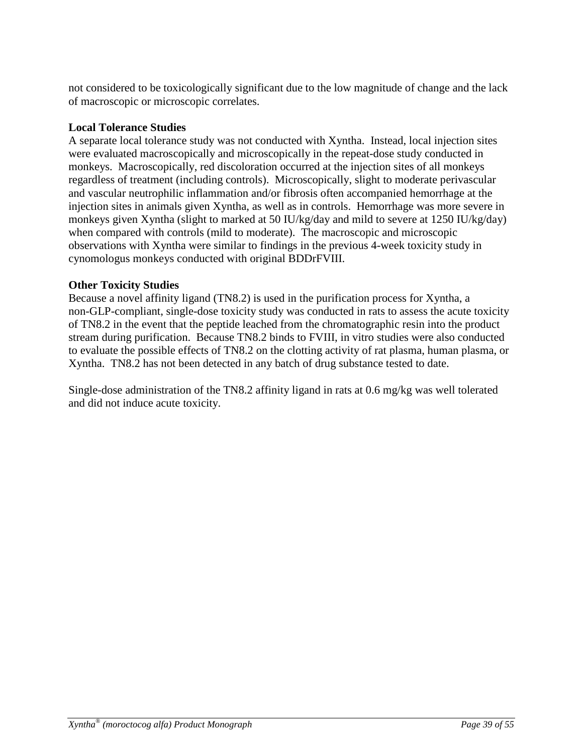not considered to be toxicologically significant due to the low magnitude of change and the lack of macroscopic or microscopic correlates.

**Local Tolerance Studies**

A separate local tolerance study was not conducted with Xyntha. Instead, local injection sites were evaluated macroscopically and microscopically in the repeat-dose study conducted in monkeys. Macroscopically, red discoloration occurred at the injection sites of all monkeys regardless of treatment (including controls). Microscopically, slight to moderate perivascular and vascular neutrophilic inflammation and/or fibrosis often accompanied hemorrhage at the injection sites in animals given Xyntha, as well as in controls. Hemorrhage was more severe in monkeys given Xyntha (slight to marked at 50 IU/kg/day and mild to severe at 1250 IU/kg/day) when compared with controls (mild to moderate). The macroscopic and microscopic observations with Xyntha were similar to findings in the previous 4-week toxicity study in cynomologus monkeys conducted with original BDDrFVIII.

**Other Toxicity Studies**

Because a novel affinity ligand (TN8.2) is used in the purification process for Xyntha, a non-GLP-compliant, single-dose toxicity study was conducted in rats to assess the acute toxicity of TN8.2 in the event that the peptide leached from the chromatographic resin into the product stream during purification. Because TN8.2 binds to FVIII, in vitro studies were also conducted to evaluate the possible effects of TN8.2 on the clotting activity of rat plasma, human plasma, or Xyntha. TN8.2 has not been detected in any batch of drug substance tested to date.

Single-dose administration of the TN8.2 affinity ligand in rats at 0.6 mg/kg was well tolerated and did not induce acute toxicity.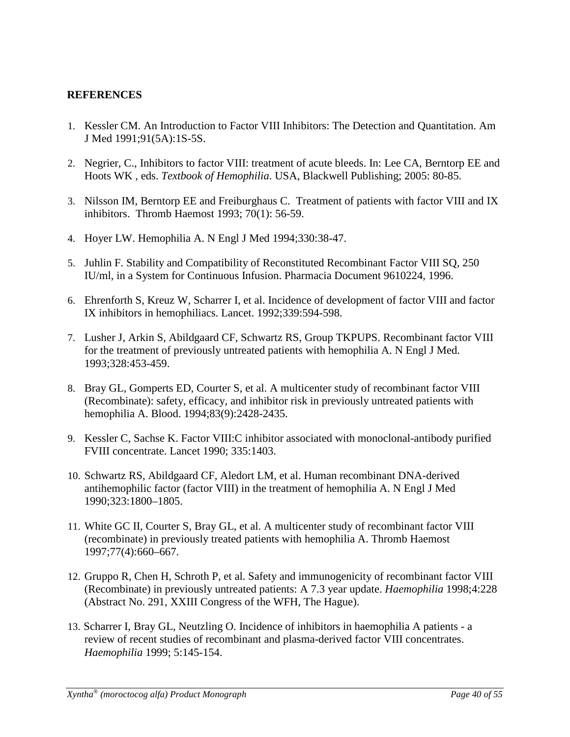## REFERENCES

1. Kessler CM. An Introduction to Factor VIII Inhibitors: The Detection and Quantitation. Am J Med 1991;91(5A):1S-5S.
2. Negrier, C., Inhibitors to factor VIII: treatment of acute bleeds. In: Lee CA, Berntorp EE and Hoots WK , eds. *Textbook of Hemophilia*. USA, Blackwell Publishing; 2005: 80-85.
3. Nilsson IM, Berntorp EE and Freiburghaus C. Treatment of patients with factor VIII and IX inhibitors. Thromb Haemost 1993; 70(1): 56-59.
4. Hoyer LW. Hemophilia A. N Engl J Med 1994;330:38-47.
5. Juhlin F. Stability and Compatibility of Reconstituted Recombinant Factor VIII SQ, 250 IU/ml, in a System for Continuous Infusion. Pharmacia Document 9610224, 1996.
6. Ehrenforth S, Kreuz W, Scharrer I, et al. Incidence of development of factor VIII and factor IX inhibitors in hemophiliacs. Lancet. 1992;339:594-598.
7. Lusher J, Arkin S, Abildgaard CF, Schwartz RS, Group TKPUPS. Recombinant factor VIII for the treatment of previously untreated patients with hemophilia A. N Engl J Med. 1993;328:453-459.
8. Bray GL, Gomperts ED, Courter S, et al. A multicenter study of recombinant factor VIII (Recombinate): safety, efficacy, and inhibitor risk in previously untreated patients with hemophilia A. Blood. 1994;83(9):2428-2435.
9. Kessler C, Sachse K. Factor VIII:C inhibitor associated with monoclonal-antibody purified FVIII concentrate. Lancet 1990; 335:1403.
10. Schwartz RS, Abildgaard CF, Aledort LM, et al. Human recombinant DNA-derived antihemophilic factor (factor VIII) in the treatment of hemophilia A. N Engl J Med 1990;323:1800–1805.
11. White GC II, Courter S, Bray GL, et al. A multicenter study of recombinant factor VIII (recombinate) in previously treated patients with hemophilia A. Thromb Haemost 1997;77(4):660–667.
12. Gruppo R, Chen H, Schroth P, et al. Safety and immunogenicity of recombinant factor VIII (Recombinate) in previously untreated patients: A 7.3 year update. *Haemophilia* 1998;4:228 (Abstract No. 291, XXIII Congress of the WFH, The Hague).
13. Scharrer I, Bray GL, Neutzling O. Incidence of inhibitors in haemophilia A patients - a review of recent studies of recombinant and plasma-derived factor VIII concentrates. *Haemophilia* 1999; 5:145-154.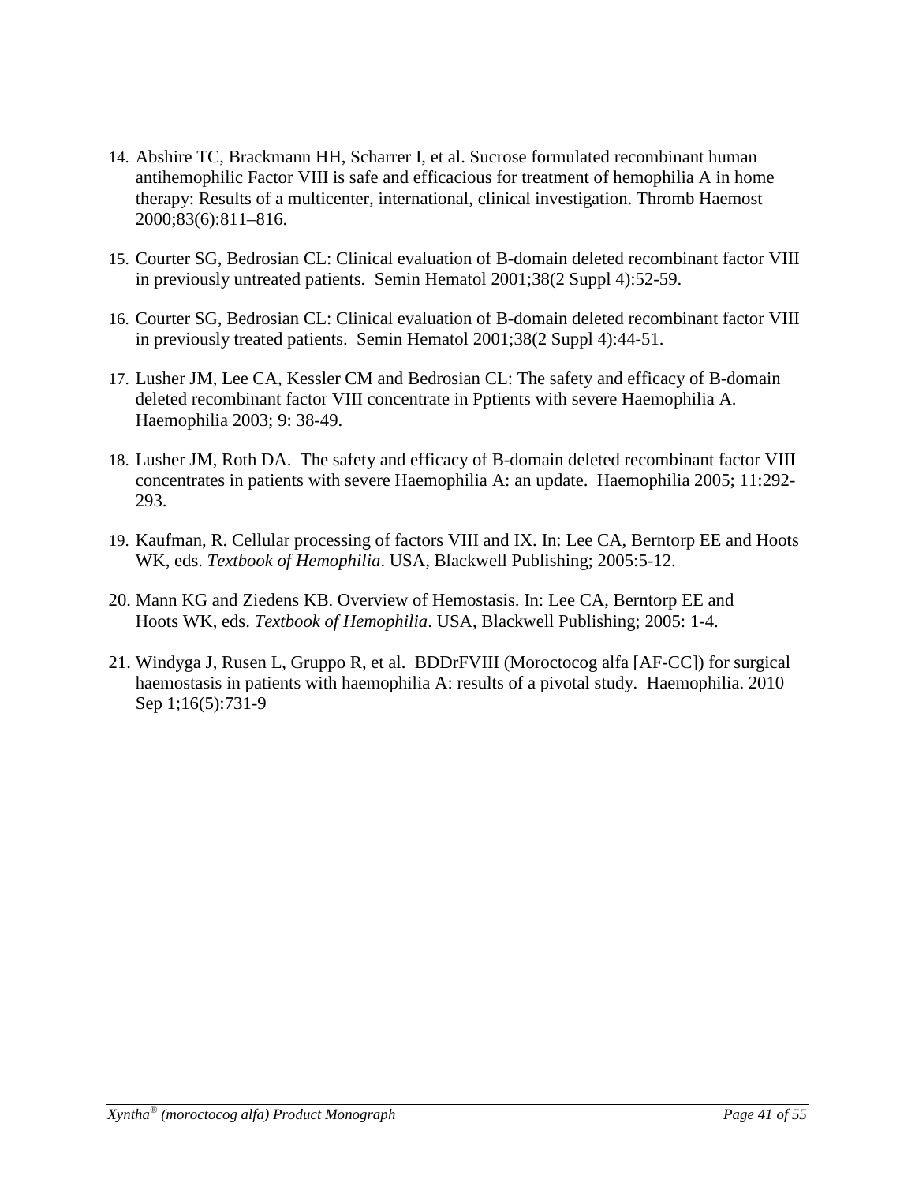14. Abshire TC, Brackmann HH, Scharrer I, et al. Sucrose formulated recombinant human antihemophilic Factor VIII is safe and efficacious for treatment of hemophilia A in home therapy: Results of a multicenter, international, clinical investigation. Thromb Haemost 2000;83(6):811–816.

15. Courter SG, Bedrosian CL: Clinical evaluation of B-domain deleted recombinant factor VIII in previously untreated patients. Semin Hematol 2001;38(2 Suppl 4):52-59.

16. Courter SG, Bedrosian CL: Clinical evaluation of B-domain deleted recombinant factor VIII in previously treated patients. Semin Hematol 2001;38(2 Suppl 4):44-51.

17. Lusher JM, Lee CA, Kessler CM and Bedrosian CL: The safety and efficacy of B-domain deleted recombinant factor VIII concentrate in Pptients with severe Haemophilia A. Haemophilia 2003; 9: 38-49.

18. Lusher JM, Roth DA. The safety and efficacy of B-domain deleted recombinant factor VIII concentrates in patients with severe Haemophilia A: an update. Haemophilia 2005; 11:292-293.

19. Kaufman, R. Cellular processing of factors VIII and IX. In: Lee CA, Berntorp EE and Hoots WK, eds. *Textbook of Hemophilia*. USA, Blackwell Publishing; 2005:5-12.

20. Mann KG and Ziedens KB. Overview of Hemostasis. In: Lee CA, Berntorp EE and Hoots WK, eds. *Textbook of Hemophilia*. USA, Blackwell Publishing; 2005: 1-4.

21. Windyga J, Rusen L, Gruppo R, et al. BDDrFVIII (Moroctocog alfa [AF-CC]) for surgical haemostasis in patients with haemophilia A: results of a pivotal study. Haemophilia. 2010 Sep 1;16(5):731-9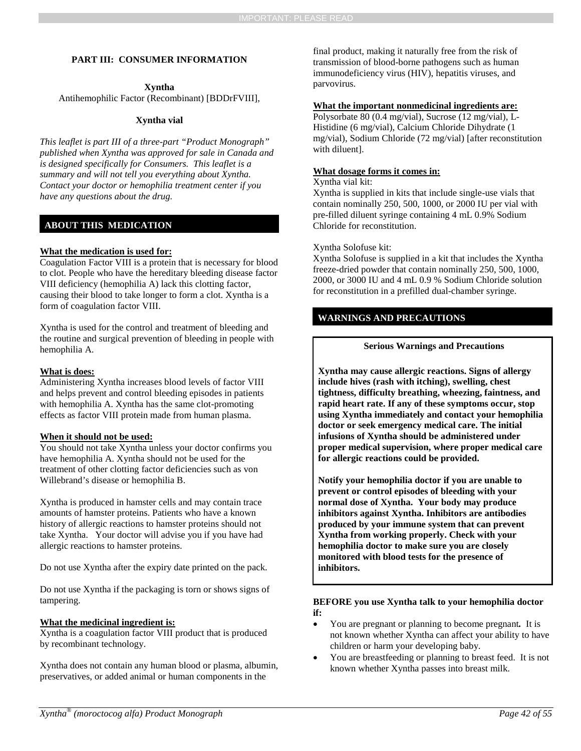## PART III: CONSUMER INFORMATION

**Xyntha**

Antihemophilic Factor (Recombinant) [BDDrFVIII],

**Xyntha vial**

*This leaflet is part III of a three-part "Product Monograph" published when Xyntha was approved for sale in Canada and is designed specifically for Consumers. This leaflet is a summary and will not tell you everything about Xyntha. Contact your doctor or hemophilia treatment center if you have any questions about the drug.*

### ABOUT THIS MEDICATION

**What the medication is used for:**

Coagulation Factor VIII is a protein that is necessary for blood to clot. People who have the hereditary bleeding disease factor VIII deficiency (hemophilia A) lack this clotting factor, causing their blood to take longer to form a clot. Xyntha is a form of coagulation factor VIII.

Xyntha is used for the control and treatment of bleeding and the routine and surgical prevention of bleeding in people with hemophilia A.

**What is does:**

Administering Xyntha increases blood levels of factor VIII and helps prevent and control bleeding episodes in patients with hemophilia A. Xyntha has the same clot-promoting effects as factor VIII protein made from human plasma.

**When it should not be used:**

You should not take Xyntha unless your doctor confirms you have hemophilia A. Xyntha should not be used for the treatment of other clotting factor deficiencies such as von Willebrand's disease or hemophilia B.

Xyntha is produced in hamster cells and may contain trace amounts of hamster proteins. Patients who have a known history of allergic reactions to hamster proteins should not take Xyntha. Your doctor will advise you if you have had allergic reactions to hamster proteins.

Do not use Xyntha after the expiry date printed on the pack.

Do not use Xyntha if the packaging is torn or shows signs of tampering.

**What the medicinal ingredient is:**

Xyntha is a coagulation factor VIII product that is produced by recombinant technology.

Xyntha does not contain any human blood or plasma, albumin, preservatives, or added animal or human components in the final product, making it naturally free from the risk of transmission of blood-borne pathogens such as human immunodeficiency virus (HIV), hepatitis viruses, and parvovirus.

**What the important nonmedicinal ingredients are:**

Polysorbate 80 (0.4 mg/vial), Sucrose (12 mg/vial), L-Histidine (6 mg/vial), Calcium Chloride Dihydrate (1 mg/vial), Sodium Chloride (72 mg/vial) [after reconstitution with diluent].

**What dosage forms it comes in:**

Xyntha vial kit:

Xyntha is supplied in kits that include single-use vials that contain nominally 250, 500, 1000, or 2000 IU per vial with pre-filled diluent syringe containing 4 mL 0.9% Sodium Chloride for reconstitution.

Xyntha Solofuse kit:

Xyntha Solofuse is supplied in a kit that includes the Xyntha freeze-dried powder that contain nominally 250, 500, 1000, 2000, or 3000 IU and 4 mL 0.9 % Sodium Chloride solution for reconstitution in a prefilled dual-chamber syringe.

### WARNINGS AND PRECAUTIONS

**Serious Warnings and Precautions**

**Xyntha may cause allergic reactions. Signs of allergy include hives (rash with itching), swelling, chest tightness, difficulty breathing, wheezing, faintness, and rapid heart rate. If any of these symptoms occur, stop using Xyntha immediately and contact your hemophilia doctor or seek emergency medical care. The initial infusions of Xyntha should be administered under proper medical supervision, where proper medical care for allergic reactions could be provided.**

**Notify your hemophilia doctor if you are unable to prevent or control episodes of bleeding with your normal dose of Xyntha. Your body may produce inhibitors against Xyntha. Inhibitors are antibodies produced by your immune system that can prevent Xyntha from working properly. Check with your hemophilia doctor to make sure you are closely monitored with blood tests for the presence of inhibitors.**

**BEFORE you use Xyntha talk to your hemophilia doctor if:**

- You are pregnant or planning to become pregnant**.** It is not known whether Xyntha can affect your ability to have children or harm your developing baby.
- You are breastfeeding or planning to breast feed. It is not known whether Xyntha passes into breast milk.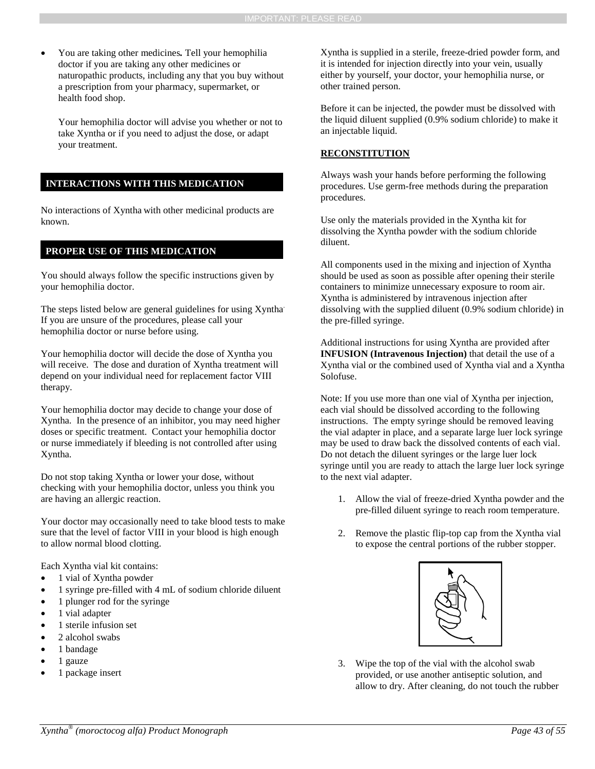- You are taking other medicines**.** Tell your hemophilia doctor if you are taking any other medicines or naturopathic products, including any that you buy without a prescription from your pharmacy, supermarket, or health food shop.

  Your hemophilia doctor will advise you whether or not to take Xyntha or if you need to adjust the dose, or adapt your treatment.

## INTERACTIONS WITH THIS MEDICATION

No interactions of Xyntha with other medicinal products are known.

## PROPER USE OF THIS MEDICATION

You should always follow the specific instructions given by your hemophilia doctor.

The steps listed below are general guidelines for using Xyntha. If you are unsure of the procedures, please call your hemophilia doctor or nurse before using.

Your hemophilia doctor will decide the dose of Xyntha you will receive. The dose and duration of Xyntha treatment will depend on your individual need for replacement factor VIII therapy.

Your hemophilia doctor may decide to change your dose of Xyntha. In the presence of an inhibitor, you may need higher doses or specific treatment. Contact your hemophilia doctor or nurse immediately if bleeding is not controlled after using Xyntha.

Do not stop taking Xyntha or lower your dose, without checking with your hemophilia doctor, unless you think you are having an allergic reaction.

Your doctor may occasionally need to take blood tests to make sure that the level of factor VIII in your blood is high enough to allow normal blood clotting.

Each Xyntha vial kit contains:

- 1 vial of Xyntha powder
- 1 syringe pre-filled with 4 mL of sodium chloride diluent
- 1 plunger rod for the syringe
- 1 vial adapter
- 1 sterile infusion set
- 2 alcohol swabs
- 1 bandage
- 1 gauze
- 1 package insert

Xyntha is supplied in a sterile, freeze-dried powder form, and it is intended for injection directly into your vein, usually either by yourself, your doctor, your hemophilia nurse, or other trained person.

Before it can be injected, the powder must be dissolved with the liquid diluent supplied (0.9% sodium chloride) to make it an injectable liquid.

**RECONSTITUTION**

Always wash your hands before performing the following procedures. Use germ-free methods during the preparation procedures.

Use only the materials provided in the Xyntha kit for dissolving the Xyntha powder with the sodium chloride diluent.

All components used in the mixing and injection of Xyntha should be used as soon as possible after opening their sterile containers to minimize unnecessary exposure to room air. Xyntha is administered by intravenous injection after dissolving with the supplied diluent (0.9% sodium chloride) in the pre-filled syringe.

Additional instructions for using Xyntha are provided after **INFUSION (Intravenous Injection)** that detail the use of a Xyntha vial or the combined used of Xyntha vial and a Xyntha Solofuse.

Note: If you use more than one vial of Xyntha per injection, each vial should be dissolved according to the following instructions. The empty syringe should be removed leaving the vial adapter in place, and a separate large luer lock syringe may be used to draw back the dissolved contents of each vial. Do not detach the diluent syringes or the large luer lock syringe until you are ready to attach the large luer lock syringe to the next vial adapter.

1. Allow the vial of freeze-dried Xyntha powder and the pre-filled diluent syringe to reach room temperature.
2. Remove the plastic flip-top cap from the Xyntha vial to expose the central portions of the rubber stopper.
3. Wipe the top of the vial with the alcohol swab provided, or use another antiseptic solution, and allow to dry. After cleaning, do not touch the rubber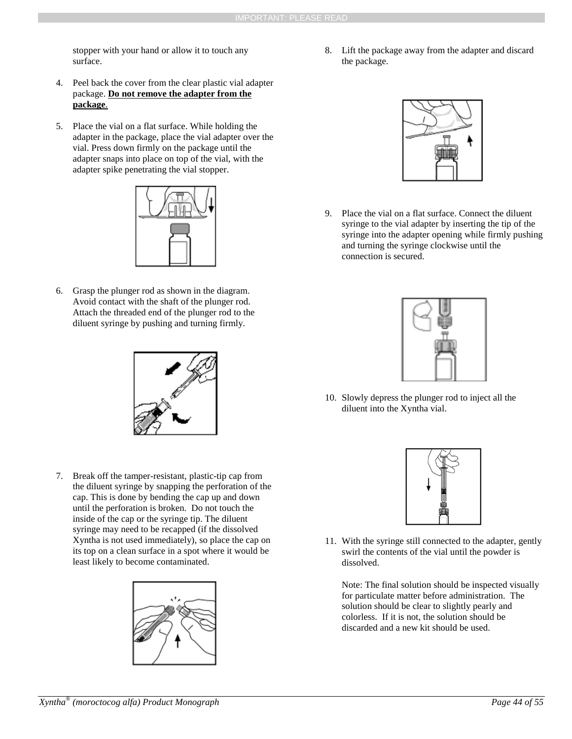stopper with your hand or allow it to touch any surface.

4. Peel back the cover from the clear plastic vial adapter package. **<u>Do not remove the adapter from the package</u>**.

5. Place the vial on a flat surface. While holding the adapter in the package, place the vial adapter over the vial. Press down firmly on the package until the adapter snaps into place on top of the vial, with the adapter spike penetrating the vial stopper.

6. Grasp the plunger rod as shown in the diagram. Avoid contact with the shaft of the plunger rod. Attach the threaded end of the plunger rod to the diluent syringe by pushing and turning firmly.

7. Break off the tamper-resistant, plastic-tip cap from the diluent syringe by snapping the perforation of the cap. This is done by bending the cap up and down until the perforation is broken. Do not touch the inside of the cap or the syringe tip. The diluent syringe may need to be recapped (if the dissolved Xyntha is not used immediately), so place the cap on its top on a clean surface in a spot where it would be least likely to become contaminated.

8. Lift the package away from the adapter and discard the package.

9. Place the vial on a flat surface. Connect the diluent syringe to the vial adapter by inserting the tip of the syringe into the adapter opening while firmly pushing and turning the syringe clockwise until the connection is secured.

10. Slowly depress the plunger rod to inject all the diluent into the Xyntha vial.

11. With the syringe still connected to the adapter, gently swirl the contents of the vial until the powder is dissolved.

    Note: The final solution should be inspected visually for particulate matter before administration. The solution should be clear to slightly pearly and colorless. If it is not, the solution should be discarded and a new kit should be used.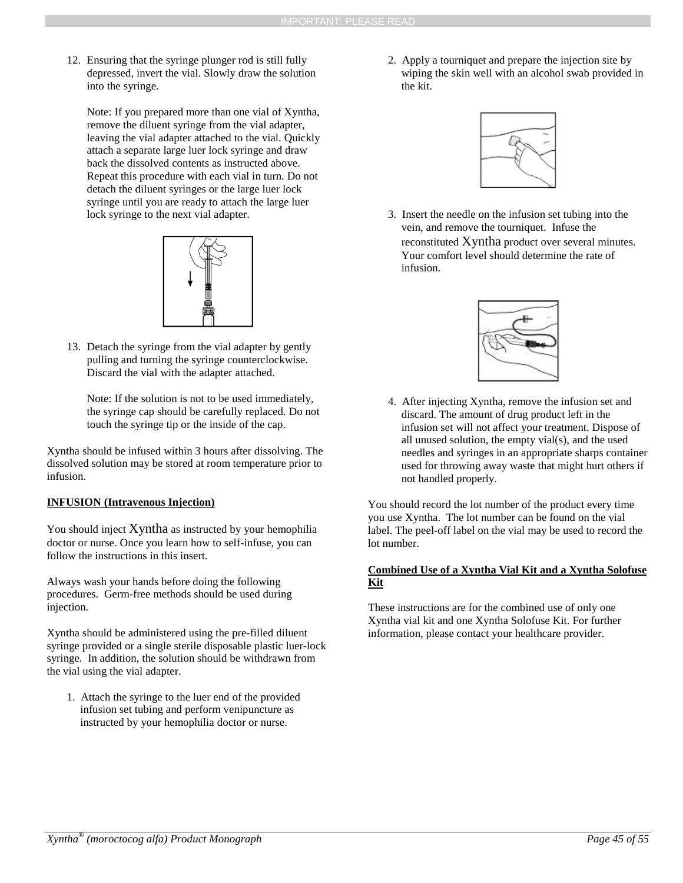12. Ensuring that the syringe plunger rod is still fully depressed, invert the vial. Slowly draw the solution into the syringe.

    Note: If you prepared more than one vial of Xyntha, remove the diluent syringe from the vial adapter, leaving the vial adapter attached to the vial. Quickly attach a separate large luer lock syringe and draw back the dissolved contents as instructed above. Repeat this procedure with each vial in turn. Do not detach the diluent syringes or the large luer lock syringe until you are ready to attach the large luer lock syringe to the next vial adapter.

13. Detach the syringe from the vial adapter by gently pulling and turning the syringe counterclockwise. Discard the vial with the adapter attached.

    Note: If the solution is not to be used immediately, the syringe cap should be carefully replaced. Do not touch the syringe tip or the inside of the cap.

Xyntha should be infused within 3 hours after dissolving. The dissolved solution may be stored at room temperature prior to infusion.

**INFUSION (Intravenous Injection)**

You should inject Xyntha as instructed by your hemophilia doctor or nurse. Once you learn how to self-infuse, you can follow the instructions in this insert.

Always wash your hands before doing the following procedures. Germ-free methods should be used during injection.

Xyntha should be administered using the pre-filled diluent syringe provided or a single sterile disposable plastic luer-lock syringe. In addition, the solution should be withdrawn from the vial using the vial adapter.

1. Attach the syringe to the luer end of the provided infusion set tubing and perform venipuncture as instructed by your hemophilia doctor or nurse.
2. Apply a tourniquet and prepare the injection site by wiping the skin well with an alcohol swab provided in the kit.
3. Insert the needle on the infusion set tubing into the vein, and remove the tourniquet. Infuse the reconstituted Xyntha product over several minutes. Your comfort level should determine the rate of infusion.
4. After injecting Xyntha, remove the infusion set and discard. The amount of drug product left in the infusion set will not affect your treatment. Dispose of all unused solution, the empty vial(s), and the used needles and syringes in an appropriate sharps container used for throwing away waste that might hurt others if not handled properly.

You should record the lot number of the product every time you use Xyntha. The lot number can be found on the vial label. The peel-off label on the vial may be used to record the lot number.

**Combined Use of a Xyntha Vial Kit and a Xyntha Solofuse Kit**

These instructions are for the combined use of only one Xyntha vial kit and one Xyntha Solofuse Kit. For further information, please contact your healthcare provider.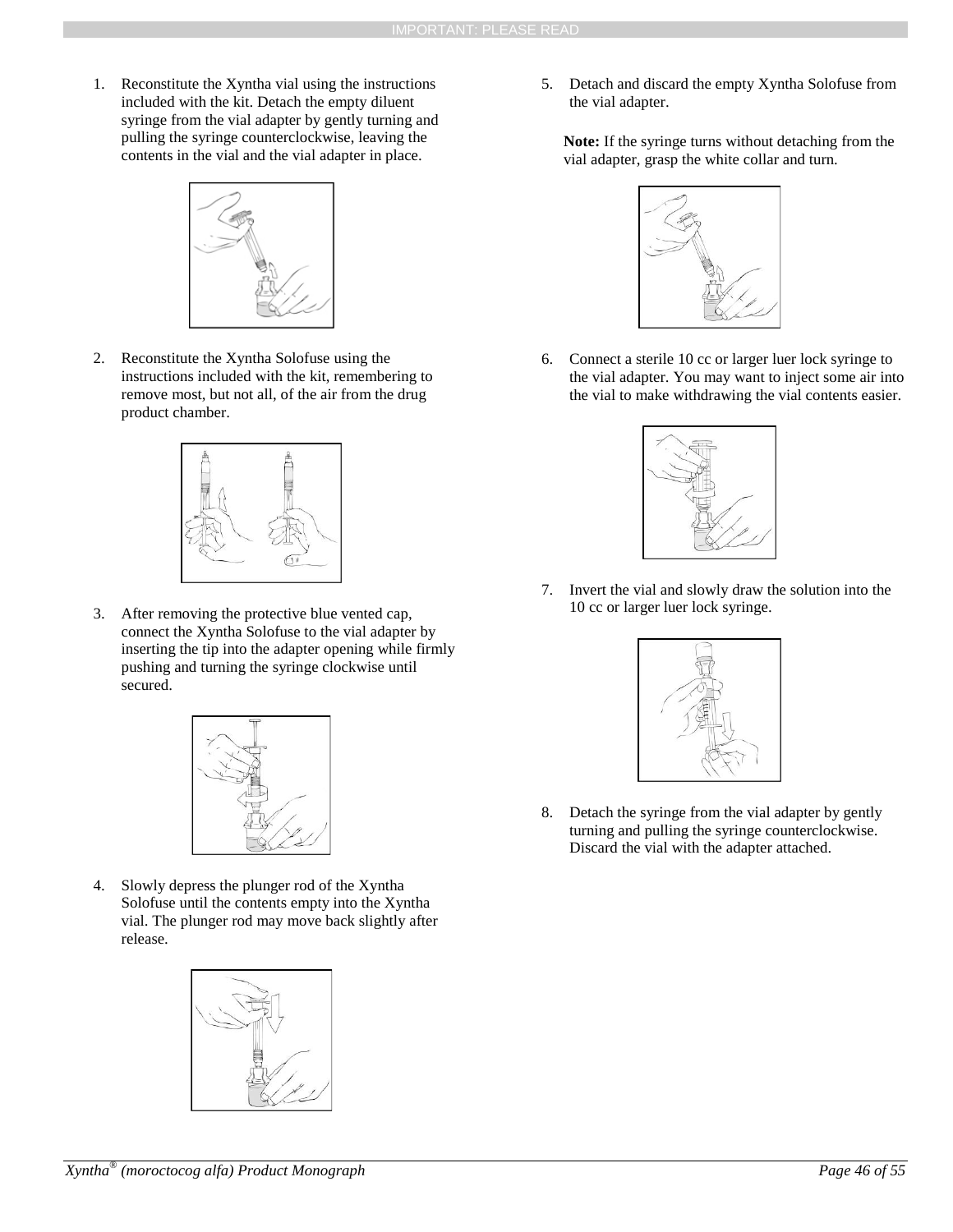1. Reconstitute the Xyntha vial using the instructions included with the kit. Detach the empty diluent syringe from the vial adapter by gently turning and pulling the syringe counterclockwise, leaving the contents in the vial and the vial adapter in place.

2. Reconstitute the Xyntha Solofuse using the instructions included with the kit, remembering to remove most, but not all, of the air from the drug product chamber.

3. After removing the protective blue vented cap, connect the Xyntha Solofuse to the vial adapter by inserting the tip into the adapter opening while firmly pushing and turning the syringe clockwise until secured.

4. Slowly depress the plunger rod of the Xyntha Solofuse until the contents empty into the Xyntha vial. The plunger rod may move back slightly after release.

5. Detach and discard the empty Xyntha Solofuse from the vial adapter.

   **Note:** If the syringe turns without detaching from the vial adapter, grasp the white collar and turn.

6. Connect a sterile 10 cc or larger luer lock syringe to the vial adapter. You may want to inject some air into the vial to make withdrawing the vial contents easier.

7. Invert the vial and slowly draw the solution into the 10 cc or larger luer lock syringe.

8. Detach the syringe from the vial adapter by gently turning and pulling the syringe counterclockwise. Discard the vial with the adapter attached.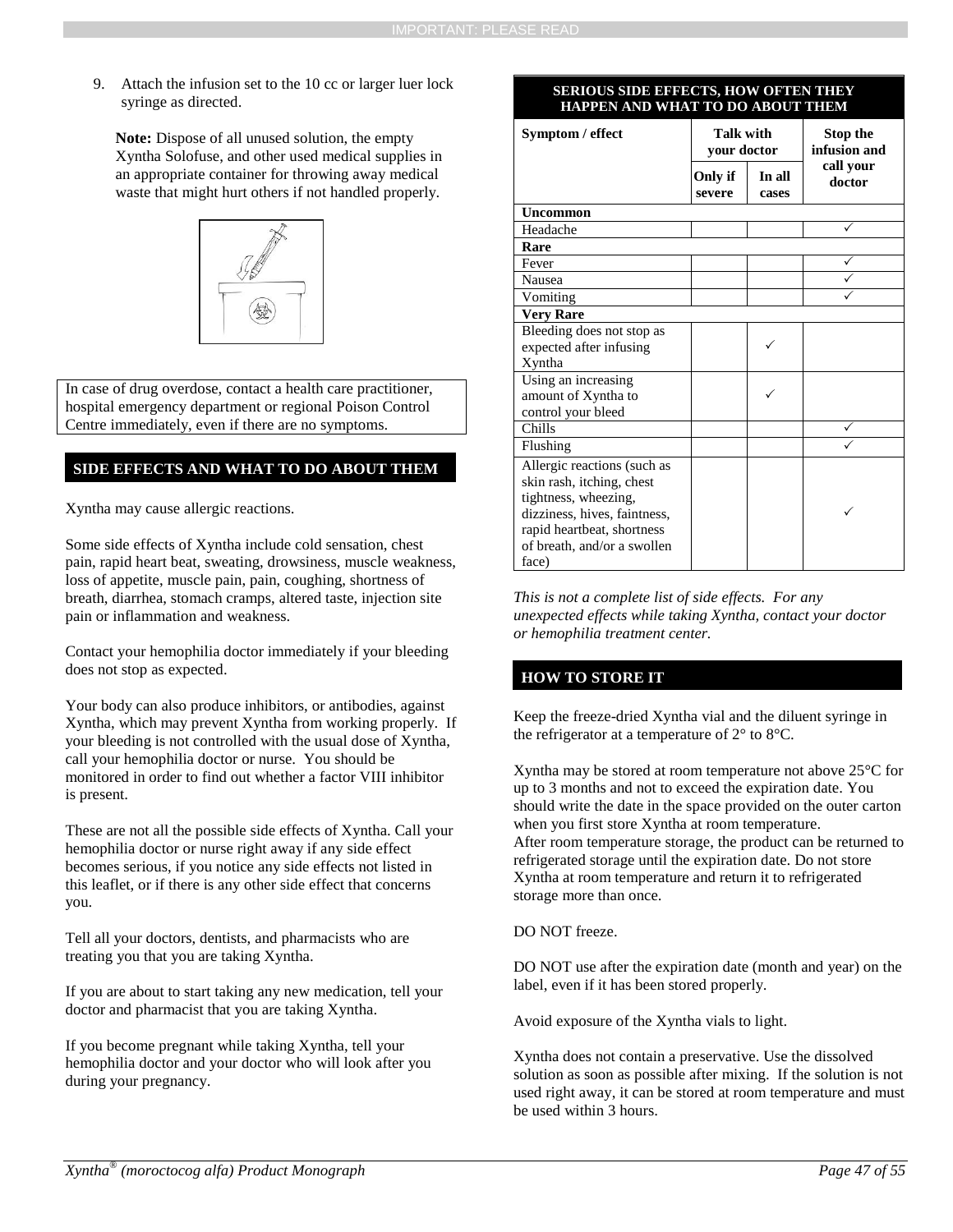9. Attach the infusion set to the 10 cc or larger luer lock syringe as directed.

   **Note:** Dispose of all unused solution, the empty Xyntha Solofuse, and other used medical supplies in an appropriate container for throwing away medical waste that might hurt others if not handled properly.

In case of drug overdose, contact a health care practitioner, hospital emergency department or regional Poison Control Centre immediately, even if there are no symptoms.

## SIDE EFFECTS AND WHAT TO DO ABOUT THEM

Xyntha may cause allergic reactions.

Some side effects of Xyntha include cold sensation, chest pain, rapid heart beat, sweating, drowsiness, muscle weakness, loss of appetite, muscle pain, pain, coughing, shortness of breath, diarrhea, stomach cramps, altered taste, injection site pain or inflammation and weakness.

Contact your hemophilia doctor immediately if your bleeding does not stop as expected.

Your body can also produce inhibitors, or antibodies, against Xyntha, which may prevent Xyntha from working properly. If your bleeding is not controlled with the usual dose of Xyntha, call your hemophilia doctor or nurse. You should be monitored in order to find out whether a factor VIII inhibitor is present.

These are not all the possible side effects of Xyntha. Call your hemophilia doctor or nurse right away if any side effect becomes serious, if you notice any side effects not listed in this leaflet, or if there is any other side effect that concerns you.

Tell all your doctors, dentists, and pharmacists who are treating you that you are taking Xyntha.

If you are about to start taking any new medication, tell your doctor and pharmacist that you are taking Xyntha.

If you become pregnant while taking Xyntha, tell your hemophilia doctor and your doctor who will look after you during your pregnancy.

**SERIOUS SIDE EFFECTS, HOW OFTEN THEY HAPPEN AND WHAT TO DO ABOUT THEM**

| Symptom / effect | Talk with your doctor | | Stop the infusion and call your doctor |
|---|---|---|---|
| | Only if severe | In all cases | |
| **Uncommon** | | | |
| Headache | | | ✓ |
| **Rare** | | | |
| Fever | | | ✓ |
| Nausea | | | ✓ |
| Vomiting | | | ✓ |
| **Very Rare** | | | |
| Bleeding does not stop as expected after infusing Xyntha | | ✓ | |
| Using an increasing amount of Xyntha to control your bleed | | ✓ | |
| Chills | | | ✓ |
| Flushing | | | ✓ |
| Allergic reactions (such as skin rash, itching, chest tightness, wheezing, dizziness, hives, faintness, rapid heartbeat, shortness of breath, and/or a swollen face) | | | ✓ |

*This is not a complete list of side effects. For any unexpected effects while taking Xyntha, contact your doctor or hemophilia treatment center.*

## HOW TO STORE IT

Keep the freeze-dried Xyntha vial and the diluent syringe in the refrigerator at a temperature of 2° to 8°C.

Xyntha may be stored at room temperature not above 25°C for up to 3 months and not to exceed the expiration date. You should write the date in the space provided on the outer carton when you first store Xyntha at room temperature.
After room temperature storage, the product can be returned to refrigerated storage until the expiration date. Do not store Xyntha at room temperature and return it to refrigerated storage more than once.

DO NOT freeze.

DO NOT use after the expiration date (month and year) on the label, even if it has been stored properly.

Avoid exposure of the Xyntha vials to light.

Xyntha does not contain a preservative. Use the dissolved solution as soon as possible after mixing. If the solution is not used right away, it can be stored at room temperature and must be used within 3 hours.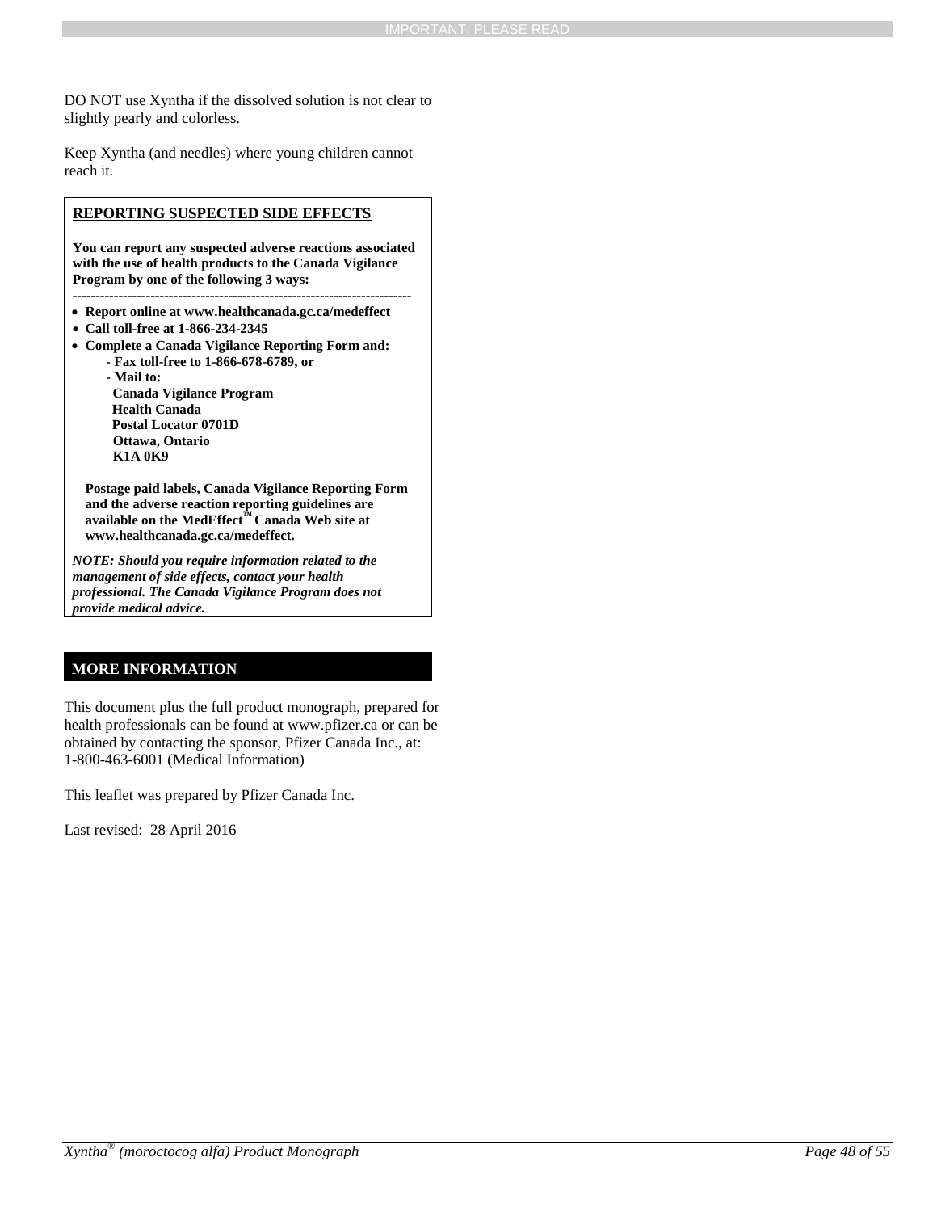DO NOT use Xyntha if the dissolved solution is not clear to slightly pearly and colorless.

Keep Xyntha (and needles) where young children cannot reach it.

**REPORTING SUSPECTED SIDE EFFECTS**

**You can report any suspected adverse reactions associated with the use of health products to the Canada Vigilance Program by one of the following 3 ways:**

- **Report online at www.healthcanada.gc.ca/medeffect**
- **Call toll-free at 1-866-234-2345**
- **Complete a Canada Vigilance Reporting Form and:**
  - **Fax toll-free to 1-866-678-6789, or**
  - **Mail to:**
    **Canada Vigilance Program**
    **Health Canada**
    **Postal Locator 0701D**
    **Ottawa, Ontario**
    **K1A 0K9**

**Postage paid labels, Canada Vigilance Reporting Form and the adverse reaction reporting guidelines are available on the MedEffect™ Canada Web site at www.healthcanada.gc.ca/medeffect.**

***NOTE: Should you require information related to the management of side effects, contact your health professional. The Canada Vigilance Program does not provide medical advice.***

## MORE INFORMATION

This document plus the full product monograph, prepared for health professionals can be found at www.pfizer.ca or can be obtained by contacting the sponsor, Pfizer Canada Inc., at: 1-800-463-6001 (Medical Information)

This leaflet was prepared by Pfizer Canada Inc.

Last revised: 28 April 2016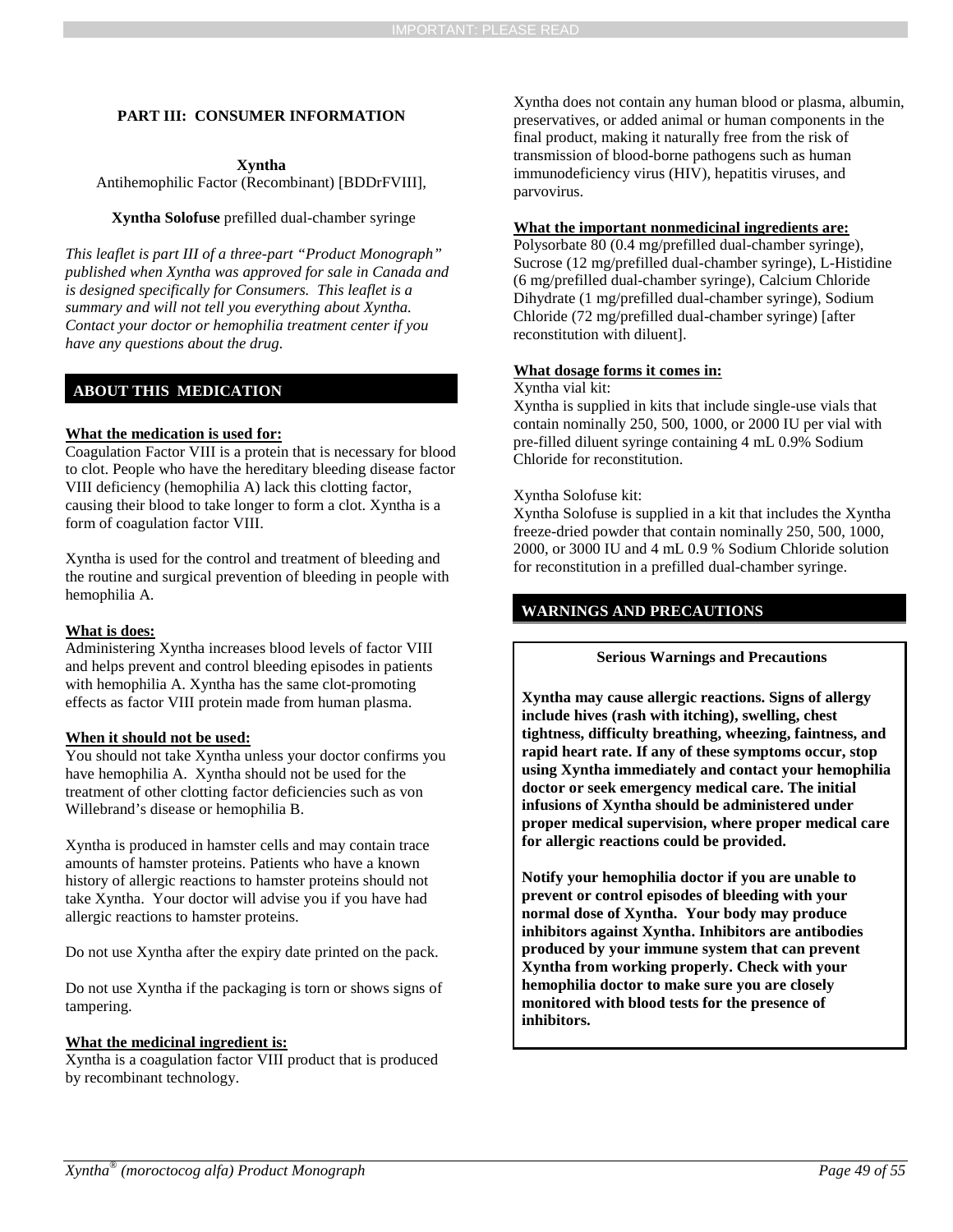**PART III: CONSUMER INFORMATION**

**Xyntha**
Antihemophilic Factor (Recombinant) [BDDrFVIII],

**Xyntha Solofuse** prefilled dual-chamber syringe

*This leaflet is part III of a three-part "Product Monograph" published when Xyntha was approved for sale in Canada and is designed specifically for Consumers. This leaflet is a summary and will not tell you everything about Xyntha. Contact your doctor or hemophilia treatment center if you have any questions about the drug.*

## ABOUT THIS MEDICATION

**What the medication is used for:**
Coagulation Factor VIII is a protein that is necessary for blood to clot. People who have the hereditary bleeding disease factor VIII deficiency (hemophilia A) lack this clotting factor, causing their blood to take longer to form a clot. Xyntha is a form of coagulation factor VIII.

Xyntha is used for the control and treatment of bleeding and the routine and surgical prevention of bleeding in people with hemophilia A.

**What is does:**
Administering Xyntha increases blood levels of factor VIII and helps prevent and control bleeding episodes in patients with hemophilia A. Xyntha has the same clot-promoting effects as factor VIII protein made from human plasma.

**When it should not be used:**
You should not take Xyntha unless your doctor confirms you have hemophilia A. Xyntha should not be used for the treatment of other clotting factor deficiencies such as von Willebrand's disease or hemophilia B.

Xyntha is produced in hamster cells and may contain trace amounts of hamster proteins. Patients who have a known history of allergic reactions to hamster proteins should not take Xyntha. Your doctor will advise you if you have had allergic reactions to hamster proteins.

Do not use Xyntha after the expiry date printed on the pack.

Do not use Xyntha if the packaging is torn or shows signs of tampering.

**What the medicinal ingredient is:**
Xyntha is a coagulation factor VIII product that is produced by recombinant technology.

Xyntha does not contain any human blood or plasma, albumin, preservatives, or added animal or human components in the final product, making it naturally free from the risk of transmission of blood-borne pathogens such as human immunodeficiency virus (HIV), hepatitis viruses, and parvovirus.

**What the important nonmedicinal ingredients are:**
Polysorbate 80 (0.4 mg/prefilled dual-chamber syringe), Sucrose (12 mg/prefilled dual-chamber syringe), L-Histidine (6 mg/prefilled dual-chamber syringe), Calcium Chloride Dihydrate (1 mg/prefilled dual-chamber syringe), Sodium Chloride (72 mg/prefilled dual-chamber syringe) [after reconstitution with diluent].

**What dosage forms it comes in:**
Xyntha vial kit:
Xyntha is supplied in kits that include single-use vials that contain nominally 250, 500, 1000, or 2000 IU per vial with pre-filled diluent syringe containing 4 mL 0.9% Sodium Chloride for reconstitution.

Xyntha Solofuse kit:
Xyntha Solofuse is supplied in a kit that includes the Xyntha freeze-dried powder that contain nominally 250, 500, 1000, 2000, or 3000 IU and 4 mL 0.9 % Sodium Chloride solution for reconstitution in a prefilled dual-chamber syringe.

## WARNINGS AND PRECAUTIONS

**Serious Warnings and Precautions**

**Xyntha may cause allergic reactions. Signs of allergy include hives (rash with itching), swelling, chest tightness, difficulty breathing, wheezing, faintness, and rapid heart rate. If any of these symptoms occur, stop using Xyntha immediately and contact your hemophilia doctor or seek emergency medical care. The initial infusions of Xyntha should be administered under proper medical supervision, where proper medical care for allergic reactions could be provided.**

**Notify your hemophilia doctor if you are unable to prevent or control episodes of bleeding with your normal dose of Xyntha. Your body may produce inhibitors against Xyntha. Inhibitors are antibodies produced by your immune system that can prevent Xyntha from working properly. Check with your hemophilia doctor to make sure you are closely monitored with blood tests for the presence of inhibitors.**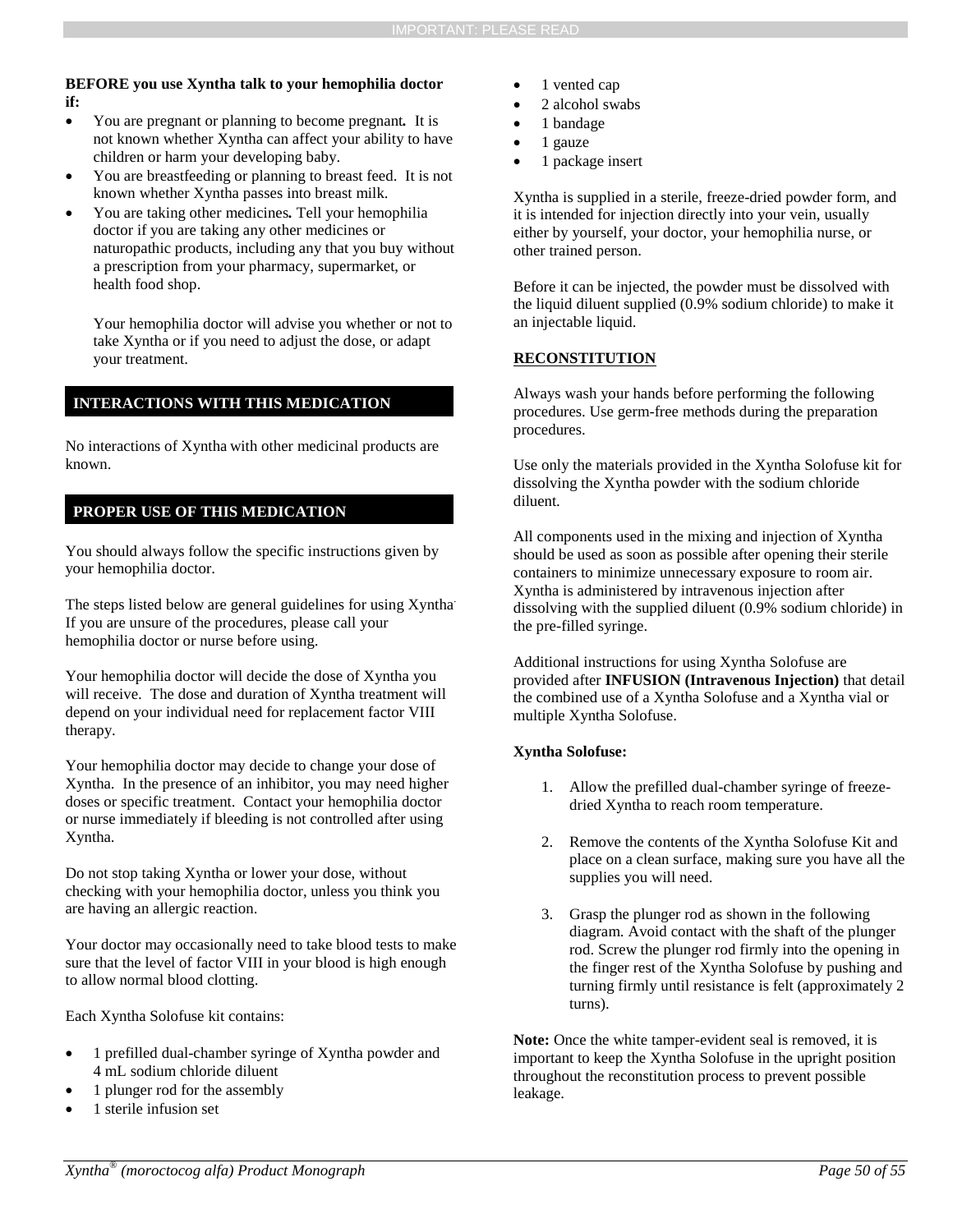**BEFORE you use Xyntha talk to your hemophilia doctor if:**

- You are pregnant or planning to become pregnant**.** It is not known whether Xyntha can affect your ability to have children or harm your developing baby.
- You are breastfeeding or planning to breast feed. It is not known whether Xyntha passes into breast milk.
- You are taking other medicines**.** Tell your hemophilia doctor if you are taking any other medicines or naturopathic products, including any that you buy without a prescription from your pharmacy, supermarket, or health food shop.

  Your hemophilia doctor will advise you whether or not to take Xyntha or if you need to adjust the dose, or adapt your treatment.

## INTERACTIONS WITH THIS MEDICATION

No interactions of Xyntha with other medicinal products are known.

## PROPER USE OF THIS MEDICATION

You should always follow the specific instructions given by your hemophilia doctor.

The steps listed below are general guidelines for using Xyntha. If you are unsure of the procedures, please call your hemophilia doctor or nurse before using.

Your hemophilia doctor will decide the dose of Xyntha you will receive. The dose and duration of Xyntha treatment will depend on your individual need for replacement factor VIII therapy.

Your hemophilia doctor may decide to change your dose of Xyntha. In the presence of an inhibitor, you may need higher doses or specific treatment. Contact your hemophilia doctor or nurse immediately if bleeding is not controlled after using Xyntha.

Do not stop taking Xyntha or lower your dose, without checking with your hemophilia doctor, unless you think you are having an allergic reaction.

Your doctor may occasionally need to take blood tests to make sure that the level of factor VIII in your blood is high enough to allow normal blood clotting.

Each Xyntha Solofuse kit contains:

- 1 prefilled dual-chamber syringe of Xyntha powder and 4 mL sodium chloride diluent
- 1 plunger rod for the assembly
- 1 sterile infusion set
- 1 vented cap
- 2 alcohol swabs
- 1 bandage
- 1 gauze
- 1 package insert

Xyntha is supplied in a sterile, freeze-dried powder form, and it is intended for injection directly into your vein, usually either by yourself, your doctor, your hemophilia nurse, or other trained person.

Before it can be injected, the powder must be dissolved with the liquid diluent supplied (0.9% sodium chloride) to make it an injectable liquid.

### RECONSTITUTION

Always wash your hands before performing the following procedures. Use germ-free methods during the preparation procedures.

Use only the materials provided in the Xyntha Solofuse kit for dissolving the Xyntha powder with the sodium chloride diluent.

All components used in the mixing and injection of Xyntha should be used as soon as possible after opening their sterile containers to minimize unnecessary exposure to room air. Xyntha is administered by intravenous injection after dissolving with the supplied diluent (0.9% sodium chloride) in the pre-filled syringe.

Additional instructions for using Xyntha Solofuse are provided after **INFUSION (Intravenous Injection)** that detail the combined use of a Xyntha Solofuse and a Xyntha vial or multiple Xyntha Solofuse.

**Xyntha Solofuse:**

1. Allow the prefilled dual-chamber syringe of freeze-dried Xyntha to reach room temperature.

2. Remove the contents of the Xyntha Solofuse Kit and place on a clean surface, making sure you have all the supplies you will need.

3. Grasp the plunger rod as shown in the following diagram. Avoid contact with the shaft of the plunger rod. Screw the plunger rod firmly into the opening in the finger rest of the Xyntha Solofuse by pushing and turning firmly until resistance is felt (approximately 2 turns).

**Note:** Once the white tamper-evident seal is removed, it is important to keep the Xyntha Solofuse in the upright position throughout the reconstitution process to prevent possible leakage.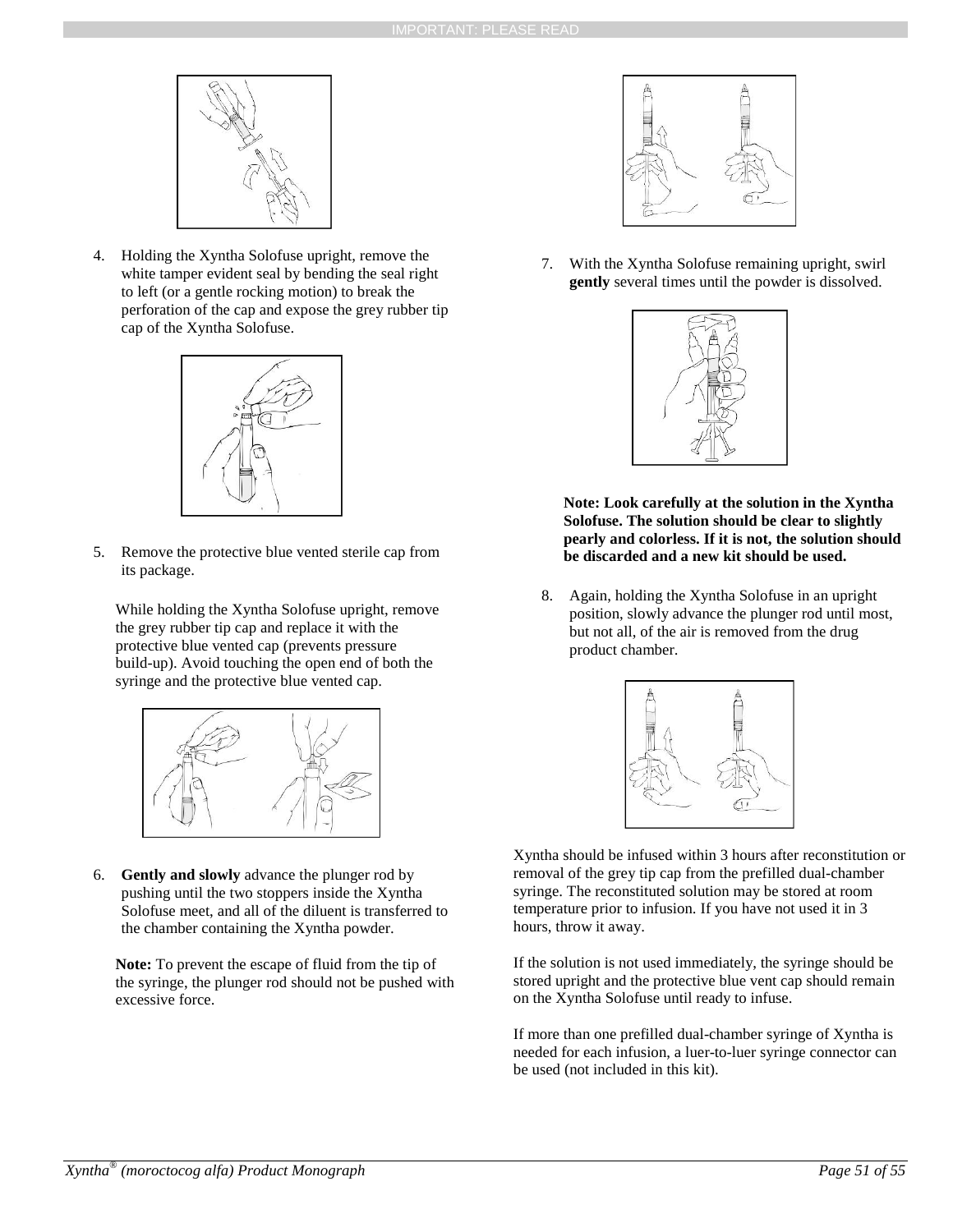4. Holding the Xyntha Solofuse upright, remove the white tamper evident seal by bending the seal right to left (or a gentle rocking motion) to break the perforation of the cap and expose the grey rubber tip cap of the Xyntha Solofuse.

5. Remove the protective blue vented sterile cap from its package.

   While holding the Xyntha Solofuse upright, remove the grey rubber tip cap and replace it with the protective blue vented cap (prevents pressure build-up). Avoid touching the open end of both the syringe and the protective blue vented cap.

6. **Gently and slowly** advance the plunger rod by pushing until the two stoppers inside the Xyntha Solofuse meet, and all of the diluent is transferred to the chamber containing the Xyntha powder.

   **Note:** To prevent the escape of fluid from the tip of the syringe, the plunger rod should not be pushed with excessive force.

7. With the Xyntha Solofuse remaining upright, swirl **gently** several times until the powder is dissolved.

   **Note: Look carefully at the solution in the Xyntha Solofuse. The solution should be clear to slightly pearly and colorless. If it is not, the solution should be discarded and a new kit should be used.**

8. Again, holding the Xyntha Solofuse in an upright position, slowly advance the plunger rod until most, but not all, of the air is removed from the drug product chamber.

Xyntha should be infused within 3 hours after reconstitution or removal of the grey tip cap from the prefilled dual-chamber syringe. The reconstituted solution may be stored at room temperature prior to infusion. If you have not used it in 3 hours, throw it away.

If the solution is not used immediately, the syringe should be stored upright and the protective blue vent cap should remain on the Xyntha Solofuse until ready to infuse.

If more than one prefilled dual-chamber syringe of Xyntha is needed for each infusion, a luer-to-luer syringe connector can be used (not included in this kit).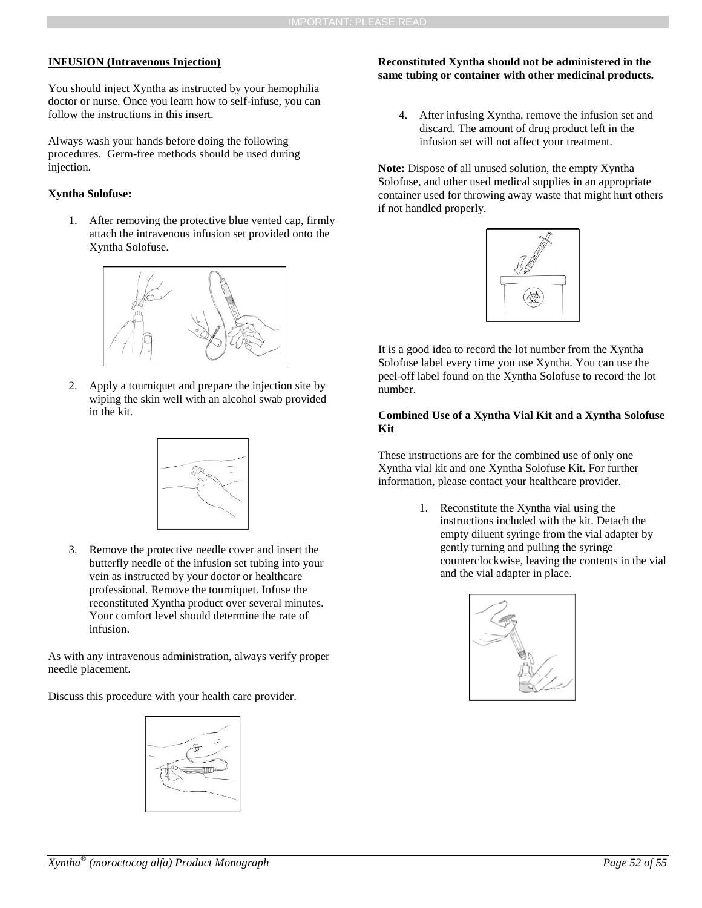**INFUSION (Intravenous Injection)**

You should inject Xyntha as instructed by your hemophilia doctor or nurse. Once you learn how to self-infuse, you can follow the instructions in this insert.

Always wash your hands before doing the following procedures. Germ-free methods should be used during injection.

**Xyntha Solofuse:**

1. After removing the protective blue vented cap, firmly attach the intravenous infusion set provided onto the Xyntha Solofuse.

2. Apply a tourniquet and prepare the injection site by wiping the skin well with an alcohol swab provided in the kit.

3. Remove the protective needle cover and insert the butterfly needle of the infusion set tubing into your vein as instructed by your doctor or healthcare professional. Remove the tourniquet. Infuse the reconstituted Xyntha product over several minutes. Your comfort level should determine the rate of infusion.

As with any intravenous administration, always verify proper needle placement.

Discuss this procedure with your health care provider.

**Reconstituted Xyntha should not be administered in the same tubing or container with other medicinal products.**

4. After infusing Xyntha, remove the infusion set and discard. The amount of drug product left in the infusion set will not affect your treatment.

**Note:** Dispose of all unused solution, the empty Xyntha Solofuse, and other used medical supplies in an appropriate container used for throwing away waste that might hurt others if not handled properly.

It is a good idea to record the lot number from the Xyntha Solofuse label every time you use Xyntha. You can use the peel-off label found on the Xyntha Solofuse to record the lot number.

**Combined Use of a Xyntha Vial Kit and a Xyntha Solofuse Kit**

These instructions are for the combined use of only one Xyntha vial kit and one Xyntha Solofuse Kit. For further information, please contact your healthcare provider.

1. Reconstitute the Xyntha vial using the instructions included with the kit. Detach the empty diluent syringe from the vial adapter by gently turning and pulling the syringe counterclockwise, leaving the contents in the vial and the vial adapter in place.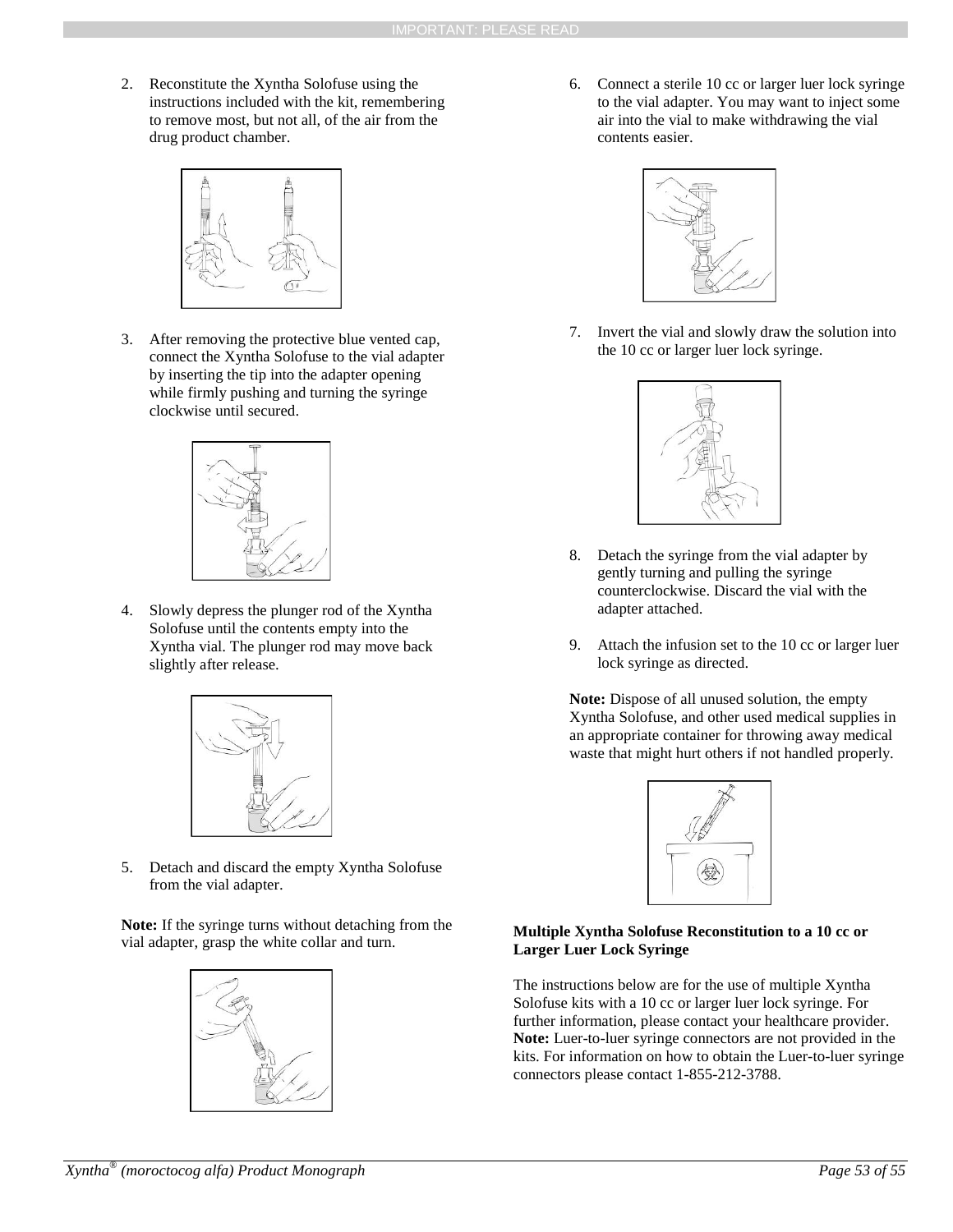2. Reconstitute the Xyntha Solofuse using the instructions included with the kit, remembering to remove most, but not all, of the air from the drug product chamber.

3. After removing the protective blue vented cap, connect the Xyntha Solofuse to the vial adapter by inserting the tip into the adapter opening while firmly pushing and turning the syringe clockwise until secured.

4. Slowly depress the plunger rod of the Xyntha Solofuse until the contents empty into the Xyntha vial. The plunger rod may move back slightly after release.

5. Detach and discard the empty Xyntha Solofuse from the vial adapter.

**Note:** If the syringe turns without detaching from the vial adapter, grasp the white collar and turn.

6. Connect a sterile 10 cc or larger luer lock syringe to the vial adapter. You may want to inject some air into the vial to make withdrawing the vial contents easier.

7. Invert the vial and slowly draw the solution into the 10 cc or larger luer lock syringe.

8. Detach the syringe from the vial adapter by gently turning and pulling the syringe counterclockwise. Discard the vial with the adapter attached.

9. Attach the infusion set to the 10 cc or larger luer lock syringe as directed.

**Note:** Dispose of all unused solution, the empty Xyntha Solofuse, and other used medical supplies in an appropriate container for throwing away medical waste that might hurt others if not handled properly.

**Multiple Xyntha Solofuse Reconstitution to a 10 cc or Larger Luer Lock Syringe**

The instructions below are for the use of multiple Xyntha Solofuse kits with a 10 cc or larger luer lock syringe. For further information, please contact your healthcare provider. **Note:** Luer-to-luer syringe connectors are not provided in the kits. For information on how to obtain the Luer-to-luer syringe connectors please contact 1-855-212-3788.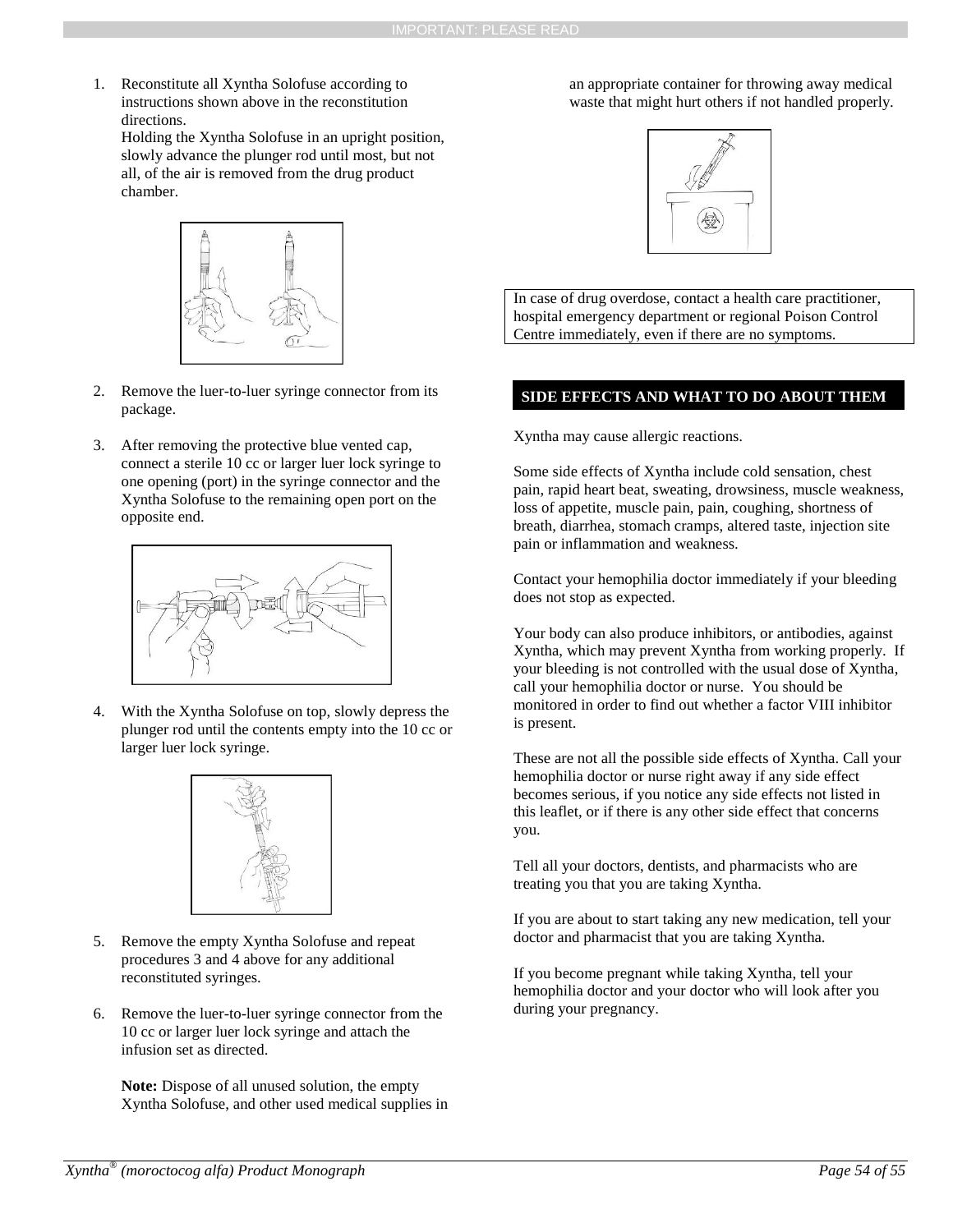1. Reconstitute all Xyntha Solofuse according to instructions shown above in the reconstitution directions.
   Holding the Xyntha Solofuse in an upright position, slowly advance the plunger rod until most, but not all, of the air is removed from the drug product chamber.

2. Remove the luer-to-luer syringe connector from its package.

3. After removing the protective blue vented cap, connect a sterile 10 cc or larger luer lock syringe to one opening (port) in the syringe connector and the Xyntha Solofuse to the remaining open port on the opposite end.

4. With the Xyntha Solofuse on top, slowly depress the plunger rod until the contents empty into the 10 cc or larger luer lock syringe.

5. Remove the empty Xyntha Solofuse and repeat procedures 3 and 4 above for any additional reconstituted syringes.

6. Remove the luer-to-luer syringe connector from the 10 cc or larger luer lock syringe and attach the infusion set as directed.

   **Note:** Dispose of all unused solution, the empty Xyntha Solofuse, and other used medical supplies in an appropriate container for throwing away medical waste that might hurt others if not handled properly.

In case of drug overdose, contact a health care practitioner, hospital emergency department or regional Poison Control Centre immediately, even if there are no symptoms.

## SIDE EFFECTS AND WHAT TO DO ABOUT THEM

Xyntha may cause allergic reactions.

Some side effects of Xyntha include cold sensation, chest pain, rapid heart beat, sweating, drowsiness, muscle weakness, loss of appetite, muscle pain, pain, coughing, shortness of breath, diarrhea, stomach cramps, altered taste, injection site pain or inflammation and weakness.

Contact your hemophilia doctor immediately if your bleeding does not stop as expected.

Your body can also produce inhibitors, or antibodies, against Xyntha, which may prevent Xyntha from working properly. If your bleeding is not controlled with the usual dose of Xyntha, call your hemophilia doctor or nurse. You should be monitored in order to find out whether a factor VIII inhibitor is present.

These are not all the possible side effects of Xyntha. Call your hemophilia doctor or nurse right away if any side effect becomes serious, if you notice any side effects not listed in this leaflet, or if there is any other side effect that concerns you.

Tell all your doctors, dentists, and pharmacists who are treating you that you are taking Xyntha.

If you are about to start taking any new medication, tell your doctor and pharmacist that you are taking Xyntha.

If you become pregnant while taking Xyntha, tell your hemophilia doctor and your doctor who will look after you during your pregnancy.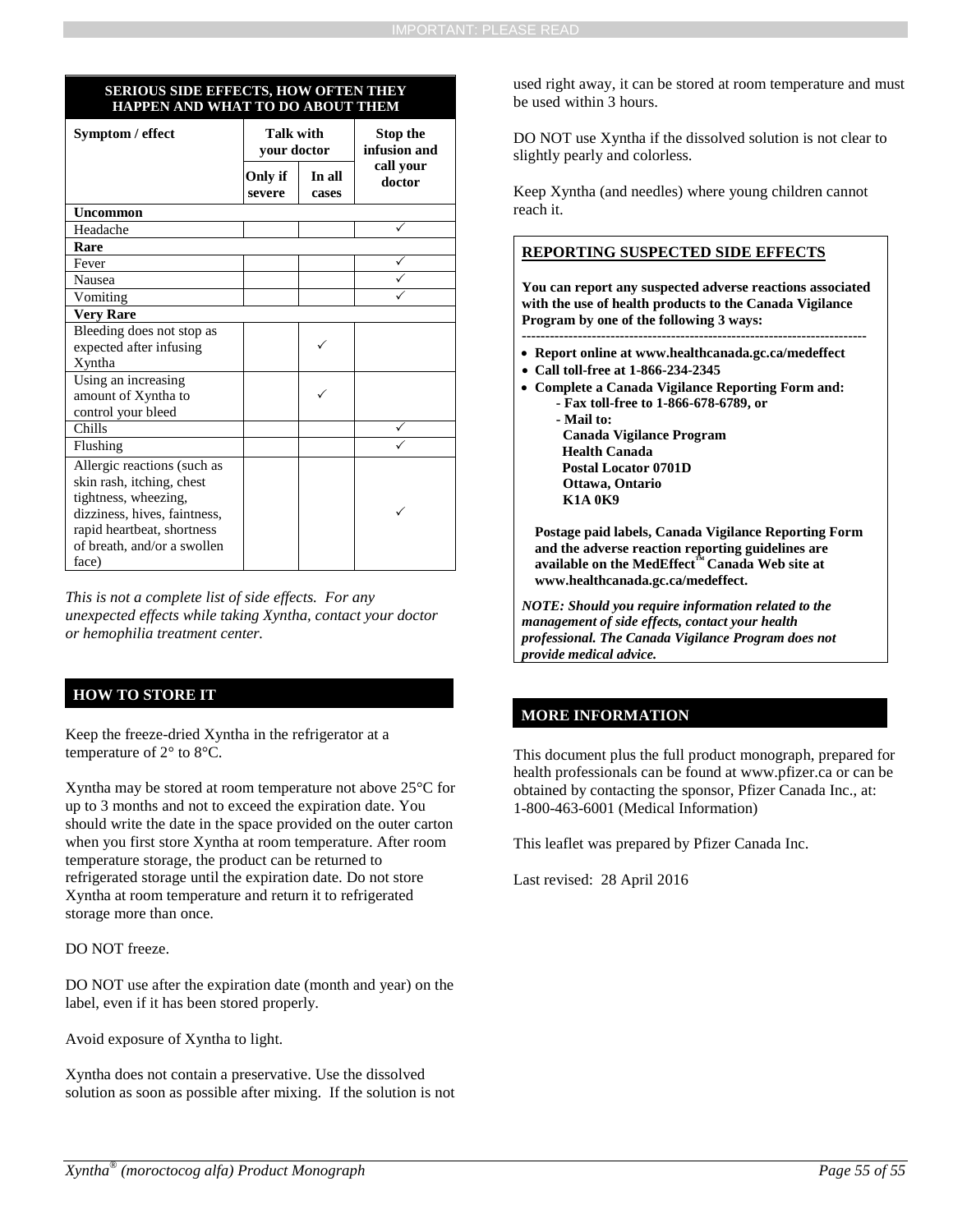| SERIOUS SIDE EFFECTS, HOW OFTEN THEY HAPPEN AND WHAT TO DO ABOUT THEM | | | |
|---|---|---|---|
| **Symptom / effect** | **Talk with your doctor** | | **Stop the infusion and call your doctor** |
| | **Only if severe** | **In all cases** | |
| **Uncommon** | | | |
| Headache | | | ✓ |
| **Rare** | | | |
| Fever | | | ✓ |
| Nausea | | | ✓ |
| Vomiting | | | ✓ |
| **Very Rare** | | | |
| Bleeding does not stop as expected after infusing Xyntha | | ✓ | |
| Using an increasing amount of Xyntha to control your bleed | | ✓ | |
| Chills | | | ✓ |
| Flushing | | | ✓ |
| Allergic reactions (such as skin rash, itching, chest tightness, wheezing, dizziness, hives, faintness, rapid heartbeat, shortness of breath, and/or a swollen face) | | | ✓ |

*This is not a complete list of side effects. For any unexpected effects while taking Xyntha, contact your doctor or hemophilia treatment center.*

## HOW TO STORE IT

Keep the freeze-dried Xyntha in the refrigerator at a temperature of 2° to 8°C.

Xyntha may be stored at room temperature not above 25°C for up to 3 months and not to exceed the expiration date. You should write the date in the space provided on the outer carton when you first store Xyntha at room temperature. After room temperature storage, the product can be returned to refrigerated storage until the expiration date. Do not store Xyntha at room temperature and return it to refrigerated storage more than once.

DO NOT freeze.

DO NOT use after the expiration date (month and year) on the label, even if it has been stored properly.

Avoid exposure of Xyntha to light.

Xyntha does not contain a preservative. Use the dissolved solution as soon as possible after mixing. If the solution is not used right away, it can be stored at room temperature and must be used within 3 hours.

DO NOT use Xyntha if the dissolved solution is not clear to slightly pearly and colorless.

Keep Xyntha (and needles) where young children cannot reach it.

**REPORTING SUSPECTED SIDE EFFECTS**

**You can report any suspected adverse reactions associated with the use of health products to the Canada Vigilance Program by one of the following 3 ways:**

---

- **Report online at www.healthcanada.gc.ca/medeffect**
- **Call toll-free at 1-866-234-2345**
- **Complete a Canada Vigilance Reporting Form and:**
  - **Fax toll-free to 1-866-678-6789, or**
  - **Mail to:**
    **Canada Vigilance Program**
    **Health Canada**
    **Postal Locator 0701D**
    **Ottawa, Ontario**
    **K1A 0K9**

  **Postage paid labels, Canada Vigilance Reporting Form and the adverse reaction reporting guidelines are available on the MedEffect™ Canada Web site at www.healthcanada.gc.ca/medeffect.**

***NOTE: Should you require information related to the management of side effects, contact your health professional. The Canada Vigilance Program does not provide medical advice.***

## MORE INFORMATION

This document plus the full product monograph, prepared for health professionals can be found at www.pfizer.ca or can be obtained by contacting the sponsor, Pfizer Canada Inc., at: 1-800-463-6001 (Medical Information)

This leaflet was prepared by Pfizer Canada Inc.

Last revised: 28 April 2016